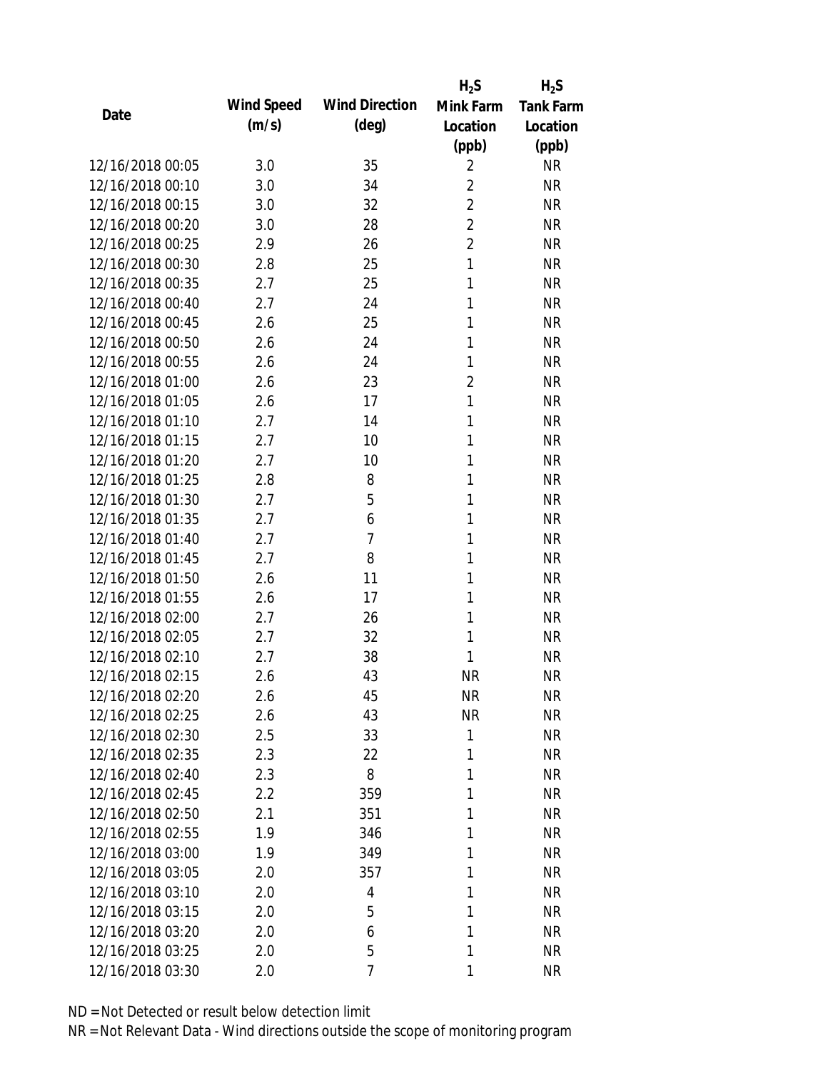| Date | Wind Speed (m/s) | Wind Direction (deg) | $H_2S$ Mink Farm Location (ppb) | $H_2S$ Tank Farm Location (ppb) |
|---|---|---|---|---|
| 12/16/2018 00:05 | 3.0 | 35 | 2 | NR |
| 12/16/2018 00:10 | 3.0 | 34 | 2 | NR |
| 12/16/2018 00:15 | 3.0 | 32 | 2 | NR |
| 12/16/2018 00:20 | 3.0 | 28 | 2 | NR |
| 12/16/2018 00:25 | 2.9 | 26 | 2 | NR |
| 12/16/2018 00:30 | 2.8 | 25 | 1 | NR |
| 12/16/2018 00:35 | 2.7 | 25 | 1 | NR |
| 12/16/2018 00:40 | 2.7 | 24 | 1 | NR |
| 12/16/2018 00:45 | 2.6 | 25 | 1 | NR |
| 12/16/2018 00:50 | 2.6 | 24 | 1 | NR |
| 12/16/2018 00:55 | 2.6 | 24 | 1 | NR |
| 12/16/2018 01:00 | 2.6 | 23 | 2 | NR |
| 12/16/2018 01:05 | 2.6 | 17 | 1 | NR |
| 12/16/2018 01:10 | 2.7 | 14 | 1 | NR |
| 12/16/2018 01:15 | 2.7 | 10 | 1 | NR |
| 12/16/2018 01:20 | 2.7 | 10 | 1 | NR |
| 12/16/2018 01:25 | 2.8 | 8 | 1 | NR |
| 12/16/2018 01:30 | 2.7 | 5 | 1 | NR |
| 12/16/2018 01:35 | 2.7 | 6 | 1 | NR |
| 12/16/2018 01:40 | 2.7 | 7 | 1 | NR |
| 12/16/2018 01:45 | 2.7 | 8 | 1 | NR |
| 12/16/2018 01:50 | 2.6 | 11 | 1 | NR |
| 12/16/2018 01:55 | 2.6 | 17 | 1 | NR |
| 12/16/2018 02:00 | 2.7 | 26 | 1 | NR |
| 12/16/2018 02:05 | 2.7 | 32 | 1 | NR |
| 12/16/2018 02:10 | 2.7 | 38 | 1 | NR |
| 12/16/2018 02:15 | 2.6 | 43 | NR | NR |
| 12/16/2018 02:20 | 2.6 | 45 | NR | NR |
| 12/16/2018 02:25 | 2.6 | 43 | NR | NR |
| 12/16/2018 02:30 | 2.5 | 33 | 1 | NR |
| 12/16/2018 02:35 | 2.3 | 22 | 1 | NR |
| 12/16/2018 02:40 | 2.3 | 8 | 1 | NR |
| 12/16/2018 02:45 | 2.2 | 359 | 1 | NR |
| 12/16/2018 02:50 | 2.1 | 351 | 1 | NR |
| 12/16/2018 02:55 | 1.9 | 346 | 1 | NR |
| 12/16/2018 03:00 | 1.9 | 349 | 1 | NR |
| 12/16/2018 03:05 | 2.0 | 357 | 1 | NR |
| 12/16/2018 03:10 | 2.0 | 4 | 1 | NR |
| 12/16/2018 03:15 | 2.0 | 5 | 1 | NR |
| 12/16/2018 03:20 | 2.0 | 6 | 1 | NR |
| 12/16/2018 03:25 | 2.0 | 5 | 1 | NR |
| 12/16/2018 03:30 | 2.0 | 7 | 1 | NR |

ND = Not Detected or result below detection limit

NR = Not Relevant Data - Wind directions outside the scope of monitoring program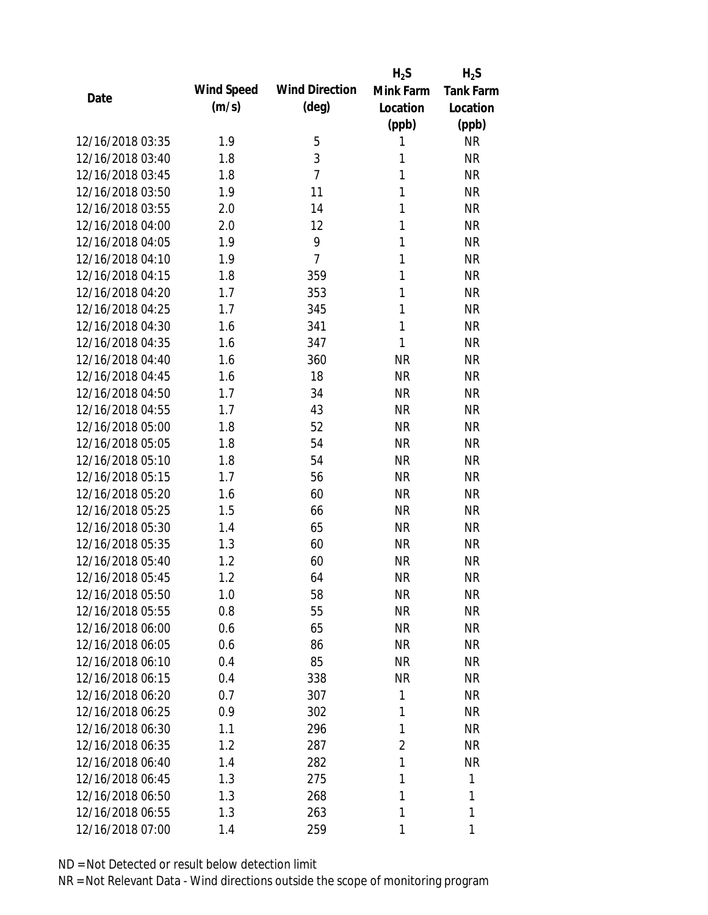| Date | Wind Speed (m/s) | Wind Direction (deg) | $H_2S$ Mink Farm Location (ppb) | $H_2S$ Tank Farm Location (ppb) |
| --- | --- | --- | --- | --- |
| 12/16/2018 03:35 | 1.9 | 5 | 1 | NR |
| 12/16/2018 03:40 | 1.8 | 3 | 1 | NR |
| 12/16/2018 03:45 | 1.8 | 7 | 1 | NR |
| 12/16/2018 03:50 | 1.9 | 11 | 1 | NR |
| 12/16/2018 03:55 | 2.0 | 14 | 1 | NR |
| 12/16/2018 04:00 | 2.0 | 12 | 1 | NR |
| 12/16/2018 04:05 | 1.9 | 9 | 1 | NR |
| 12/16/2018 04:10 | 1.9 | 7 | 1 | NR |
| 12/16/2018 04:15 | 1.8 | 359 | 1 | NR |
| 12/16/2018 04:20 | 1.7 | 353 | 1 | NR |
| 12/16/2018 04:25 | 1.7 | 345 | 1 | NR |
| 12/16/2018 04:30 | 1.6 | 341 | 1 | NR |
| 12/16/2018 04:35 | 1.6 | 347 | 1 | NR |
| 12/16/2018 04:40 | 1.6 | 360 | NR | NR |
| 12/16/2018 04:45 | 1.6 | 18 | NR | NR |
| 12/16/2018 04:50 | 1.7 | 34 | NR | NR |
| 12/16/2018 04:55 | 1.7 | 43 | NR | NR |
| 12/16/2018 05:00 | 1.8 | 52 | NR | NR |
| 12/16/2018 05:05 | 1.8 | 54 | NR | NR |
| 12/16/2018 05:10 | 1.8 | 54 | NR | NR |
| 12/16/2018 05:15 | 1.7 | 56 | NR | NR |
| 12/16/2018 05:20 | 1.6 | 60 | NR | NR |
| 12/16/2018 05:25 | 1.5 | 66 | NR | NR |
| 12/16/2018 05:30 | 1.4 | 65 | NR | NR |
| 12/16/2018 05:35 | 1.3 | 60 | NR | NR |
| 12/16/2018 05:40 | 1.2 | 60 | NR | NR |
| 12/16/2018 05:45 | 1.2 | 64 | NR | NR |
| 12/16/2018 05:50 | 1.0 | 58 | NR | NR |
| 12/16/2018 05:55 | 0.8 | 55 | NR | NR |
| 12/16/2018 06:00 | 0.6 | 65 | NR | NR |
| 12/16/2018 06:05 | 0.6 | 86 | NR | NR |
| 12/16/2018 06:10 | 0.4 | 85 | NR | NR |
| 12/16/2018 06:15 | 0.4 | 338 | NR | NR |
| 12/16/2018 06:20 | 0.7 | 307 | 1 | NR |
| 12/16/2018 06:25 | 0.9 | 302 | 1 | NR |
| 12/16/2018 06:30 | 1.1 | 296 | 1 | NR |
| 12/16/2018 06:35 | 1.2 | 287 | 2 | NR |
| 12/16/2018 06:40 | 1.4 | 282 | 1 | NR |
| 12/16/2018 06:45 | 1.3 | 275 | 1 | 1 |
| 12/16/2018 06:50 | 1.3 | 268 | 1 | 1 |
| 12/16/2018 06:55 | 1.3 | 263 | 1 | 1 |
| 12/16/2018 07:00 | 1.4 | 259 | 1 | 1 |

ND = Not Detected or result below detection limit

NR = Not Relevant Data - Wind directions outside the scope of monitoring program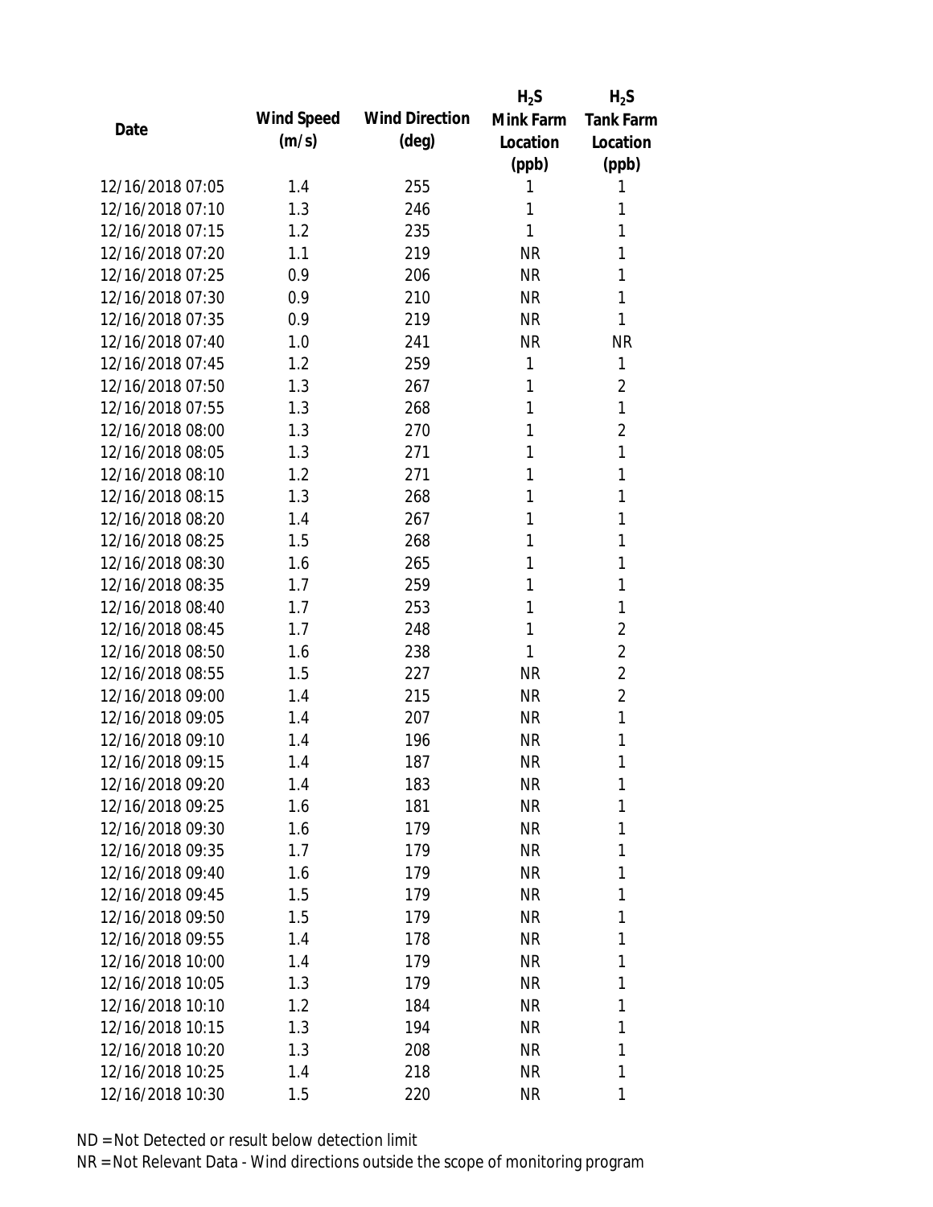| Date | Wind Speed (m/s) | Wind Direction (deg) | $H_2S$ Mink Farm Location (ppb) | $H_2S$ Tank Farm Location (ppb) |
|---|---|---|---|---|
| 12/16/2018 07:05 | 1.4 | 255 | 1 | 1 |
| 12/16/2018 07:10 | 1.3 | 246 | 1 | 1 |
| 12/16/2018 07:15 | 1.2 | 235 | 1 | 1 |
| 12/16/2018 07:20 | 1.1 | 219 | NR | 1 |
| 12/16/2018 07:25 | 0.9 | 206 | NR | 1 |
| 12/16/2018 07:30 | 0.9 | 210 | NR | 1 |
| 12/16/2018 07:35 | 0.9 | 219 | NR | 1 |
| 12/16/2018 07:40 | 1.0 | 241 | NR | NR |
| 12/16/2018 07:45 | 1.2 | 259 | 1 | 1 |
| 12/16/2018 07:50 | 1.3 | 267 | 1 | 2 |
| 12/16/2018 07:55 | 1.3 | 268 | 1 | 1 |
| 12/16/2018 08:00 | 1.3 | 270 | 1 | 2 |
| 12/16/2018 08:05 | 1.3 | 271 | 1 | 1 |
| 12/16/2018 08:10 | 1.2 | 271 | 1 | 1 |
| 12/16/2018 08:15 | 1.3 | 268 | 1 | 1 |
| 12/16/2018 08:20 | 1.4 | 267 | 1 | 1 |
| 12/16/2018 08:25 | 1.5 | 268 | 1 | 1 |
| 12/16/2018 08:30 | 1.6 | 265 | 1 | 1 |
| 12/16/2018 08:35 | 1.7 | 259 | 1 | 1 |
| 12/16/2018 08:40 | 1.7 | 253 | 1 | 1 |
| 12/16/2018 08:45 | 1.7 | 248 | 1 | 2 |
| 12/16/2018 08:50 | 1.6 | 238 | 1 | 2 |
| 12/16/2018 08:55 | 1.5 | 227 | NR | 2 |
| 12/16/2018 09:00 | 1.4 | 215 | NR | 2 |
| 12/16/2018 09:05 | 1.4 | 207 | NR | 1 |
| 12/16/2018 09:10 | 1.4 | 196 | NR | 1 |
| 12/16/2018 09:15 | 1.4 | 187 | NR | 1 |
| 12/16/2018 09:20 | 1.4 | 183 | NR | 1 |
| 12/16/2018 09:25 | 1.6 | 181 | NR | 1 |
| 12/16/2018 09:30 | 1.6 | 179 | NR | 1 |
| 12/16/2018 09:35 | 1.7 | 179 | NR | 1 |
| 12/16/2018 09:40 | 1.6 | 179 | NR | 1 |
| 12/16/2018 09:45 | 1.5 | 179 | NR | 1 |
| 12/16/2018 09:50 | 1.5 | 179 | NR | 1 |
| 12/16/2018 09:55 | 1.4 | 178 | NR | 1 |
| 12/16/2018 10:00 | 1.4 | 179 | NR | 1 |
| 12/16/2018 10:05 | 1.3 | 179 | NR | 1 |
| 12/16/2018 10:10 | 1.2 | 184 | NR | 1 |
| 12/16/2018 10:15 | 1.3 | 194 | NR | 1 |
| 12/16/2018 10:20 | 1.3 | 208 | NR | 1 |
| 12/16/2018 10:25 | 1.4 | 218 | NR | 1 |
| 12/16/2018 10:30 | 1.5 | 220 | NR | 1 |

ND = Not Detected or result below detection limit

NR = Not Relevant Data - Wind directions outside the scope of monitoring program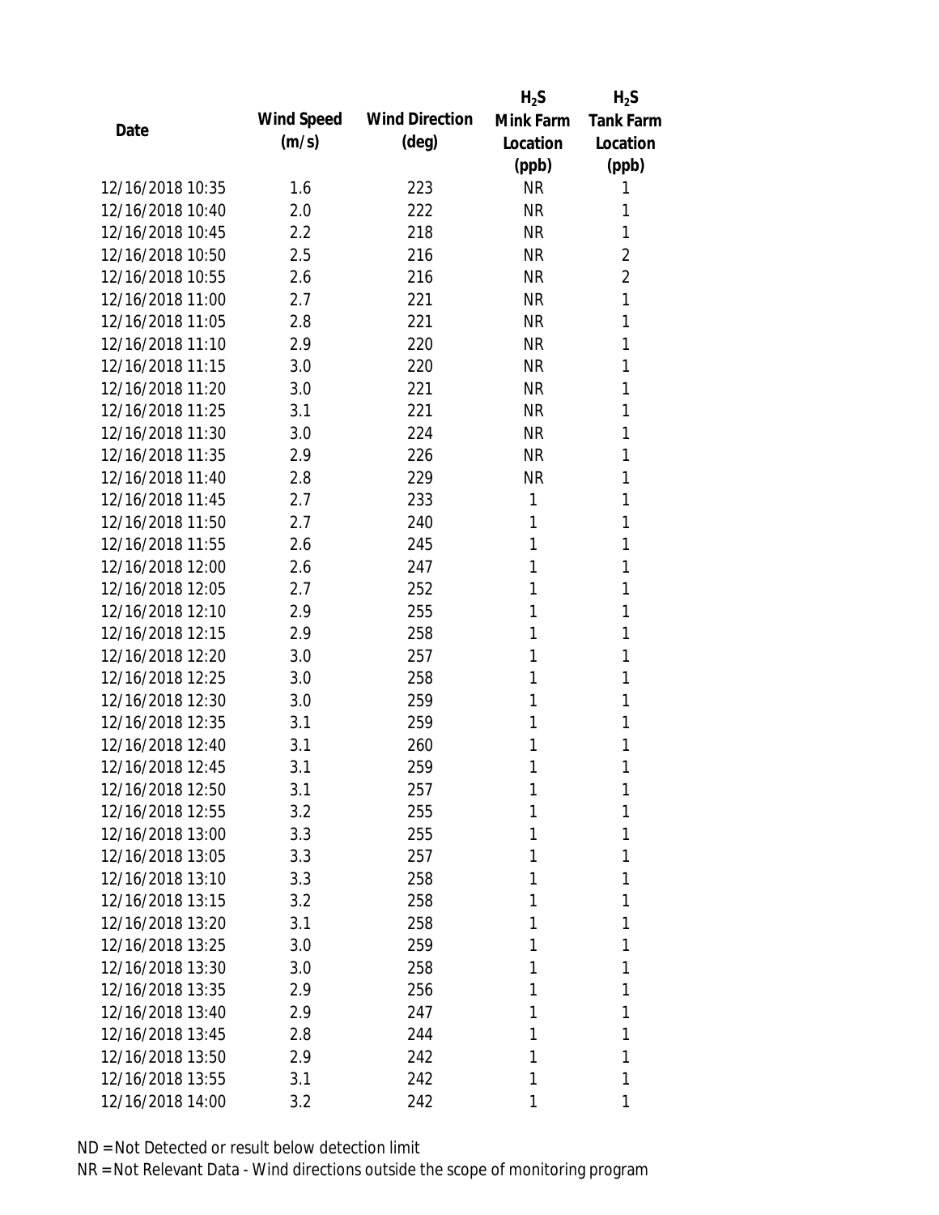| Date | Wind Speed (m/s) | Wind Direction (deg) | $H_2S$ Mink Farm Location (ppb) | $H_2S$ Tank Farm Location (ppb) |
|---|---|---|---|---|
| 12/16/2018 10:35 | 1.6 | 223 | NR | 1 |
| 12/16/2018 10:40 | 2.0 | 222 | NR | 1 |
| 12/16/2018 10:45 | 2.2 | 218 | NR | 1 |
| 12/16/2018 10:50 | 2.5 | 216 | NR | 2 |
| 12/16/2018 10:55 | 2.6 | 216 | NR | 2 |
| 12/16/2018 11:00 | 2.7 | 221 | NR | 1 |
| 12/16/2018 11:05 | 2.8 | 221 | NR | 1 |
| 12/16/2018 11:10 | 2.9 | 220 | NR | 1 |
| 12/16/2018 11:15 | 3.0 | 220 | NR | 1 |
| 12/16/2018 11:20 | 3.0 | 221 | NR | 1 |
| 12/16/2018 11:25 | 3.1 | 221 | NR | 1 |
| 12/16/2018 11:30 | 3.0 | 224 | NR | 1 |
| 12/16/2018 11:35 | 2.9 | 226 | NR | 1 |
| 12/16/2018 11:40 | 2.8 | 229 | NR | 1 |
| 12/16/2018 11:45 | 2.7 | 233 | 1 | 1 |
| 12/16/2018 11:50 | 2.7 | 240 | 1 | 1 |
| 12/16/2018 11:55 | 2.6 | 245 | 1 | 1 |
| 12/16/2018 12:00 | 2.6 | 247 | 1 | 1 |
| 12/16/2018 12:05 | 2.7 | 252 | 1 | 1 |
| 12/16/2018 12:10 | 2.9 | 255 | 1 | 1 |
| 12/16/2018 12:15 | 2.9 | 258 | 1 | 1 |
| 12/16/2018 12:20 | 3.0 | 257 | 1 | 1 |
| 12/16/2018 12:25 | 3.0 | 258 | 1 | 1 |
| 12/16/2018 12:30 | 3.0 | 259 | 1 | 1 |
| 12/16/2018 12:35 | 3.1 | 259 | 1 | 1 |
| 12/16/2018 12:40 | 3.1 | 260 | 1 | 1 |
| 12/16/2018 12:45 | 3.1 | 259 | 1 | 1 |
| 12/16/2018 12:50 | 3.1 | 257 | 1 | 1 |
| 12/16/2018 12:55 | 3.2 | 255 | 1 | 1 |
| 12/16/2018 13:00 | 3.3 | 255 | 1 | 1 |
| 12/16/2018 13:05 | 3.3 | 257 | 1 | 1 |
| 12/16/2018 13:10 | 3.3 | 258 | 1 | 1 |
| 12/16/2018 13:15 | 3.2 | 258 | 1 | 1 |
| 12/16/2018 13:20 | 3.1 | 258 | 1 | 1 |
| 12/16/2018 13:25 | 3.0 | 259 | 1 | 1 |
| 12/16/2018 13:30 | 3.0 | 258 | 1 | 1 |
| 12/16/2018 13:35 | 2.9 | 256 | 1 | 1 |
| 12/16/2018 13:40 | 2.9 | 247 | 1 | 1 |
| 12/16/2018 13:45 | 2.8 | 244 | 1 | 1 |
| 12/16/2018 13:50 | 2.9 | 242 | 1 | 1 |
| 12/16/2018 13:55 | 3.1 | 242 | 1 | 1 |
| 12/16/2018 14:00 | 3.2 | 242 | 1 | 1 |

ND = Not Detected or result below detection limit

NR = Not Relevant Data - Wind directions outside the scope of monitoring program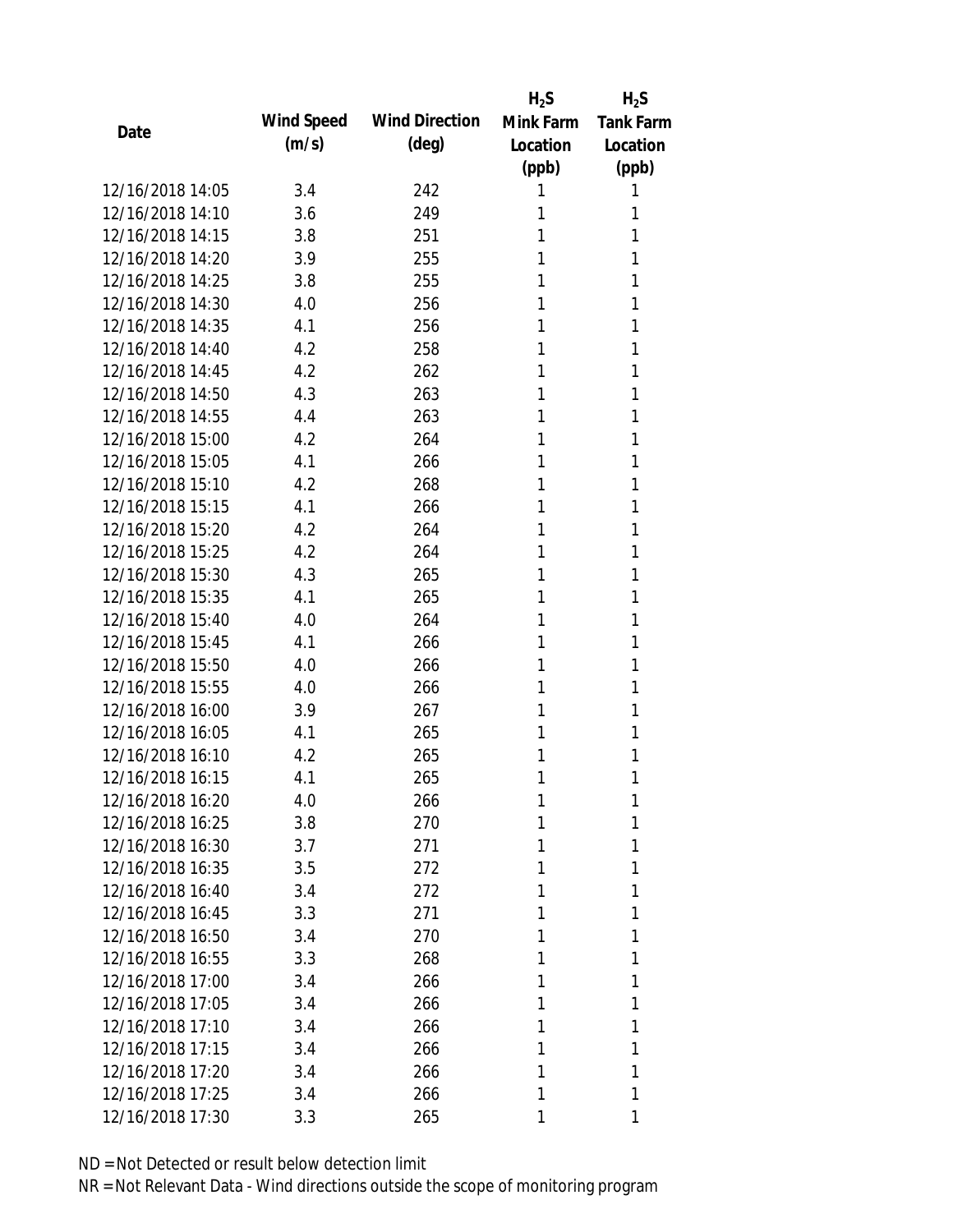| Date | Wind Speed (m/s) | Wind Direction (deg) | $H_2S$ Mink Farm Location (ppb) | $H_2S$ Tank Farm Location (ppb) |
|---|---|---|---|---|
| 12/16/2018 14:05 | 3.4 | 242 | 1 | 1 |
| 12/16/2018 14:10 | 3.6 | 249 | 1 | 1 |
| 12/16/2018 14:15 | 3.8 | 251 | 1 | 1 |
| 12/16/2018 14:20 | 3.9 | 255 | 1 | 1 |
| 12/16/2018 14:25 | 3.8 | 255 | 1 | 1 |
| 12/16/2018 14:30 | 4.0 | 256 | 1 | 1 |
| 12/16/2018 14:35 | 4.1 | 256 | 1 | 1 |
| 12/16/2018 14:40 | 4.2 | 258 | 1 | 1 |
| 12/16/2018 14:45 | 4.2 | 262 | 1 | 1 |
| 12/16/2018 14:50 | 4.3 | 263 | 1 | 1 |
| 12/16/2018 14:55 | 4.4 | 263 | 1 | 1 |
| 12/16/2018 15:00 | 4.2 | 264 | 1 | 1 |
| 12/16/2018 15:05 | 4.1 | 266 | 1 | 1 |
| 12/16/2018 15:10 | 4.2 | 268 | 1 | 1 |
| 12/16/2018 15:15 | 4.1 | 266 | 1 | 1 |
| 12/16/2018 15:20 | 4.2 | 264 | 1 | 1 |
| 12/16/2018 15:25 | 4.2 | 264 | 1 | 1 |
| 12/16/2018 15:30 | 4.3 | 265 | 1 | 1 |
| 12/16/2018 15:35 | 4.1 | 265 | 1 | 1 |
| 12/16/2018 15:40 | 4.0 | 264 | 1 | 1 |
| 12/16/2018 15:45 | 4.1 | 266 | 1 | 1 |
| 12/16/2018 15:50 | 4.0 | 266 | 1 | 1 |
| 12/16/2018 15:55 | 4.0 | 266 | 1 | 1 |
| 12/16/2018 16:00 | 3.9 | 267 | 1 | 1 |
| 12/16/2018 16:05 | 4.1 | 265 | 1 | 1 |
| 12/16/2018 16:10 | 4.2 | 265 | 1 | 1 |
| 12/16/2018 16:15 | 4.1 | 265 | 1 | 1 |
| 12/16/2018 16:20 | 4.0 | 266 | 1 | 1 |
| 12/16/2018 16:25 | 3.8 | 270 | 1 | 1 |
| 12/16/2018 16:30 | 3.7 | 271 | 1 | 1 |
| 12/16/2018 16:35 | 3.5 | 272 | 1 | 1 |
| 12/16/2018 16:40 | 3.4 | 272 | 1 | 1 |
| 12/16/2018 16:45 | 3.3 | 271 | 1 | 1 |
| 12/16/2018 16:50 | 3.4 | 270 | 1 | 1 |
| 12/16/2018 16:55 | 3.3 | 268 | 1 | 1 |
| 12/16/2018 17:00 | 3.4 | 266 | 1 | 1 |
| 12/16/2018 17:05 | 3.4 | 266 | 1 | 1 |
| 12/16/2018 17:10 | 3.4 | 266 | 1 | 1 |
| 12/16/2018 17:15 | 3.4 | 266 | 1 | 1 |
| 12/16/2018 17:20 | 3.4 | 266 | 1 | 1 |
| 12/16/2018 17:25 | 3.4 | 266 | 1 | 1 |
| 12/16/2018 17:30 | 3.3 | 265 | 1 | 1 |

ND = Not Detected or result below detection limit

NR = Not Relevant Data - Wind directions outside the scope of monitoring program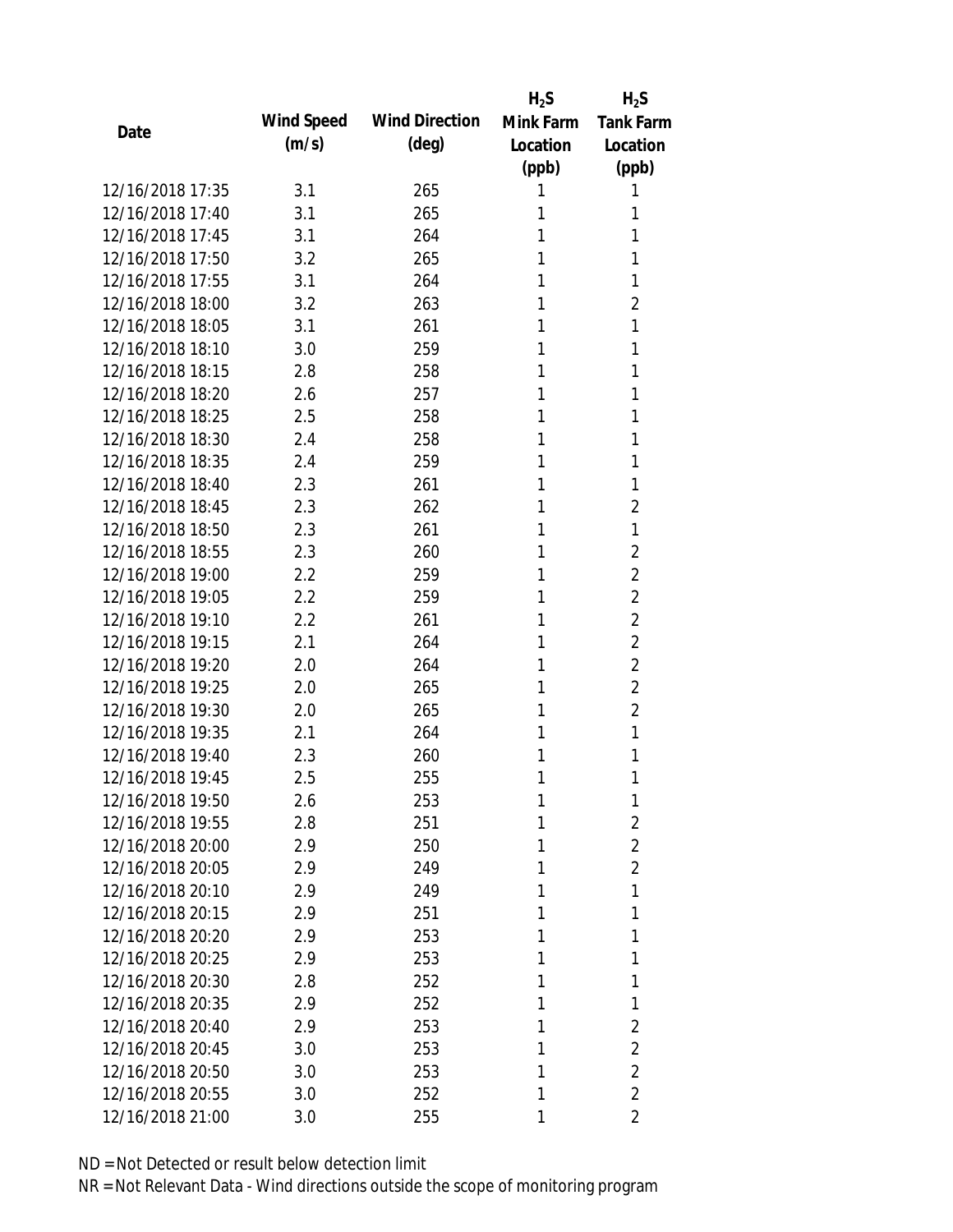| Date | Wind Speed (m/s) | Wind Direction (deg) | $H_2S$ Mink Farm Location (ppb) | $H_2S$ Tank Farm Location (ppb) |
| --- | --- | --- | --- | --- |
| 12/16/2018 17:35 | 3.1 | 265 | 1 | 1 |
| 12/16/2018 17:40 | 3.1 | 265 | 1 | 1 |
| 12/16/2018 17:45 | 3.1 | 264 | 1 | 1 |
| 12/16/2018 17:50 | 3.2 | 265 | 1 | 1 |
| 12/16/2018 17:55 | 3.1 | 264 | 1 | 1 |
| 12/16/2018 18:00 | 3.2 | 263 | 1 | 2 |
| 12/16/2018 18:05 | 3.1 | 261 | 1 | 1 |
| 12/16/2018 18:10 | 3.0 | 259 | 1 | 1 |
| 12/16/2018 18:15 | 2.8 | 258 | 1 | 1 |
| 12/16/2018 18:20 | 2.6 | 257 | 1 | 1 |
| 12/16/2018 18:25 | 2.5 | 258 | 1 | 1 |
| 12/16/2018 18:30 | 2.4 | 258 | 1 | 1 |
| 12/16/2018 18:35 | 2.4 | 259 | 1 | 1 |
| 12/16/2018 18:40 | 2.3 | 261 | 1 | 1 |
| 12/16/2018 18:45 | 2.3 | 262 | 1 | 2 |
| 12/16/2018 18:50 | 2.3 | 261 | 1 | 1 |
| 12/16/2018 18:55 | 2.3 | 260 | 1 | 2 |
| 12/16/2018 19:00 | 2.2 | 259 | 1 | 2 |
| 12/16/2018 19:05 | 2.2 | 259 | 1 | 2 |
| 12/16/2018 19:10 | 2.2 | 261 | 1 | 2 |
| 12/16/2018 19:15 | 2.1 | 264 | 1 | 2 |
| 12/16/2018 19:20 | 2.0 | 264 | 1 | 2 |
| 12/16/2018 19:25 | 2.0 | 265 | 1 | 2 |
| 12/16/2018 19:30 | 2.0 | 265 | 1 | 2 |
| 12/16/2018 19:35 | 2.1 | 264 | 1 | 1 |
| 12/16/2018 19:40 | 2.3 | 260 | 1 | 1 |
| 12/16/2018 19:45 | 2.5 | 255 | 1 | 1 |
| 12/16/2018 19:50 | 2.6 | 253 | 1 | 1 |
| 12/16/2018 19:55 | 2.8 | 251 | 1 | 2 |
| 12/16/2018 20:00 | 2.9 | 250 | 1 | 2 |
| 12/16/2018 20:05 | 2.9 | 249 | 1 | 2 |
| 12/16/2018 20:10 | 2.9 | 249 | 1 | 1 |
| 12/16/2018 20:15 | 2.9 | 251 | 1 | 1 |
| 12/16/2018 20:20 | 2.9 | 253 | 1 | 1 |
| 12/16/2018 20:25 | 2.9 | 253 | 1 | 1 |
| 12/16/2018 20:30 | 2.8 | 252 | 1 | 1 |
| 12/16/2018 20:35 | 2.9 | 252 | 1 | 1 |
| 12/16/2018 20:40 | 2.9 | 253 | 1 | 2 |
| 12/16/2018 20:45 | 3.0 | 253 | 1 | 2 |
| 12/16/2018 20:50 | 3.0 | 253 | 1 | 2 |
| 12/16/2018 20:55 | 3.0 | 252 | 1 | 2 |
| 12/16/2018 21:00 | 3.0 | 255 | 1 | 2 |

ND = Not Detected or result below detection limit

NR = Not Relevant Data - Wind directions outside the scope of monitoring program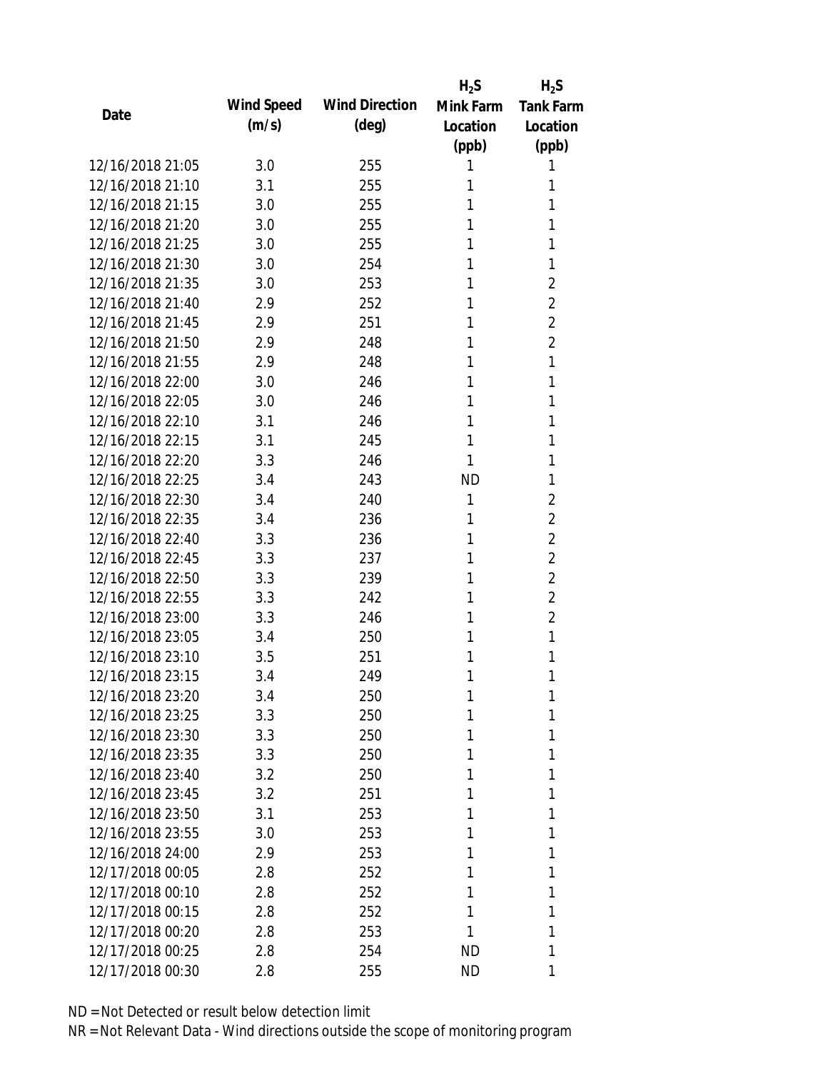| Date | Wind Speed (m/s) | Wind Direction (deg) | $H_2S$ Mink Farm Location (ppb) | $H_2S$ Tank Farm Location (ppb) |
| --- | --- | --- | --- | --- |
| 12/16/2018 21:05 | 3.0 | 255 | 1 | 1 |
| 12/16/2018 21:10 | 3.1 | 255 | 1 | 1 |
| 12/16/2018 21:15 | 3.0 | 255 | 1 | 1 |
| 12/16/2018 21:20 | 3.0 | 255 | 1 | 1 |
| 12/16/2018 21:25 | 3.0 | 255 | 1 | 1 |
| 12/16/2018 21:30 | 3.0 | 254 | 1 | 1 |
| 12/16/2018 21:35 | 3.0 | 253 | 1 | 2 |
| 12/16/2018 21:40 | 2.9 | 252 | 1 | 2 |
| 12/16/2018 21:45 | 2.9 | 251 | 1 | 2 |
| 12/16/2018 21:50 | 2.9 | 248 | 1 | 2 |
| 12/16/2018 21:55 | 2.9 | 248 | 1 | 1 |
| 12/16/2018 22:00 | 3.0 | 246 | 1 | 1 |
| 12/16/2018 22:05 | 3.0 | 246 | 1 | 1 |
| 12/16/2018 22:10 | 3.1 | 246 | 1 | 1 |
| 12/16/2018 22:15 | 3.1 | 245 | 1 | 1 |
| 12/16/2018 22:20 | 3.3 | 246 | 1 | 1 |
| 12/16/2018 22:25 | 3.4 | 243 | ND | 1 |
| 12/16/2018 22:30 | 3.4 | 240 | 1 | 2 |
| 12/16/2018 22:35 | 3.4 | 236 | 1 | 2 |
| 12/16/2018 22:40 | 3.3 | 236 | 1 | 2 |
| 12/16/2018 22:45 | 3.3 | 237 | 1 | 2 |
| 12/16/2018 22:50 | 3.3 | 239 | 1 | 2 |
| 12/16/2018 22:55 | 3.3 | 242 | 1 | 2 |
| 12/16/2018 23:00 | 3.3 | 246 | 1 | 2 |
| 12/16/2018 23:05 | 3.4 | 250 | 1 | 1 |
| 12/16/2018 23:10 | 3.5 | 251 | 1 | 1 |
| 12/16/2018 23:15 | 3.4 | 249 | 1 | 1 |
| 12/16/2018 23:20 | 3.4 | 250 | 1 | 1 |
| 12/16/2018 23:25 | 3.3 | 250 | 1 | 1 |
| 12/16/2018 23:30 | 3.3 | 250 | 1 | 1 |
| 12/16/2018 23:35 | 3.3 | 250 | 1 | 1 |
| 12/16/2018 23:40 | 3.2 | 250 | 1 | 1 |
| 12/16/2018 23:45 | 3.2 | 251 | 1 | 1 |
| 12/16/2018 23:50 | 3.1 | 253 | 1 | 1 |
| 12/16/2018 23:55 | 3.0 | 253 | 1 | 1 |
| 12/16/2018 24:00 | 2.9 | 253 | 1 | 1 |
| 12/17/2018 00:05 | 2.8 | 252 | 1 | 1 |
| 12/17/2018 00:10 | 2.8 | 252 | 1 | 1 |
| 12/17/2018 00:15 | 2.8 | 252 | 1 | 1 |
| 12/17/2018 00:20 | 2.8 | 253 | 1 | 1 |
| 12/17/2018 00:25 | 2.8 | 254 | ND | 1 |
| 12/17/2018 00:30 | 2.8 | 255 | ND | 1 |

ND = Not Detected or result below detection limit

NR = Not Relevant Data - Wind directions outside the scope of monitoring program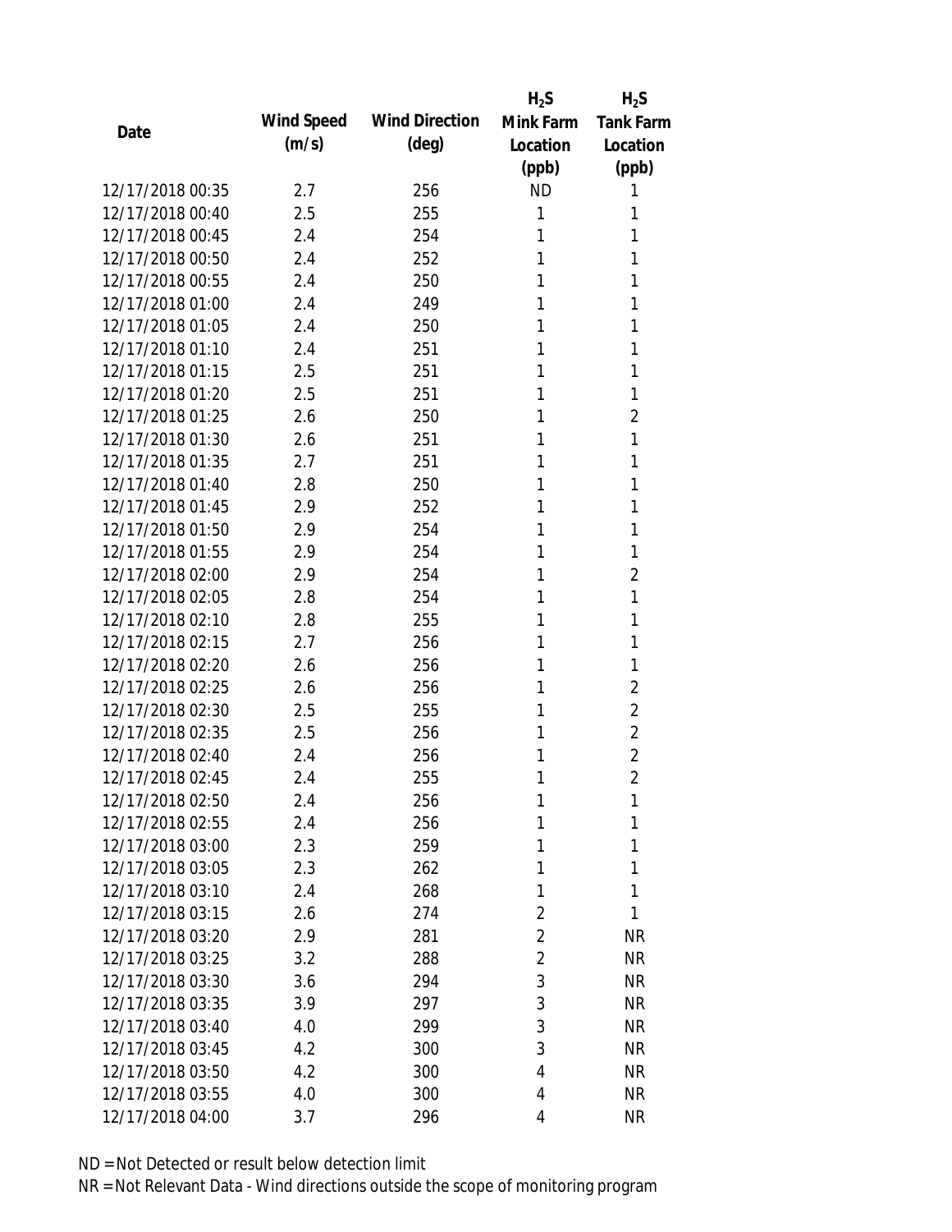| Date | Wind Speed (m/s) | Wind Direction (deg) | $H_2S$ Mink Farm Location (ppb) | $H_2S$ Tank Farm Location (ppb) |
|---|---|---|---|---|
| 12/17/2018 00:35 | 2.7 | 256 | ND | 1 |
| 12/17/2018 00:40 | 2.5 | 255 | 1 | 1 |
| 12/17/2018 00:45 | 2.4 | 254 | 1 | 1 |
| 12/17/2018 00:50 | 2.4 | 252 | 1 | 1 |
| 12/17/2018 00:55 | 2.4 | 250 | 1 | 1 |
| 12/17/2018 01:00 | 2.4 | 249 | 1 | 1 |
| 12/17/2018 01:05 | 2.4 | 250 | 1 | 1 |
| 12/17/2018 01:10 | 2.4 | 251 | 1 | 1 |
| 12/17/2018 01:15 | 2.5 | 251 | 1 | 1 |
| 12/17/2018 01:20 | 2.5 | 251 | 1 | 1 |
| 12/17/2018 01:25 | 2.6 | 250 | 1 | 2 |
| 12/17/2018 01:30 | 2.6 | 251 | 1 | 1 |
| 12/17/2018 01:35 | 2.7 | 251 | 1 | 1 |
| 12/17/2018 01:40 | 2.8 | 250 | 1 | 1 |
| 12/17/2018 01:45 | 2.9 | 252 | 1 | 1 |
| 12/17/2018 01:50 | 2.9 | 254 | 1 | 1 |
| 12/17/2018 01:55 | 2.9 | 254 | 1 | 1 |
| 12/17/2018 02:00 | 2.9 | 254 | 1 | 2 |
| 12/17/2018 02:05 | 2.8 | 254 | 1 | 1 |
| 12/17/2018 02:10 | 2.8 | 255 | 1 | 1 |
| 12/17/2018 02:15 | 2.7 | 256 | 1 | 1 |
| 12/17/2018 02:20 | 2.6 | 256 | 1 | 1 |
| 12/17/2018 02:25 | 2.6 | 256 | 1 | 2 |
| 12/17/2018 02:30 | 2.5 | 255 | 1 | 2 |
| 12/17/2018 02:35 | 2.5 | 256 | 1 | 2 |
| 12/17/2018 02:40 | 2.4 | 256 | 1 | 2 |
| 12/17/2018 02:45 | 2.4 | 255 | 1 | 2 |
| 12/17/2018 02:50 | 2.4 | 256 | 1 | 1 |
| 12/17/2018 02:55 | 2.4 | 256 | 1 | 1 |
| 12/17/2018 03:00 | 2.3 | 259 | 1 | 1 |
| 12/17/2018 03:05 | 2.3 | 262 | 1 | 1 |
| 12/17/2018 03:10 | 2.4 | 268 | 1 | 1 |
| 12/17/2018 03:15 | 2.6 | 274 | 2 | 1 |
| 12/17/2018 03:20 | 2.9 | 281 | 2 | NR |
| 12/17/2018 03:25 | 3.2 | 288 | 2 | NR |
| 12/17/2018 03:30 | 3.6 | 294 | 3 | NR |
| 12/17/2018 03:35 | 3.9 | 297 | 3 | NR |
| 12/17/2018 03:40 | 4.0 | 299 | 3 | NR |
| 12/17/2018 03:45 | 4.2 | 300 | 3 | NR |
| 12/17/2018 03:50 | 4.2 | 300 | 4 | NR |
| 12/17/2018 03:55 | 4.0 | 300 | 4 | NR |
| 12/17/2018 04:00 | 3.7 | 296 | 4 | NR |

ND = Not Detected or result below detection limit

NR = Not Relevant Data - Wind directions outside the scope of monitoring program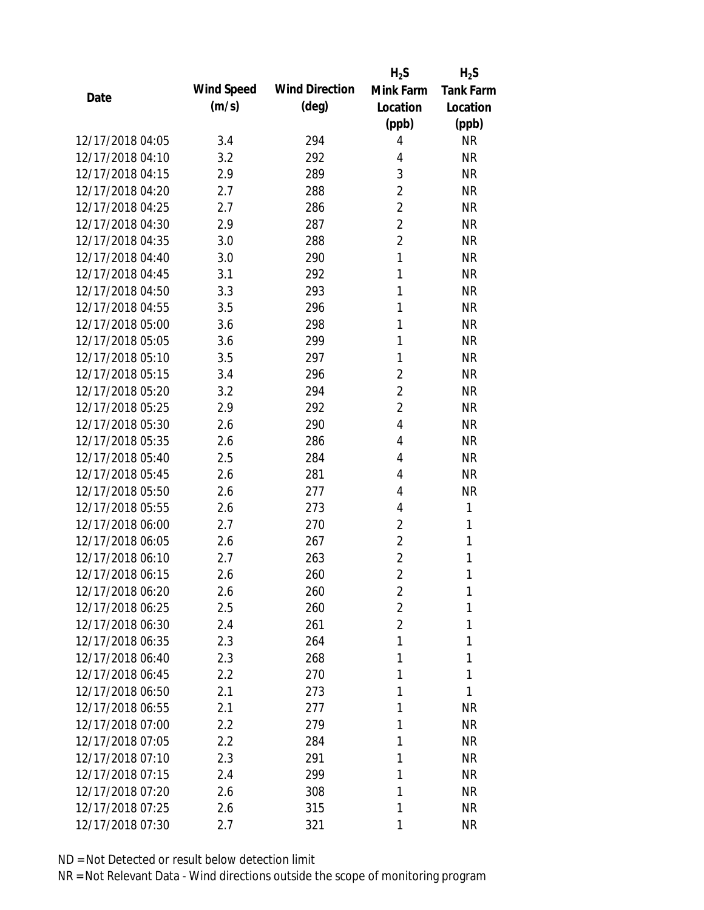| Date | Wind Speed (m/s) | Wind Direction (deg) | $H_2S$ Mink Farm Location (ppb) | $H_2S$ Tank Farm Location (ppb) |
|---|---|---|---|---|
| 12/17/2018 04:05 | 3.4 | 294 | 4 | NR |
| 12/17/2018 04:10 | 3.2 | 292 | 4 | NR |
| 12/17/2018 04:15 | 2.9 | 289 | 3 | NR |
| 12/17/2018 04:20 | 2.7 | 288 | 2 | NR |
| 12/17/2018 04:25 | 2.7 | 286 | 2 | NR |
| 12/17/2018 04:30 | 2.9 | 287 | 2 | NR |
| 12/17/2018 04:35 | 3.0 | 288 | 2 | NR |
| 12/17/2018 04:40 | 3.0 | 290 | 1 | NR |
| 12/17/2018 04:45 | 3.1 | 292 | 1 | NR |
| 12/17/2018 04:50 | 3.3 | 293 | 1 | NR |
| 12/17/2018 04:55 | 3.5 | 296 | 1 | NR |
| 12/17/2018 05:00 | 3.6 | 298 | 1 | NR |
| 12/17/2018 05:05 | 3.6 | 299 | 1 | NR |
| 12/17/2018 05:10 | 3.5 | 297 | 1 | NR |
| 12/17/2018 05:15 | 3.4 | 296 | 2 | NR |
| 12/17/2018 05:20 | 3.2 | 294 | 2 | NR |
| 12/17/2018 05:25 | 2.9 | 292 | 2 | NR |
| 12/17/2018 05:30 | 2.6 | 290 | 4 | NR |
| 12/17/2018 05:35 | 2.6 | 286 | 4 | NR |
| 12/17/2018 05:40 | 2.5 | 284 | 4 | NR |
| 12/17/2018 05:45 | 2.6 | 281 | 4 | NR |
| 12/17/2018 05:50 | 2.6 | 277 | 4 | NR |
| 12/17/2018 05:55 | 2.6 | 273 | 4 | 1 |
| 12/17/2018 06:00 | 2.7 | 270 | 2 | 1 |
| 12/17/2018 06:05 | 2.6 | 267 | 2 | 1 |
| 12/17/2018 06:10 | 2.7 | 263 | 2 | 1 |
| 12/17/2018 06:15 | 2.6 | 260 | 2 | 1 |
| 12/17/2018 06:20 | 2.6 | 260 | 2 | 1 |
| 12/17/2018 06:25 | 2.5 | 260 | 2 | 1 |
| 12/17/2018 06:30 | 2.4 | 261 | 2 | 1 |
| 12/17/2018 06:35 | 2.3 | 264 | 1 | 1 |
| 12/17/2018 06:40 | 2.3 | 268 | 1 | 1 |
| 12/17/2018 06:45 | 2.2 | 270 | 1 | 1 |
| 12/17/2018 06:50 | 2.1 | 273 | 1 | 1 |
| 12/17/2018 06:55 | 2.1 | 277 | 1 | NR |
| 12/17/2018 07:00 | 2.2 | 279 | 1 | NR |
| 12/17/2018 07:05 | 2.2 | 284 | 1 | NR |
| 12/17/2018 07:10 | 2.3 | 291 | 1 | NR |
| 12/17/2018 07:15 | 2.4 | 299 | 1 | NR |
| 12/17/2018 07:20 | 2.6 | 308 | 1 | NR |
| 12/17/2018 07:25 | 2.6 | 315 | 1 | NR |
| 12/17/2018 07:30 | 2.7 | 321 | 1 | NR |

ND = Not Detected or result below detection limit

NR = Not Relevant Data - Wind directions outside the scope of monitoring program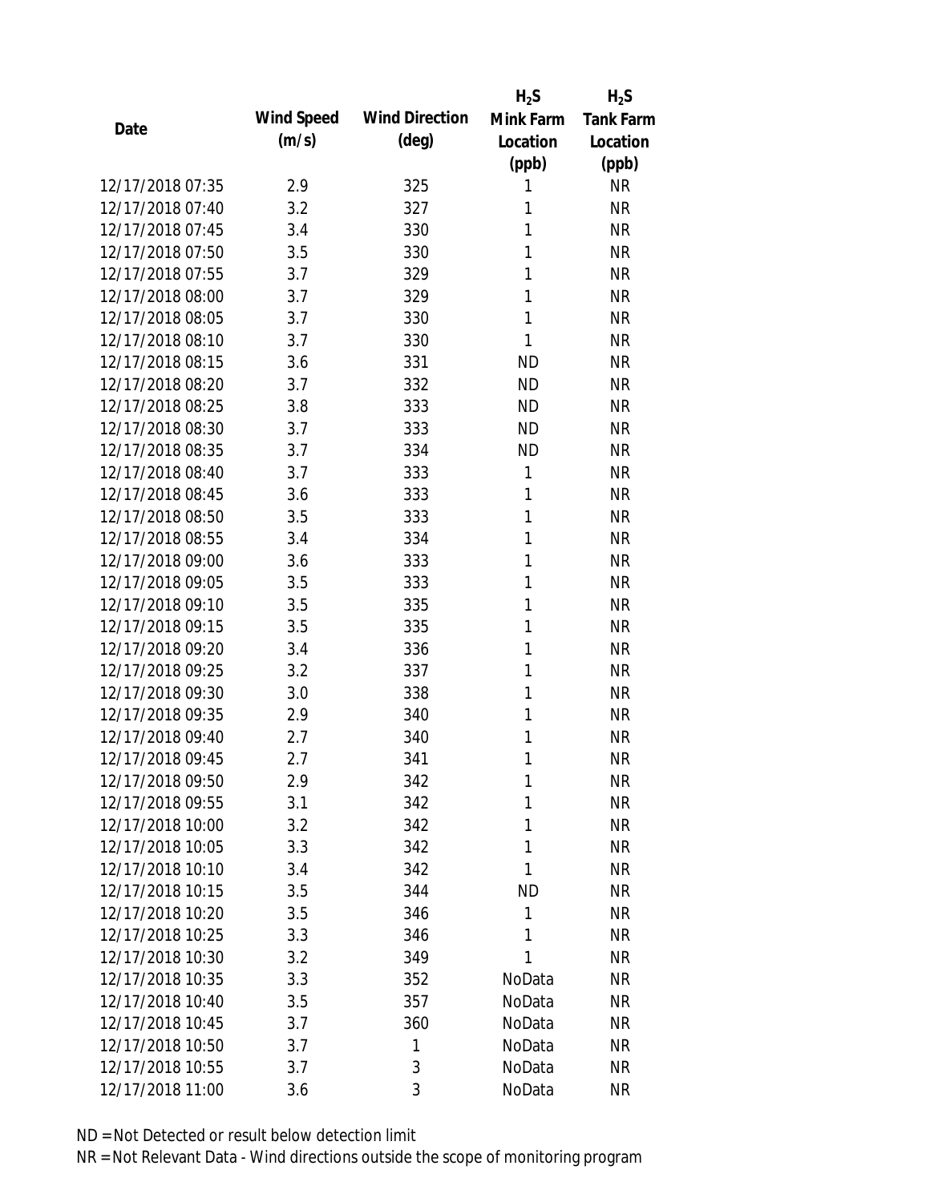| Date | Wind Speed (m/s) | Wind Direction (deg) | $H_2S$ Mink Farm Location (ppb) | $H_2S$ Tank Farm Location (ppb) |
|---|---|---|---|---|
| 12/17/2018 07:35 | 2.9 | 325 | 1 | NR |
| 12/17/2018 07:40 | 3.2 | 327 | 1 | NR |
| 12/17/2018 07:45 | 3.4 | 330 | 1 | NR |
| 12/17/2018 07:50 | 3.5 | 330 | 1 | NR |
| 12/17/2018 07:55 | 3.7 | 329 | 1 | NR |
| 12/17/2018 08:00 | 3.7 | 329 | 1 | NR |
| 12/17/2018 08:05 | 3.7 | 330 | 1 | NR |
| 12/17/2018 08:10 | 3.7 | 330 | 1 | NR |
| 12/17/2018 08:15 | 3.6 | 331 | ND | NR |
| 12/17/2018 08:20 | 3.7 | 332 | ND | NR |
| 12/17/2018 08:25 | 3.8 | 333 | ND | NR |
| 12/17/2018 08:30 | 3.7 | 333 | ND | NR |
| 12/17/2018 08:35 | 3.7 | 334 | ND | NR |
| 12/17/2018 08:40 | 3.7 | 333 | 1 | NR |
| 12/17/2018 08:45 | 3.6 | 333 | 1 | NR |
| 12/17/2018 08:50 | 3.5 | 333 | 1 | NR |
| 12/17/2018 08:55 | 3.4 | 334 | 1 | NR |
| 12/17/2018 09:00 | 3.6 | 333 | 1 | NR |
| 12/17/2018 09:05 | 3.5 | 333 | 1 | NR |
| 12/17/2018 09:10 | 3.5 | 335 | 1 | NR |
| 12/17/2018 09:15 | 3.5 | 335 | 1 | NR |
| 12/17/2018 09:20 | 3.4 | 336 | 1 | NR |
| 12/17/2018 09:25 | 3.2 | 337 | 1 | NR |
| 12/17/2018 09:30 | 3.0 | 338 | 1 | NR |
| 12/17/2018 09:35 | 2.9 | 340 | 1 | NR |
| 12/17/2018 09:40 | 2.7 | 340 | 1 | NR |
| 12/17/2018 09:45 | 2.7 | 341 | 1 | NR |
| 12/17/2018 09:50 | 2.9 | 342 | 1 | NR |
| 12/17/2018 09:55 | 3.1 | 342 | 1 | NR |
| 12/17/2018 10:00 | 3.2 | 342 | 1 | NR |
| 12/17/2018 10:05 | 3.3 | 342 | 1 | NR |
| 12/17/2018 10:10 | 3.4 | 342 | 1 | NR |
| 12/17/2018 10:15 | 3.5 | 344 | ND | NR |
| 12/17/2018 10:20 | 3.5 | 346 | 1 | NR |
| 12/17/2018 10:25 | 3.3 | 346 | 1 | NR |
| 12/17/2018 10:30 | 3.2 | 349 | 1 | NR |
| 12/17/2018 10:35 | 3.3 | 352 | NoData | NR |
| 12/17/2018 10:40 | 3.5 | 357 | NoData | NR |
| 12/17/2018 10:45 | 3.7 | 360 | NoData | NR |
| 12/17/2018 10:50 | 3.7 | 1 | NoData | NR |
| 12/17/2018 10:55 | 3.7 | 3 | NoData | NR |
| 12/17/2018 11:00 | 3.6 | 3 | NoData | NR |

ND = Not Detected or result below detection limit

NR = Not Relevant Data - Wind directions outside the scope of monitoring program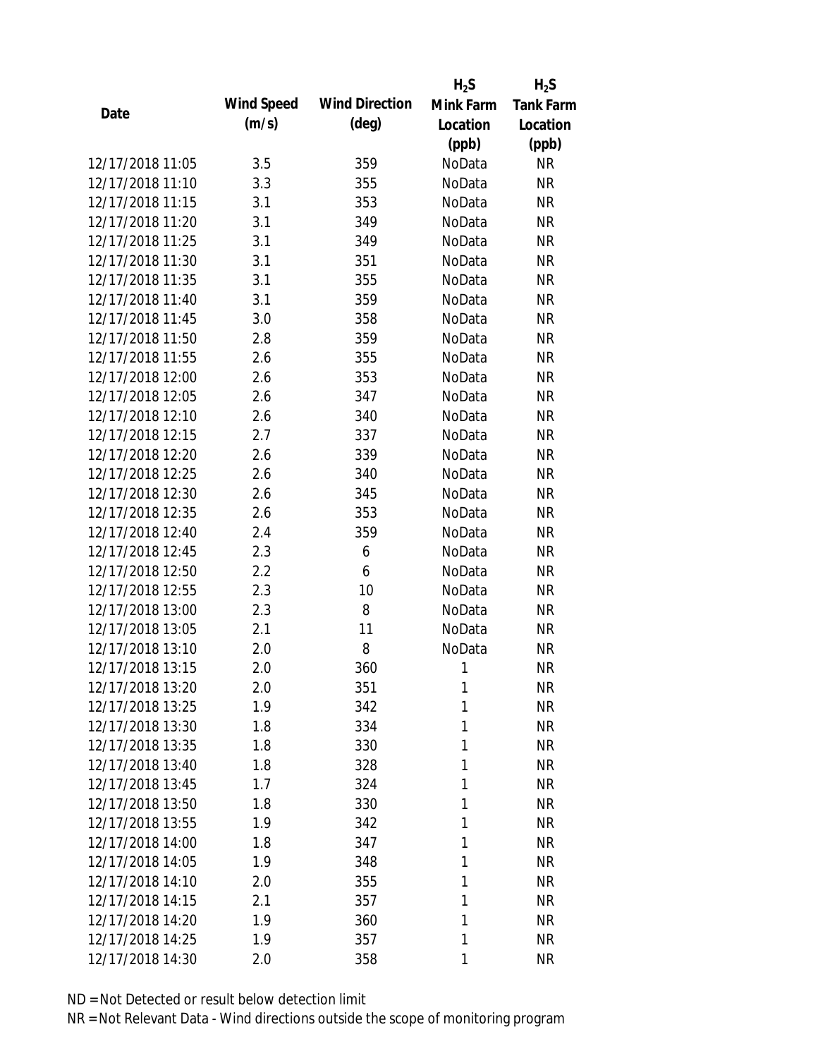| Date | Wind Speed (m/s) | Wind Direction (deg) | $H_2S$ Mink Farm Location (ppb) | $H_2S$ Tank Farm Location (ppb) |
| --- | --- | --- | --- | --- |
| 12/17/2018 11:05 | 3.5 | 359 | NoData | NR |
| 12/17/2018 11:10 | 3.3 | 355 | NoData | NR |
| 12/17/2018 11:15 | 3.1 | 353 | NoData | NR |
| 12/17/2018 11:20 | 3.1 | 349 | NoData | NR |
| 12/17/2018 11:25 | 3.1 | 349 | NoData | NR |
| 12/17/2018 11:30 | 3.1 | 351 | NoData | NR |
| 12/17/2018 11:35 | 3.1 | 355 | NoData | NR |
| 12/17/2018 11:40 | 3.1 | 359 | NoData | NR |
| 12/17/2018 11:45 | 3.0 | 358 | NoData | NR |
| 12/17/2018 11:50 | 2.8 | 359 | NoData | NR |
| 12/17/2018 11:55 | 2.6 | 355 | NoData | NR |
| 12/17/2018 12:00 | 2.6 | 353 | NoData | NR |
| 12/17/2018 12:05 | 2.6 | 347 | NoData | NR |
| 12/17/2018 12:10 | 2.6 | 340 | NoData | NR |
| 12/17/2018 12:15 | 2.7 | 337 | NoData | NR |
| 12/17/2018 12:20 | 2.6 | 339 | NoData | NR |
| 12/17/2018 12:25 | 2.6 | 340 | NoData | NR |
| 12/17/2018 12:30 | 2.6 | 345 | NoData | NR |
| 12/17/2018 12:35 | 2.6 | 353 | NoData | NR |
| 12/17/2018 12:40 | 2.4 | 359 | NoData | NR |
| 12/17/2018 12:45 | 2.3 | 6 | NoData | NR |
| 12/17/2018 12:50 | 2.2 | 6 | NoData | NR |
| 12/17/2018 12:55 | 2.3 | 10 | NoData | NR |
| 12/17/2018 13:00 | 2.3 | 8 | NoData | NR |
| 12/17/2018 13:05 | 2.1 | 11 | NoData | NR |
| 12/17/2018 13:10 | 2.0 | 8 | NoData | NR |
| 12/17/2018 13:15 | 2.0 | 360 | 1 | NR |
| 12/17/2018 13:20 | 2.0 | 351 | 1 | NR |
| 12/17/2018 13:25 | 1.9 | 342 | 1 | NR |
| 12/17/2018 13:30 | 1.8 | 334 | 1 | NR |
| 12/17/2018 13:35 | 1.8 | 330 | 1 | NR |
| 12/17/2018 13:40 | 1.8 | 328 | 1 | NR |
| 12/17/2018 13:45 | 1.7 | 324 | 1 | NR |
| 12/17/2018 13:50 | 1.8 | 330 | 1 | NR |
| 12/17/2018 13:55 | 1.9 | 342 | 1 | NR |
| 12/17/2018 14:00 | 1.8 | 347 | 1 | NR |
| 12/17/2018 14:05 | 1.9 | 348 | 1 | NR |
| 12/17/2018 14:10 | 2.0 | 355 | 1 | NR |
| 12/17/2018 14:15 | 2.1 | 357 | 1 | NR |
| 12/17/2018 14:20 | 1.9 | 360 | 1 | NR |
| 12/17/2018 14:25 | 1.9 | 357 | 1 | NR |
| 12/17/2018 14:30 | 2.0 | 358 | 1 | NR |

ND = Not Detected or result below detection limit
NR = Not Relevant Data - Wind directions outside the scope of monitoring program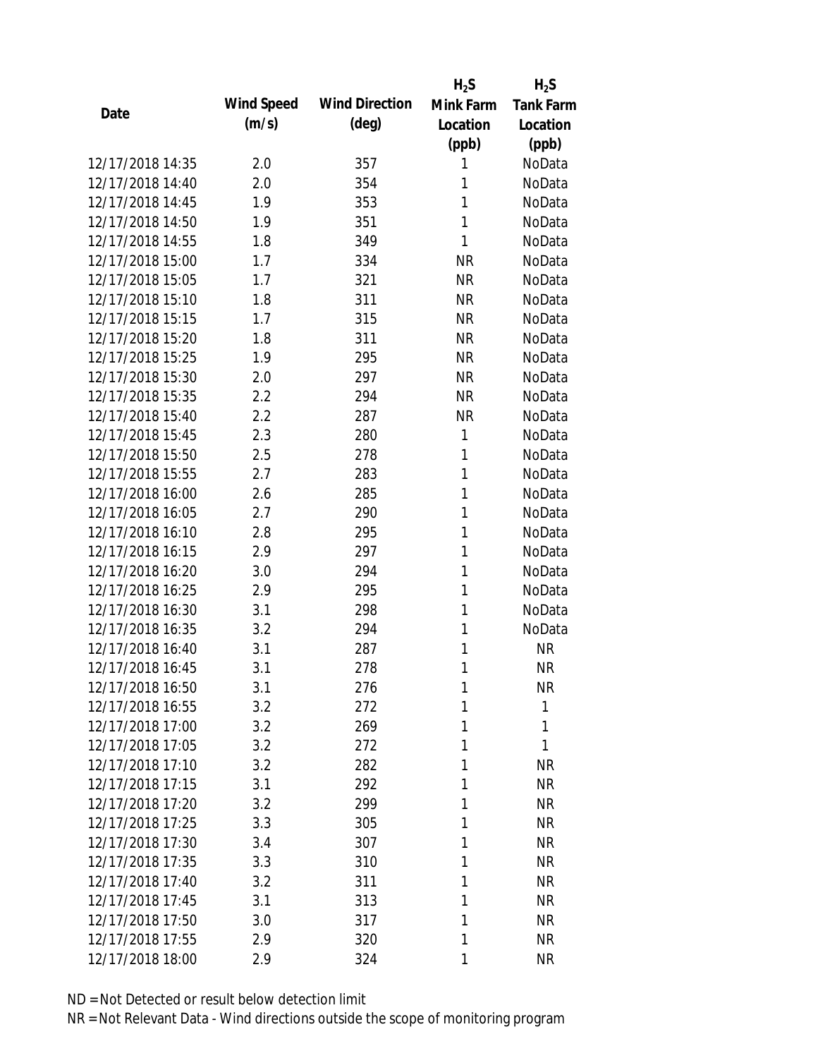| Date | Wind Speed (m/s) | Wind Direction (deg) | $H_2S$ Mink Farm Location (ppb) | $H_2S$ Tank Farm Location (ppb) |
|---|---|---|---|---|
| 12/17/2018 14:35 | 2.0 | 357 | 1 | NoData |
| 12/17/2018 14:40 | 2.0 | 354 | 1 | NoData |
| 12/17/2018 14:45 | 1.9 | 353 | 1 | NoData |
| 12/17/2018 14:50 | 1.9 | 351 | 1 | NoData |
| 12/17/2018 14:55 | 1.8 | 349 | 1 | NoData |
| 12/17/2018 15:00 | 1.7 | 334 | NR | NoData |
| 12/17/2018 15:05 | 1.7 | 321 | NR | NoData |
| 12/17/2018 15:10 | 1.8 | 311 | NR | NoData |
| 12/17/2018 15:15 | 1.7 | 315 | NR | NoData |
| 12/17/2018 15:20 | 1.8 | 311 | NR | NoData |
| 12/17/2018 15:25 | 1.9 | 295 | NR | NoData |
| 12/17/2018 15:30 | 2.0 | 297 | NR | NoData |
| 12/17/2018 15:35 | 2.2 | 294 | NR | NoData |
| 12/17/2018 15:40 | 2.2 | 287 | NR | NoData |
| 12/17/2018 15:45 | 2.3 | 280 | 1 | NoData |
| 12/17/2018 15:50 | 2.5 | 278 | 1 | NoData |
| 12/17/2018 15:55 | 2.7 | 283 | 1 | NoData |
| 12/17/2018 16:00 | 2.6 | 285 | 1 | NoData |
| 12/17/2018 16:05 | 2.7 | 290 | 1 | NoData |
| 12/17/2018 16:10 | 2.8 | 295 | 1 | NoData |
| 12/17/2018 16:15 | 2.9 | 297 | 1 | NoData |
| 12/17/2018 16:20 | 3.0 | 294 | 1 | NoData |
| 12/17/2018 16:25 | 2.9 | 295 | 1 | NoData |
| 12/17/2018 16:30 | 3.1 | 298 | 1 | NoData |
| 12/17/2018 16:35 | 3.2 | 294 | 1 | NoData |
| 12/17/2018 16:40 | 3.1 | 287 | 1 | NR |
| 12/17/2018 16:45 | 3.1 | 278 | 1 | NR |
| 12/17/2018 16:50 | 3.1 | 276 | 1 | NR |
| 12/17/2018 16:55 | 3.2 | 272 | 1 | 1 |
| 12/17/2018 17:00 | 3.2 | 269 | 1 | 1 |
| 12/17/2018 17:05 | 3.2 | 272 | 1 | 1 |
| 12/17/2018 17:10 | 3.2 | 282 | 1 | NR |
| 12/17/2018 17:15 | 3.1 | 292 | 1 | NR |
| 12/17/2018 17:20 | 3.2 | 299 | 1 | NR |
| 12/17/2018 17:25 | 3.3 | 305 | 1 | NR |
| 12/17/2018 17:30 | 3.4 | 307 | 1 | NR |
| 12/17/2018 17:35 | 3.3 | 310 | 1 | NR |
| 12/17/2018 17:40 | 3.2 | 311 | 1 | NR |
| 12/17/2018 17:45 | 3.1 | 313 | 1 | NR |
| 12/17/2018 17:50 | 3.0 | 317 | 1 | NR |
| 12/17/2018 17:55 | 2.9 | 320 | 1 | NR |
| 12/17/2018 18:00 | 2.9 | 324 | 1 | NR |

ND = Not Detected or result below detection limit

NR = Not Relevant Data - Wind directions outside the scope of monitoring program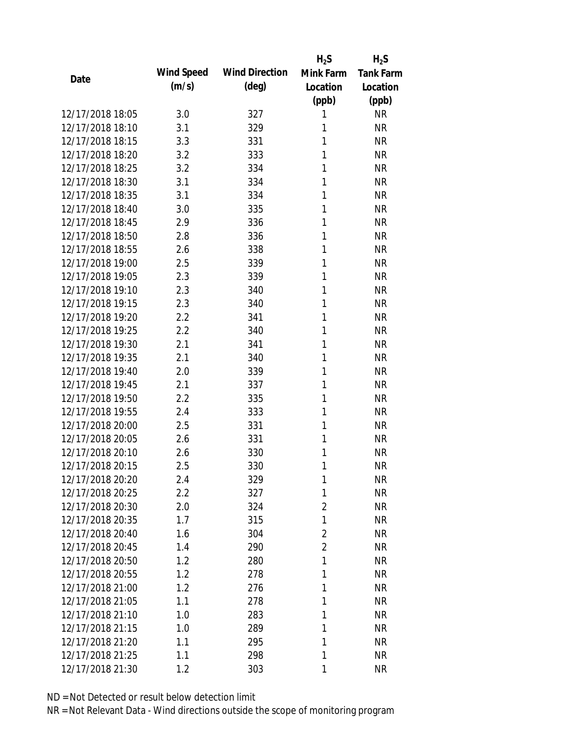| Date | Wind Speed (m/s) | Wind Direction (deg) | $H_2S$ Mink Farm Location (ppb) | $H_2S$ Tank Farm Location (ppb) |
|---|---|---|---|---|
| 12/17/2018 18:05 | 3.0 | 327 | 1 | NR |
| 12/17/2018 18:10 | 3.1 | 329 | 1 | NR |
| 12/17/2018 18:15 | 3.3 | 331 | 1 | NR |
| 12/17/2018 18:20 | 3.2 | 333 | 1 | NR |
| 12/17/2018 18:25 | 3.2 | 334 | 1 | NR |
| 12/17/2018 18:30 | 3.1 | 334 | 1 | NR |
| 12/17/2018 18:35 | 3.1 | 334 | 1 | NR |
| 12/17/2018 18:40 | 3.0 | 335 | 1 | NR |
| 12/17/2018 18:45 | 2.9 | 336 | 1 | NR |
| 12/17/2018 18:50 | 2.8 | 336 | 1 | NR |
| 12/17/2018 18:55 | 2.6 | 338 | 1 | NR |
| 12/17/2018 19:00 | 2.5 | 339 | 1 | NR |
| 12/17/2018 19:05 | 2.3 | 339 | 1 | NR |
| 12/17/2018 19:10 | 2.3 | 340 | 1 | NR |
| 12/17/2018 19:15 | 2.3 | 340 | 1 | NR |
| 12/17/2018 19:20 | 2.2 | 341 | 1 | NR |
| 12/17/2018 19:25 | 2.2 | 340 | 1 | NR |
| 12/17/2018 19:30 | 2.1 | 341 | 1 | NR |
| 12/17/2018 19:35 | 2.1 | 340 | 1 | NR |
| 12/17/2018 19:40 | 2.0 | 339 | 1 | NR |
| 12/17/2018 19:45 | 2.1 | 337 | 1 | NR |
| 12/17/2018 19:50 | 2.2 | 335 | 1 | NR |
| 12/17/2018 19:55 | 2.4 | 333 | 1 | NR |
| 12/17/2018 20:00 | 2.5 | 331 | 1 | NR |
| 12/17/2018 20:05 | 2.6 | 331 | 1 | NR |
| 12/17/2018 20:10 | 2.6 | 330 | 1 | NR |
| 12/17/2018 20:15 | 2.5 | 330 | 1 | NR |
| 12/17/2018 20:20 | 2.4 | 329 | 1 | NR |
| 12/17/2018 20:25 | 2.2 | 327 | 1 | NR |
| 12/17/2018 20:30 | 2.0 | 324 | 2 | NR |
| 12/17/2018 20:35 | 1.7 | 315 | 1 | NR |
| 12/17/2018 20:40 | 1.6 | 304 | 2 | NR |
| 12/17/2018 20:45 | 1.4 | 290 | 2 | NR |
| 12/17/2018 20:50 | 1.2 | 280 | 1 | NR |
| 12/17/2018 20:55 | 1.2 | 278 | 1 | NR |
| 12/17/2018 21:00 | 1.2 | 276 | 1 | NR |
| 12/17/2018 21:05 | 1.1 | 278 | 1 | NR |
| 12/17/2018 21:10 | 1.0 | 283 | 1 | NR |
| 12/17/2018 21:15 | 1.0 | 289 | 1 | NR |
| 12/17/2018 21:20 | 1.1 | 295 | 1 | NR |
| 12/17/2018 21:25 | 1.1 | 298 | 1 | NR |
| 12/17/2018 21:30 | 1.2 | 303 | 1 | NR |

ND = Not Detected or result below detection limit

NR = Not Relevant Data - Wind directions outside the scope of monitoring program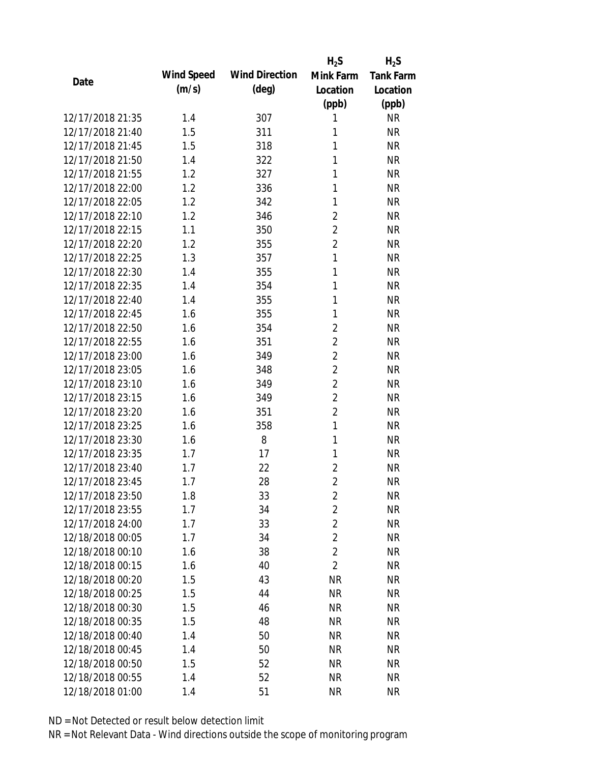| Date | Wind Speed (m/s) | Wind Direction (deg) | $H_2S$ Mink Farm Location (ppb) | $H_2S$ Tank Farm Location (ppb) |
|---|---|---|---|---|
| 12/17/2018 21:35 | 1.4 | 307 | 1 | NR |
| 12/17/2018 21:40 | 1.5 | 311 | 1 | NR |
| 12/17/2018 21:45 | 1.5 | 318 | 1 | NR |
| 12/17/2018 21:50 | 1.4 | 322 | 1 | NR |
| 12/17/2018 21:55 | 1.2 | 327 | 1 | NR |
| 12/17/2018 22:00 | 1.2 | 336 | 1 | NR |
| 12/17/2018 22:05 | 1.2 | 342 | 1 | NR |
| 12/17/2018 22:10 | 1.2 | 346 | 2 | NR |
| 12/17/2018 22:15 | 1.1 | 350 | 2 | NR |
| 12/17/2018 22:20 | 1.2 | 355 | 2 | NR |
| 12/17/2018 22:25 | 1.3 | 357 | 1 | NR |
| 12/17/2018 22:30 | 1.4 | 355 | 1 | NR |
| 12/17/2018 22:35 | 1.4 | 354 | 1 | NR |
| 12/17/2018 22:40 | 1.4 | 355 | 1 | NR |
| 12/17/2018 22:45 | 1.6 | 355 | 1 | NR |
| 12/17/2018 22:50 | 1.6 | 354 | 2 | NR |
| 12/17/2018 22:55 | 1.6 | 351 | 2 | NR |
| 12/17/2018 23:00 | 1.6 | 349 | 2 | NR |
| 12/17/2018 23:05 | 1.6 | 348 | 2 | NR |
| 12/17/2018 23:10 | 1.6 | 349 | 2 | NR |
| 12/17/2018 23:15 | 1.6 | 349 | 2 | NR |
| 12/17/2018 23:20 | 1.6 | 351 | 2 | NR |
| 12/17/2018 23:25 | 1.6 | 358 | 1 | NR |
| 12/17/2018 23:30 | 1.6 | 8 | 1 | NR |
| 12/17/2018 23:35 | 1.7 | 17 | 1 | NR |
| 12/17/2018 23:40 | 1.7 | 22 | 2 | NR |
| 12/17/2018 23:45 | 1.7 | 28 | 2 | NR |
| 12/17/2018 23:50 | 1.8 | 33 | 2 | NR |
| 12/17/2018 23:55 | 1.7 | 34 | 2 | NR |
| 12/17/2018 24:00 | 1.7 | 33 | 2 | NR |
| 12/18/2018 00:05 | 1.7 | 34 | 2 | NR |
| 12/18/2018 00:10 | 1.6 | 38 | 2 | NR |
| 12/18/2018 00:15 | 1.6 | 40 | 2 | NR |
| 12/18/2018 00:20 | 1.5 | 43 | NR | NR |
| 12/18/2018 00:25 | 1.5 | 44 | NR | NR |
| 12/18/2018 00:30 | 1.5 | 46 | NR | NR |
| 12/18/2018 00:35 | 1.5 | 48 | NR | NR |
| 12/18/2018 00:40 | 1.4 | 50 | NR | NR |
| 12/18/2018 00:45 | 1.4 | 50 | NR | NR |
| 12/18/2018 00:50 | 1.5 | 52 | NR | NR |
| 12/18/2018 00:55 | 1.4 | 52 | NR | NR |
| 12/18/2018 01:00 | 1.4 | 51 | NR | NR |

ND = Not Detected or result below detection limit

NR = Not Relevant Data - Wind directions outside the scope of monitoring program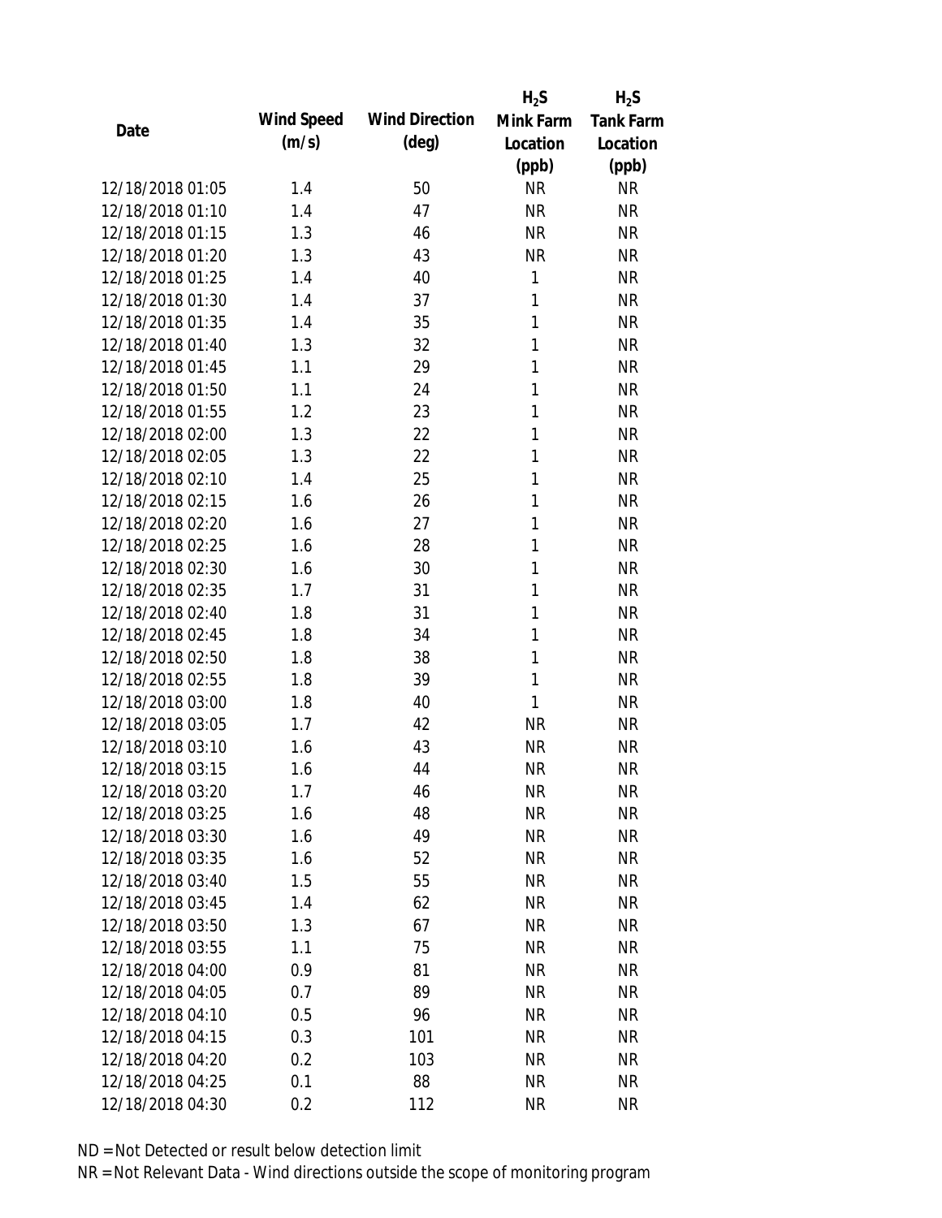| Date | Wind Speed (m/s) | Wind Direction (deg) | $H_2S$ Mink Farm Location (ppb) | $H_2S$ Tank Farm Location (ppb) |
|---|---|---|---|---|
| 12/18/2018 01:05 | 1.4 | 50 | NR | NR |
| 12/18/2018 01:10 | 1.4 | 47 | NR | NR |
| 12/18/2018 01:15 | 1.3 | 46 | NR | NR |
| 12/18/2018 01:20 | 1.3 | 43 | NR | NR |
| 12/18/2018 01:25 | 1.4 | 40 | 1 | NR |
| 12/18/2018 01:30 | 1.4 | 37 | 1 | NR |
| 12/18/2018 01:35 | 1.4 | 35 | 1 | NR |
| 12/18/2018 01:40 | 1.3 | 32 | 1 | NR |
| 12/18/2018 01:45 | 1.1 | 29 | 1 | NR |
| 12/18/2018 01:50 | 1.1 | 24 | 1 | NR |
| 12/18/2018 01:55 | 1.2 | 23 | 1 | NR |
| 12/18/2018 02:00 | 1.3 | 22 | 1 | NR |
| 12/18/2018 02:05 | 1.3 | 22 | 1 | NR |
| 12/18/2018 02:10 | 1.4 | 25 | 1 | NR |
| 12/18/2018 02:15 | 1.6 | 26 | 1 | NR |
| 12/18/2018 02:20 | 1.6 | 27 | 1 | NR |
| 12/18/2018 02:25 | 1.6 | 28 | 1 | NR |
| 12/18/2018 02:30 | 1.6 | 30 | 1 | NR |
| 12/18/2018 02:35 | 1.7 | 31 | 1 | NR |
| 12/18/2018 02:40 | 1.8 | 31 | 1 | NR |
| 12/18/2018 02:45 | 1.8 | 34 | 1 | NR |
| 12/18/2018 02:50 | 1.8 | 38 | 1 | NR |
| 12/18/2018 02:55 | 1.8 | 39 | 1 | NR |
| 12/18/2018 03:00 | 1.8 | 40 | 1 | NR |
| 12/18/2018 03:05 | 1.7 | 42 | NR | NR |
| 12/18/2018 03:10 | 1.6 | 43 | NR | NR |
| 12/18/2018 03:15 | 1.6 | 44 | NR | NR |
| 12/18/2018 03:20 | 1.7 | 46 | NR | NR |
| 12/18/2018 03:25 | 1.6 | 48 | NR | NR |
| 12/18/2018 03:30 | 1.6 | 49 | NR | NR |
| 12/18/2018 03:35 | 1.6 | 52 | NR | NR |
| 12/18/2018 03:40 | 1.5 | 55 | NR | NR |
| 12/18/2018 03:45 | 1.4 | 62 | NR | NR |
| 12/18/2018 03:50 | 1.3 | 67 | NR | NR |
| 12/18/2018 03:55 | 1.1 | 75 | NR | NR |
| 12/18/2018 04:00 | 0.9 | 81 | NR | NR |
| 12/18/2018 04:05 | 0.7 | 89 | NR | NR |
| 12/18/2018 04:10 | 0.5 | 96 | NR | NR |
| 12/18/2018 04:15 | 0.3 | 101 | NR | NR |
| 12/18/2018 04:20 | 0.2 | 103 | NR | NR |
| 12/18/2018 04:25 | 0.1 | 88 | NR | NR |
| 12/18/2018 04:30 | 0.2 | 112 | NR | NR |

ND = Not Detected or result below detection limit

NR = Not Relevant Data - Wind directions outside the scope of monitoring program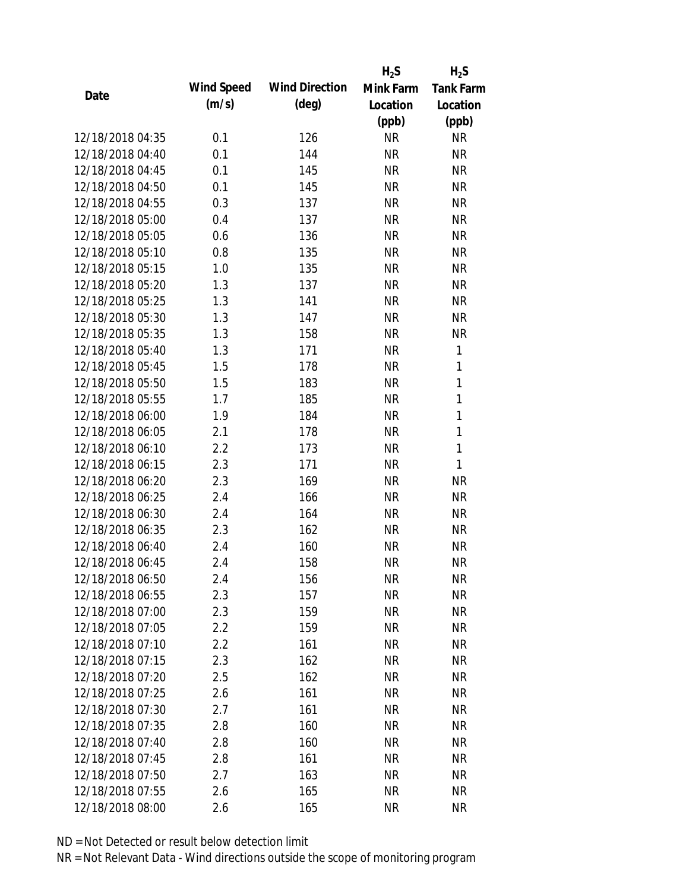| Date | Wind Speed (m/s) | Wind Direction (deg) | $H_2S$ Mink Farm Location (ppb) | $H_2S$ Tank Farm Location (ppb) |
|---|---|---|---|---|
| 12/18/2018 04:35 | 0.1 | 126 | NR | NR |
| 12/18/2018 04:40 | 0.1 | 144 | NR | NR |
| 12/18/2018 04:45 | 0.1 | 145 | NR | NR |
| 12/18/2018 04:50 | 0.1 | 145 | NR | NR |
| 12/18/2018 04:55 | 0.3 | 137 | NR | NR |
| 12/18/2018 05:00 | 0.4 | 137 | NR | NR |
| 12/18/2018 05:05 | 0.6 | 136 | NR | NR |
| 12/18/2018 05:10 | 0.8 | 135 | NR | NR |
| 12/18/2018 05:15 | 1.0 | 135 | NR | NR |
| 12/18/2018 05:20 | 1.3 | 137 | NR | NR |
| 12/18/2018 05:25 | 1.3 | 141 | NR | NR |
| 12/18/2018 05:30 | 1.3 | 147 | NR | NR |
| 12/18/2018 05:35 | 1.3 | 158 | NR | NR |
| 12/18/2018 05:40 | 1.3 | 171 | NR | 1 |
| 12/18/2018 05:45 | 1.5 | 178 | NR | 1 |
| 12/18/2018 05:50 | 1.5 | 183 | NR | 1 |
| 12/18/2018 05:55 | 1.7 | 185 | NR | 1 |
| 12/18/2018 06:00 | 1.9 | 184 | NR | 1 |
| 12/18/2018 06:05 | 2.1 | 178 | NR | 1 |
| 12/18/2018 06:10 | 2.2 | 173 | NR | 1 |
| 12/18/2018 06:15 | 2.3 | 171 | NR | 1 |
| 12/18/2018 06:20 | 2.3 | 169 | NR | NR |
| 12/18/2018 06:25 | 2.4 | 166 | NR | NR |
| 12/18/2018 06:30 | 2.4 | 164 | NR | NR |
| 12/18/2018 06:35 | 2.3 | 162 | NR | NR |
| 12/18/2018 06:40 | 2.4 | 160 | NR | NR |
| 12/18/2018 06:45 | 2.4 | 158 | NR | NR |
| 12/18/2018 06:50 | 2.4 | 156 | NR | NR |
| 12/18/2018 06:55 | 2.3 | 157 | NR | NR |
| 12/18/2018 07:00 | 2.3 | 159 | NR | NR |
| 12/18/2018 07:05 | 2.2 | 159 | NR | NR |
| 12/18/2018 07:10 | 2.2 | 161 | NR | NR |
| 12/18/2018 07:15 | 2.3 | 162 | NR | NR |
| 12/18/2018 07:20 | 2.5 | 162 | NR | NR |
| 12/18/2018 07:25 | 2.6 | 161 | NR | NR |
| 12/18/2018 07:30 | 2.7 | 161 | NR | NR |
| 12/18/2018 07:35 | 2.8 | 160 | NR | NR |
| 12/18/2018 07:40 | 2.8 | 160 | NR | NR |
| 12/18/2018 07:45 | 2.8 | 161 | NR | NR |
| 12/18/2018 07:50 | 2.7 | 163 | NR | NR |
| 12/18/2018 07:55 | 2.6 | 165 | NR | NR |
| 12/18/2018 08:00 | 2.6 | 165 | NR | NR |

ND = Not Detected or result below detection limit

NR = Not Relevant Data - Wind directions outside the scope of monitoring program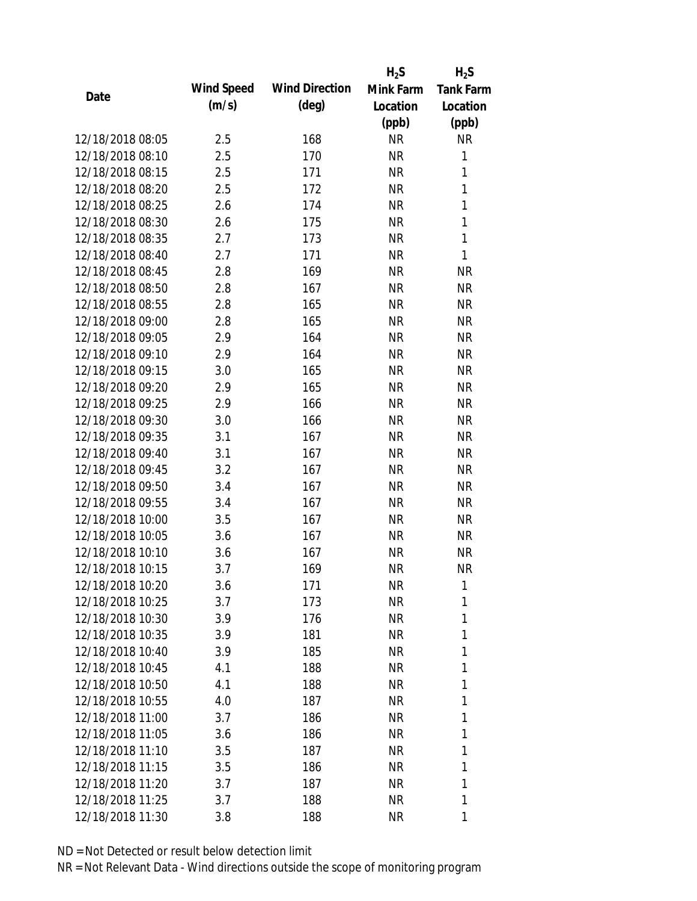| Date | Wind Speed (m/s) | Wind Direction (deg) | $H_2S$ Mink Farm Location (ppb) | $H_2S$ Tank Farm Location (ppb) |
|---|---|---|---|---|
| 12/18/2018 08:05 | 2.5 | 168 | NR | NR |
| 12/18/2018 08:10 | 2.5 | 170 | NR | 1 |
| 12/18/2018 08:15 | 2.5 | 171 | NR | 1 |
| 12/18/2018 08:20 | 2.5 | 172 | NR | 1 |
| 12/18/2018 08:25 | 2.6 | 174 | NR | 1 |
| 12/18/2018 08:30 | 2.6 | 175 | NR | 1 |
| 12/18/2018 08:35 | 2.7 | 173 | NR | 1 |
| 12/18/2018 08:40 | 2.7 | 171 | NR | 1 |
| 12/18/2018 08:45 | 2.8 | 169 | NR | NR |
| 12/18/2018 08:50 | 2.8 | 167 | NR | NR |
| 12/18/2018 08:55 | 2.8 | 165 | NR | NR |
| 12/18/2018 09:00 | 2.8 | 165 | NR | NR |
| 12/18/2018 09:05 | 2.9 | 164 | NR | NR |
| 12/18/2018 09:10 | 2.9 | 164 | NR | NR |
| 12/18/2018 09:15 | 3.0 | 165 | NR | NR |
| 12/18/2018 09:20 | 2.9 | 165 | NR | NR |
| 12/18/2018 09:25 | 2.9 | 166 | NR | NR |
| 12/18/2018 09:30 | 3.0 | 166 | NR | NR |
| 12/18/2018 09:35 | 3.1 | 167 | NR | NR |
| 12/18/2018 09:40 | 3.1 | 167 | NR | NR |
| 12/18/2018 09:45 | 3.2 | 167 | NR | NR |
| 12/18/2018 09:50 | 3.4 | 167 | NR | NR |
| 12/18/2018 09:55 | 3.4 | 167 | NR | NR |
| 12/18/2018 10:00 | 3.5 | 167 | NR | NR |
| 12/18/2018 10:05 | 3.6 | 167 | NR | NR |
| 12/18/2018 10:10 | 3.6 | 167 | NR | NR |
| 12/18/2018 10:15 | 3.7 | 169 | NR | NR |
| 12/18/2018 10:20 | 3.6 | 171 | NR | 1 |
| 12/18/2018 10:25 | 3.7 | 173 | NR | 1 |
| 12/18/2018 10:30 | 3.9 | 176 | NR | 1 |
| 12/18/2018 10:35 | 3.9 | 181 | NR | 1 |
| 12/18/2018 10:40 | 3.9 | 185 | NR | 1 |
| 12/18/2018 10:45 | 4.1 | 188 | NR | 1 |
| 12/18/2018 10:50 | 4.1 | 188 | NR | 1 |
| 12/18/2018 10:55 | 4.0 | 187 | NR | 1 |
| 12/18/2018 11:00 | 3.7 | 186 | NR | 1 |
| 12/18/2018 11:05 | 3.6 | 186 | NR | 1 |
| 12/18/2018 11:10 | 3.5 | 187 | NR | 1 |
| 12/18/2018 11:15 | 3.5 | 186 | NR | 1 |
| 12/18/2018 11:20 | 3.7 | 187 | NR | 1 |
| 12/18/2018 11:25 | 3.7 | 188 | NR | 1 |
| 12/18/2018 11:30 | 3.8 | 188 | NR | 1 |

ND = Not Detected or result below detection limit

NR = Not Relevant Data - Wind directions outside the scope of monitoring program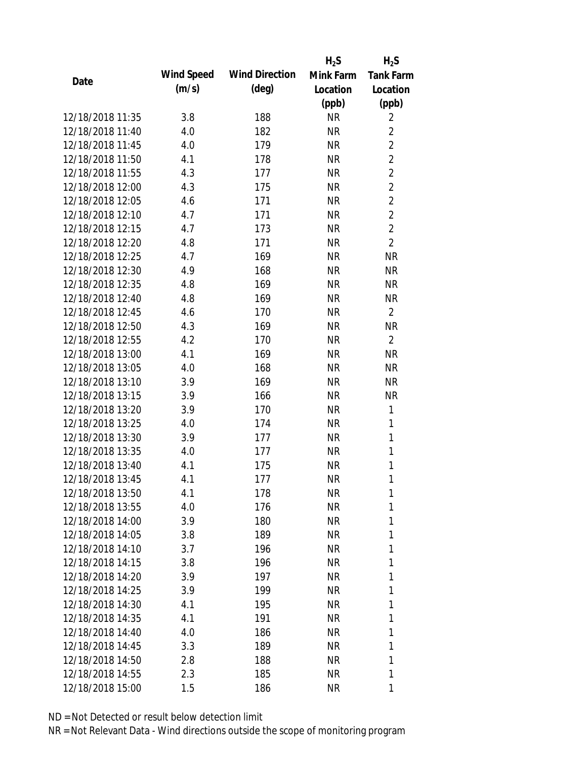| Date | Wind Speed (m/s) | Wind Direction (deg) | $H_2S$ Mink Farm Location (ppb) | $H_2S$ Tank Farm Location (ppb) |
|---|---|---|---|---|
| 12/18/2018 11:35 | 3.8 | 188 | NR | 2 |
| 12/18/2018 11:40 | 4.0 | 182 | NR | 2 |
| 12/18/2018 11:45 | 4.0 | 179 | NR | 2 |
| 12/18/2018 11:50 | 4.1 | 178 | NR | 2 |
| 12/18/2018 11:55 | 4.3 | 177 | NR | 2 |
| 12/18/2018 12:00 | 4.3 | 175 | NR | 2 |
| 12/18/2018 12:05 | 4.6 | 171 | NR | 2 |
| 12/18/2018 12:10 | 4.7 | 171 | NR | 2 |
| 12/18/2018 12:15 | 4.7 | 173 | NR | 2 |
| 12/18/2018 12:20 | 4.8 | 171 | NR | 2 |
| 12/18/2018 12:25 | 4.7 | 169 | NR | NR |
| 12/18/2018 12:30 | 4.9 | 168 | NR | NR |
| 12/18/2018 12:35 | 4.8 | 169 | NR | NR |
| 12/18/2018 12:40 | 4.8 | 169 | NR | NR |
| 12/18/2018 12:45 | 4.6 | 170 | NR | 2 |
| 12/18/2018 12:50 | 4.3 | 169 | NR | NR |
| 12/18/2018 12:55 | 4.2 | 170 | NR | 2 |
| 12/18/2018 13:00 | 4.1 | 169 | NR | NR |
| 12/18/2018 13:05 | 4.0 | 168 | NR | NR |
| 12/18/2018 13:10 | 3.9 | 169 | NR | NR |
| 12/18/2018 13:15 | 3.9 | 166 | NR | NR |
| 12/18/2018 13:20 | 3.9 | 170 | NR | 1 |
| 12/18/2018 13:25 | 4.0 | 174 | NR | 1 |
| 12/18/2018 13:30 | 3.9 | 177 | NR | 1 |
| 12/18/2018 13:35 | 4.0 | 177 | NR | 1 |
| 12/18/2018 13:40 | 4.1 | 175 | NR | 1 |
| 12/18/2018 13:45 | 4.1 | 177 | NR | 1 |
| 12/18/2018 13:50 | 4.1 | 178 | NR | 1 |
| 12/18/2018 13:55 | 4.0 | 176 | NR | 1 |
| 12/18/2018 14:00 | 3.9 | 180 | NR | 1 |
| 12/18/2018 14:05 | 3.8 | 189 | NR | 1 |
| 12/18/2018 14:10 | 3.7 | 196 | NR | 1 |
| 12/18/2018 14:15 | 3.8 | 196 | NR | 1 |
| 12/18/2018 14:20 | 3.9 | 197 | NR | 1 |
| 12/18/2018 14:25 | 3.9 | 199 | NR | 1 |
| 12/18/2018 14:30 | 4.1 | 195 | NR | 1 |
| 12/18/2018 14:35 | 4.1 | 191 | NR | 1 |
| 12/18/2018 14:40 | 4.0 | 186 | NR | 1 |
| 12/18/2018 14:45 | 3.3 | 189 | NR | 1 |
| 12/18/2018 14:50 | 2.8 | 188 | NR | 1 |
| 12/18/2018 14:55 | 2.3 | 185 | NR | 1 |
| 12/18/2018 15:00 | 1.5 | 186 | NR | 1 |

ND = Not Detected or result below detection limit

NR = Not Relevant Data - Wind directions outside the scope of monitoring program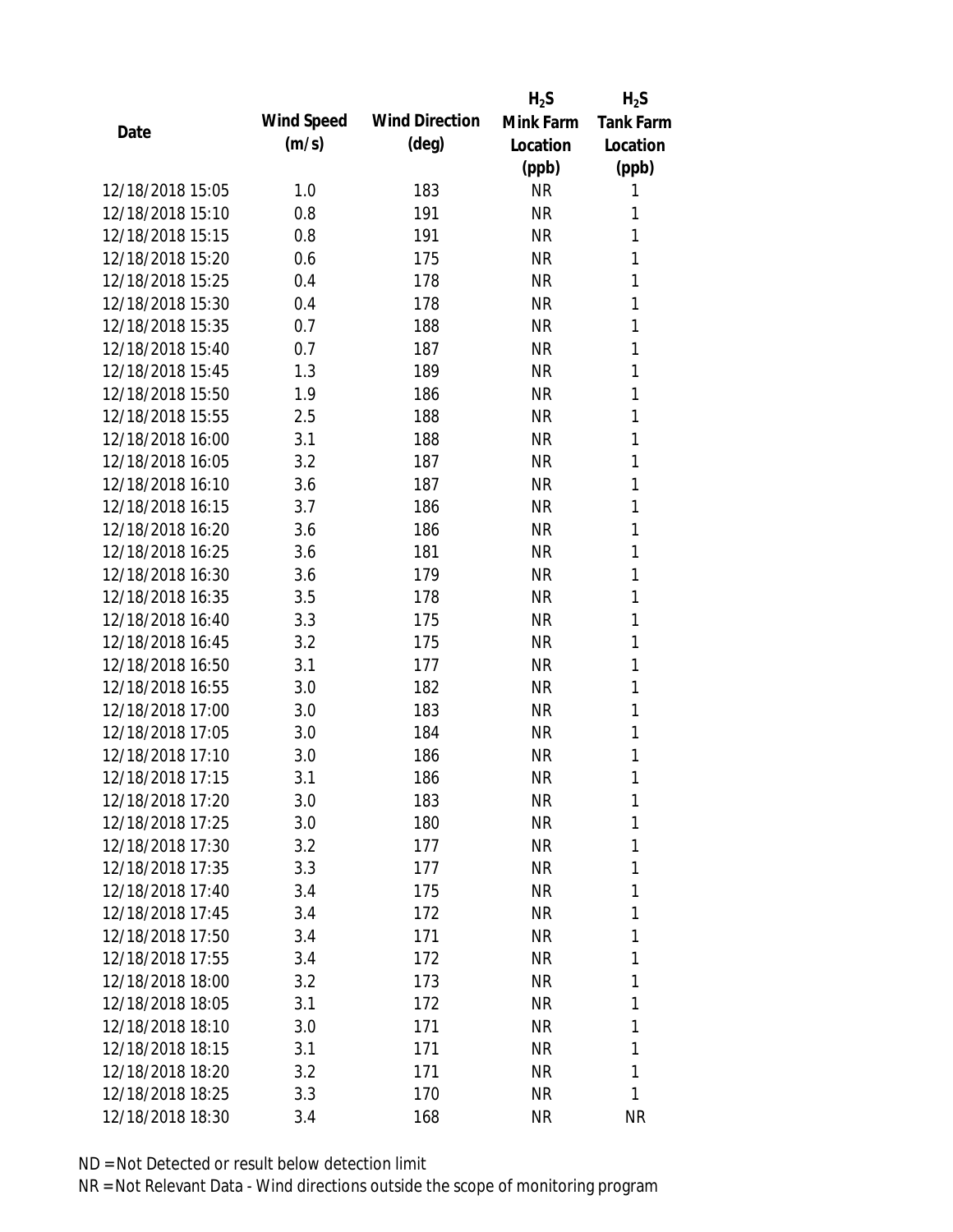| Date | Wind Speed (m/s) | Wind Direction (deg) | $H_2S$ Mink Farm Location (ppb) | $H_2S$ Tank Farm Location (ppb) |
|---|---|---|---|---|
| 12/18/2018 15:05 | 1.0 | 183 | NR | 1 |
| 12/18/2018 15:10 | 0.8 | 191 | NR | 1 |
| 12/18/2018 15:15 | 0.8 | 191 | NR | 1 |
| 12/18/2018 15:20 | 0.6 | 175 | NR | 1 |
| 12/18/2018 15:25 | 0.4 | 178 | NR | 1 |
| 12/18/2018 15:30 | 0.4 | 178 | NR | 1 |
| 12/18/2018 15:35 | 0.7 | 188 | NR | 1 |
| 12/18/2018 15:40 | 0.7 | 187 | NR | 1 |
| 12/18/2018 15:45 | 1.3 | 189 | NR | 1 |
| 12/18/2018 15:50 | 1.9 | 186 | NR | 1 |
| 12/18/2018 15:55 | 2.5 | 188 | NR | 1 |
| 12/18/2018 16:00 | 3.1 | 188 | NR | 1 |
| 12/18/2018 16:05 | 3.2 | 187 | NR | 1 |
| 12/18/2018 16:10 | 3.6 | 187 | NR | 1 |
| 12/18/2018 16:15 | 3.7 | 186 | NR | 1 |
| 12/18/2018 16:20 | 3.6 | 186 | NR | 1 |
| 12/18/2018 16:25 | 3.6 | 181 | NR | 1 |
| 12/18/2018 16:30 | 3.6 | 179 | NR | 1 |
| 12/18/2018 16:35 | 3.5 | 178 | NR | 1 |
| 12/18/2018 16:40 | 3.3 | 175 | NR | 1 |
| 12/18/2018 16:45 | 3.2 | 175 | NR | 1 |
| 12/18/2018 16:50 | 3.1 | 177 | NR | 1 |
| 12/18/2018 16:55 | 3.0 | 182 | NR | 1 |
| 12/18/2018 17:00 | 3.0 | 183 | NR | 1 |
| 12/18/2018 17:05 | 3.0 | 184 | NR | 1 |
| 12/18/2018 17:10 | 3.0 | 186 | NR | 1 |
| 12/18/2018 17:15 | 3.1 | 186 | NR | 1 |
| 12/18/2018 17:20 | 3.0 | 183 | NR | 1 |
| 12/18/2018 17:25 | 3.0 | 180 | NR | 1 |
| 12/18/2018 17:30 | 3.2 | 177 | NR | 1 |
| 12/18/2018 17:35 | 3.3 | 177 | NR | 1 |
| 12/18/2018 17:40 | 3.4 | 175 | NR | 1 |
| 12/18/2018 17:45 | 3.4 | 172 | NR | 1 |
| 12/18/2018 17:50 | 3.4 | 171 | NR | 1 |
| 12/18/2018 17:55 | 3.4 | 172 | NR | 1 |
| 12/18/2018 18:00 | 3.2 | 173 | NR | 1 |
| 12/18/2018 18:05 | 3.1 | 172 | NR | 1 |
| 12/18/2018 18:10 | 3.0 | 171 | NR | 1 |
| 12/18/2018 18:15 | 3.1 | 171 | NR | 1 |
| 12/18/2018 18:20 | 3.2 | 171 | NR | 1 |
| 12/18/2018 18:25 | 3.3 | 170 | NR | 1 |
| 12/18/2018 18:30 | 3.4 | 168 | NR | NR |

ND = Not Detected or result below detection limit

NR = Not Relevant Data - Wind directions outside the scope of monitoring program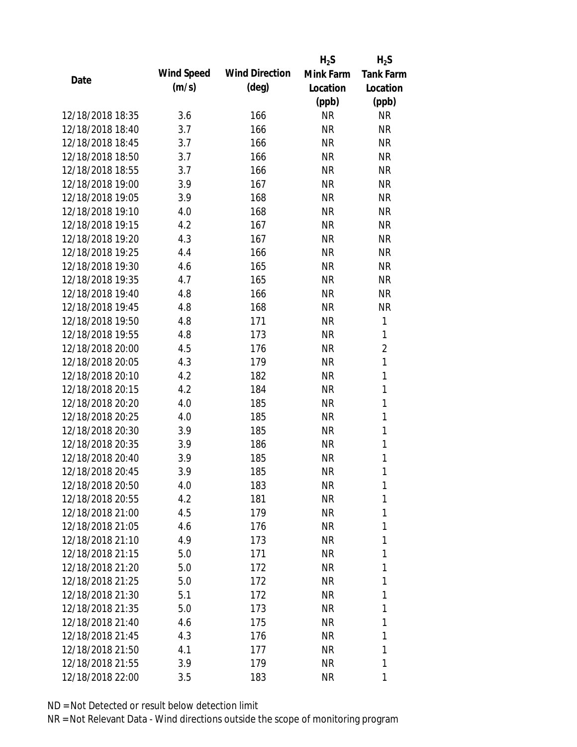| Date | Wind Speed (m/s) | Wind Direction (deg) | $H_2S$ Mink Farm Location (ppb) | $H_2S$ Tank Farm Location (ppb) |
|---|---|---|---|---|
| 12/18/2018 18:35 | 3.6 | 166 | NR | NR |
| 12/18/2018 18:40 | 3.7 | 166 | NR | NR |
| 12/18/2018 18:45 | 3.7 | 166 | NR | NR |
| 12/18/2018 18:50 | 3.7 | 166 | NR | NR |
| 12/18/2018 18:55 | 3.7 | 166 | NR | NR |
| 12/18/2018 19:00 | 3.9 | 167 | NR | NR |
| 12/18/2018 19:05 | 3.9 | 168 | NR | NR |
| 12/18/2018 19:10 | 4.0 | 168 | NR | NR |
| 12/18/2018 19:15 | 4.2 | 167 | NR | NR |
| 12/18/2018 19:20 | 4.3 | 167 | NR | NR |
| 12/18/2018 19:25 | 4.4 | 166 | NR | NR |
| 12/18/2018 19:30 | 4.6 | 165 | NR | NR |
| 12/18/2018 19:35 | 4.7 | 165 | NR | NR |
| 12/18/2018 19:40 | 4.8 | 166 | NR | NR |
| 12/18/2018 19:45 | 4.8 | 168 | NR | NR |
| 12/18/2018 19:50 | 4.8 | 171 | NR | 1 |
| 12/18/2018 19:55 | 4.8 | 173 | NR | 1 |
| 12/18/2018 20:00 | 4.5 | 176 | NR | 2 |
| 12/18/2018 20:05 | 4.3 | 179 | NR | 1 |
| 12/18/2018 20:10 | 4.2 | 182 | NR | 1 |
| 12/18/2018 20:15 | 4.2 | 184 | NR | 1 |
| 12/18/2018 20:20 | 4.0 | 185 | NR | 1 |
| 12/18/2018 20:25 | 4.0 | 185 | NR | 1 |
| 12/18/2018 20:30 | 3.9 | 185 | NR | 1 |
| 12/18/2018 20:35 | 3.9 | 186 | NR | 1 |
| 12/18/2018 20:40 | 3.9 | 185 | NR | 1 |
| 12/18/2018 20:45 | 3.9 | 185 | NR | 1 |
| 12/18/2018 20:50 | 4.0 | 183 | NR | 1 |
| 12/18/2018 20:55 | 4.2 | 181 | NR | 1 |
| 12/18/2018 21:00 | 4.5 | 179 | NR | 1 |
| 12/18/2018 21:05 | 4.6 | 176 | NR | 1 |
| 12/18/2018 21:10 | 4.9 | 173 | NR | 1 |
| 12/18/2018 21:15 | 5.0 | 171 | NR | 1 |
| 12/18/2018 21:20 | 5.0 | 172 | NR | 1 |
| 12/18/2018 21:25 | 5.0 | 172 | NR | 1 |
| 12/18/2018 21:30 | 5.1 | 172 | NR | 1 |
| 12/18/2018 21:35 | 5.0 | 173 | NR | 1 |
| 12/18/2018 21:40 | 4.6 | 175 | NR | 1 |
| 12/18/2018 21:45 | 4.3 | 176 | NR | 1 |
| 12/18/2018 21:50 | 4.1 | 177 | NR | 1 |
| 12/18/2018 21:55 | 3.9 | 179 | NR | 1 |
| 12/18/2018 22:00 | 3.5 | 183 | NR | 1 |

ND = Not Detected or result below detection limit

NR = Not Relevant Data - Wind directions outside the scope of monitoring program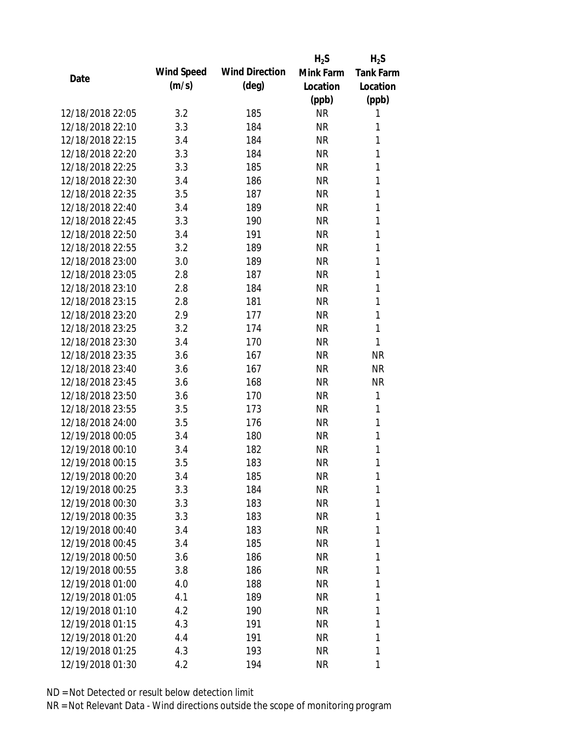| Date | Wind Speed (m/s) | Wind Direction (deg) | $H_2S$ Mink Farm Location (ppb) | $H_2S$ Tank Farm Location (ppb) |
|---|---|---|---|---|
| 12/18/2018 22:05 | 3.2 | 185 | NR | 1 |
| 12/18/2018 22:10 | 3.3 | 184 | NR | 1 |
| 12/18/2018 22:15 | 3.4 | 184 | NR | 1 |
| 12/18/2018 22:20 | 3.3 | 184 | NR | 1 |
| 12/18/2018 22:25 | 3.3 | 185 | NR | 1 |
| 12/18/2018 22:30 | 3.4 | 186 | NR | 1 |
| 12/18/2018 22:35 | 3.5 | 187 | NR | 1 |
| 12/18/2018 22:40 | 3.4 | 189 | NR | 1 |
| 12/18/2018 22:45 | 3.3 | 190 | NR | 1 |
| 12/18/2018 22:50 | 3.4 | 191 | NR | 1 |
| 12/18/2018 22:55 | 3.2 | 189 | NR | 1 |
| 12/18/2018 23:00 | 3.0 | 189 | NR | 1 |
| 12/18/2018 23:05 | 2.8 | 187 | NR | 1 |
| 12/18/2018 23:10 | 2.8 | 184 | NR | 1 |
| 12/18/2018 23:15 | 2.8 | 181 | NR | 1 |
| 12/18/2018 23:20 | 2.9 | 177 | NR | 1 |
| 12/18/2018 23:25 | 3.2 | 174 | NR | 1 |
| 12/18/2018 23:30 | 3.4 | 170 | NR | 1 |
| 12/18/2018 23:35 | 3.6 | 167 | NR | NR |
| 12/18/2018 23:40 | 3.6 | 167 | NR | NR |
| 12/18/2018 23:45 | 3.6 | 168 | NR | NR |
| 12/18/2018 23:50 | 3.6 | 170 | NR | 1 |
| 12/18/2018 23:55 | 3.5 | 173 | NR | 1 |
| 12/18/2018 24:00 | 3.5 | 176 | NR | 1 |
| 12/19/2018 00:05 | 3.4 | 180 | NR | 1 |
| 12/19/2018 00:10 | 3.4 | 182 | NR | 1 |
| 12/19/2018 00:15 | 3.5 | 183 | NR | 1 |
| 12/19/2018 00:20 | 3.4 | 185 | NR | 1 |
| 12/19/2018 00:25 | 3.3 | 184 | NR | 1 |
| 12/19/2018 00:30 | 3.3 | 183 | NR | 1 |
| 12/19/2018 00:35 | 3.3 | 183 | NR | 1 |
| 12/19/2018 00:40 | 3.4 | 183 | NR | 1 |
| 12/19/2018 00:45 | 3.4 | 185 | NR | 1 |
| 12/19/2018 00:50 | 3.6 | 186 | NR | 1 |
| 12/19/2018 00:55 | 3.8 | 186 | NR | 1 |
| 12/19/2018 01:00 | 4.0 | 188 | NR | 1 |
| 12/19/2018 01:05 | 4.1 | 189 | NR | 1 |
| 12/19/2018 01:10 | 4.2 | 190 | NR | 1 |
| 12/19/2018 01:15 | 4.3 | 191 | NR | 1 |
| 12/19/2018 01:20 | 4.4 | 191 | NR | 1 |
| 12/19/2018 01:25 | 4.3 | 193 | NR | 1 |
| 12/19/2018 01:30 | 4.2 | 194 | NR | 1 |

ND = Not Detected or result below detection limit

NR = Not Relevant Data - Wind directions outside the scope of monitoring program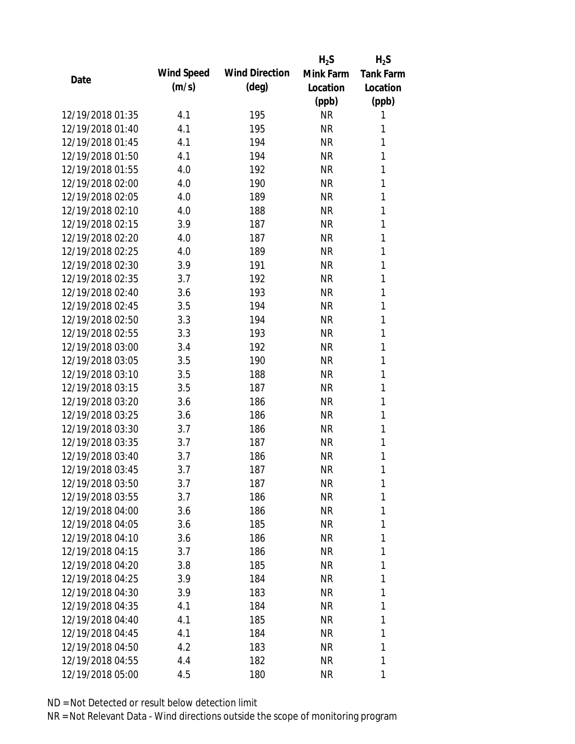| Date | Wind Speed (m/s) | Wind Direction (deg) | $H_2S$ Mink Farm Location (ppb) | $H_2S$ Tank Farm Location (ppb) |
|---|---|---|---|---|
| 12/19/2018 01:35 | 4.1 | 195 | NR | 1 |
| 12/19/2018 01:40 | 4.1 | 195 | NR | 1 |
| 12/19/2018 01:45 | 4.1 | 194 | NR | 1 |
| 12/19/2018 01:50 | 4.1 | 194 | NR | 1 |
| 12/19/2018 01:55 | 4.0 | 192 | NR | 1 |
| 12/19/2018 02:00 | 4.0 | 190 | NR | 1 |
| 12/19/2018 02:05 | 4.0 | 189 | NR | 1 |
| 12/19/2018 02:10 | 4.0 | 188 | NR | 1 |
| 12/19/2018 02:15 | 3.9 | 187 | NR | 1 |
| 12/19/2018 02:20 | 4.0 | 187 | NR | 1 |
| 12/19/2018 02:25 | 4.0 | 189 | NR | 1 |
| 12/19/2018 02:30 | 3.9 | 191 | NR | 1 |
| 12/19/2018 02:35 | 3.7 | 192 | NR | 1 |
| 12/19/2018 02:40 | 3.6 | 193 | NR | 1 |
| 12/19/2018 02:45 | 3.5 | 194 | NR | 1 |
| 12/19/2018 02:50 | 3.3 | 194 | NR | 1 |
| 12/19/2018 02:55 | 3.3 | 193 | NR | 1 |
| 12/19/2018 03:00 | 3.4 | 192 | NR | 1 |
| 12/19/2018 03:05 | 3.5 | 190 | NR | 1 |
| 12/19/2018 03:10 | 3.5 | 188 | NR | 1 |
| 12/19/2018 03:15 | 3.5 | 187 | NR | 1 |
| 12/19/2018 03:20 | 3.6 | 186 | NR | 1 |
| 12/19/2018 03:25 | 3.6 | 186 | NR | 1 |
| 12/19/2018 03:30 | 3.7 | 186 | NR | 1 |
| 12/19/2018 03:35 | 3.7 | 187 | NR | 1 |
| 12/19/2018 03:40 | 3.7 | 186 | NR | 1 |
| 12/19/2018 03:45 | 3.7 | 187 | NR | 1 |
| 12/19/2018 03:50 | 3.7 | 187 | NR | 1 |
| 12/19/2018 03:55 | 3.7 | 186 | NR | 1 |
| 12/19/2018 04:00 | 3.6 | 186 | NR | 1 |
| 12/19/2018 04:05 | 3.6 | 185 | NR | 1 |
| 12/19/2018 04:10 | 3.6 | 186 | NR | 1 |
| 12/19/2018 04:15 | 3.7 | 186 | NR | 1 |
| 12/19/2018 04:20 | 3.8 | 185 | NR | 1 |
| 12/19/2018 04:25 | 3.9 | 184 | NR | 1 |
| 12/19/2018 04:30 | 3.9 | 183 | NR | 1 |
| 12/19/2018 04:35 | 4.1 | 184 | NR | 1 |
| 12/19/2018 04:40 | 4.1 | 185 | NR | 1 |
| 12/19/2018 04:45 | 4.1 | 184 | NR | 1 |
| 12/19/2018 04:50 | 4.2 | 183 | NR | 1 |
| 12/19/2018 04:55 | 4.4 | 182 | NR | 1 |
| 12/19/2018 05:00 | 4.5 | 180 | NR | 1 |

ND = Not Detected or result below detection limit

NR = Not Relevant Data - Wind directions outside the scope of monitoring program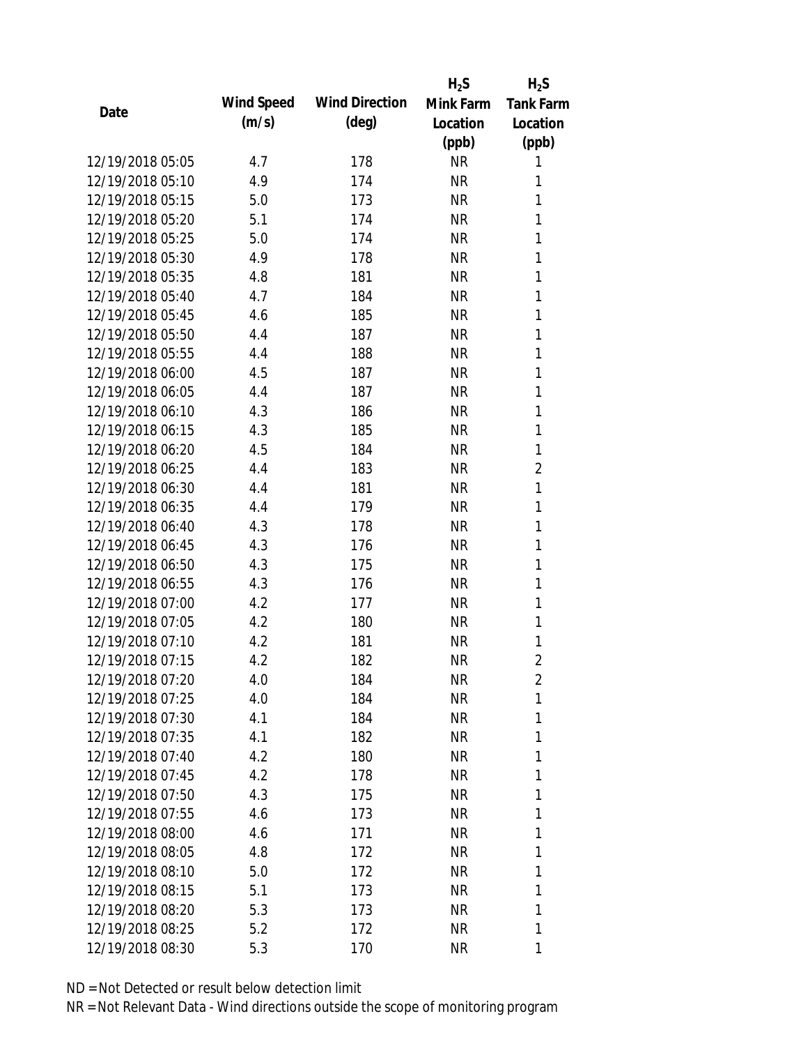| Date | Wind Speed (m/s) | Wind Direction (deg) | $H_2S$ Mink Farm Location (ppb) | $H_2S$ Tank Farm Location (ppb) |
|---|---|---|---|---|
| 12/19/2018 05:05 | 4.7 | 178 | NR | 1 |
| 12/19/2018 05:10 | 4.9 | 174 | NR | 1 |
| 12/19/2018 05:15 | 5.0 | 173 | NR | 1 |
| 12/19/2018 05:20 | 5.1 | 174 | NR | 1 |
| 12/19/2018 05:25 | 5.0 | 174 | NR | 1 |
| 12/19/2018 05:30 | 4.9 | 178 | NR | 1 |
| 12/19/2018 05:35 | 4.8 | 181 | NR | 1 |
| 12/19/2018 05:40 | 4.7 | 184 | NR | 1 |
| 12/19/2018 05:45 | 4.6 | 185 | NR | 1 |
| 12/19/2018 05:50 | 4.4 | 187 | NR | 1 |
| 12/19/2018 05:55 | 4.4 | 188 | NR | 1 |
| 12/19/2018 06:00 | 4.5 | 187 | NR | 1 |
| 12/19/2018 06:05 | 4.4 | 187 | NR | 1 |
| 12/19/2018 06:10 | 4.3 | 186 | NR | 1 |
| 12/19/2018 06:15 | 4.3 | 185 | NR | 1 |
| 12/19/2018 06:20 | 4.5 | 184 | NR | 1 |
| 12/19/2018 06:25 | 4.4 | 183 | NR | 2 |
| 12/19/2018 06:30 | 4.4 | 181 | NR | 1 |
| 12/19/2018 06:35 | 4.4 | 179 | NR | 1 |
| 12/19/2018 06:40 | 4.3 | 178 | NR | 1 |
| 12/19/2018 06:45 | 4.3 | 176 | NR | 1 |
| 12/19/2018 06:50 | 4.3 | 175 | NR | 1 |
| 12/19/2018 06:55 | 4.3 | 176 | NR | 1 |
| 12/19/2018 07:00 | 4.2 | 177 | NR | 1 |
| 12/19/2018 07:05 | 4.2 | 180 | NR | 1 |
| 12/19/2018 07:10 | 4.2 | 181 | NR | 1 |
| 12/19/2018 07:15 | 4.2 | 182 | NR | 2 |
| 12/19/2018 07:20 | 4.0 | 184 | NR | 2 |
| 12/19/2018 07:25 | 4.0 | 184 | NR | 1 |
| 12/19/2018 07:30 | 4.1 | 184 | NR | 1 |
| 12/19/2018 07:35 | 4.1 | 182 | NR | 1 |
| 12/19/2018 07:40 | 4.2 | 180 | NR | 1 |
| 12/19/2018 07:45 | 4.2 | 178 | NR | 1 |
| 12/19/2018 07:50 | 4.3 | 175 | NR | 1 |
| 12/19/2018 07:55 | 4.6 | 173 | NR | 1 |
| 12/19/2018 08:00 | 4.6 | 171 | NR | 1 |
| 12/19/2018 08:05 | 4.8 | 172 | NR | 1 |
| 12/19/2018 08:10 | 5.0 | 172 | NR | 1 |
| 12/19/2018 08:15 | 5.1 | 173 | NR | 1 |
| 12/19/2018 08:20 | 5.3 | 173 | NR | 1 |
| 12/19/2018 08:25 | 5.2 | 172 | NR | 1 |
| 12/19/2018 08:30 | 5.3 | 170 | NR | 1 |

ND = Not Detected or result below detection limit

NR = Not Relevant Data - Wind directions outside the scope of monitoring program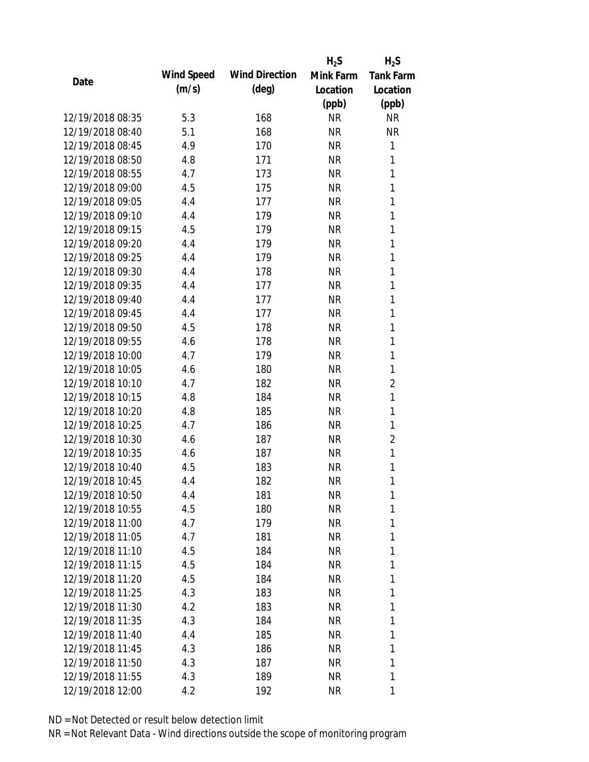| Date | Wind Speed (m/s) | Wind Direction (deg) | $H_2S$ Mink Farm Location (ppb) | $H_2S$ Tank Farm Location (ppb) |
|---|---|---|---|---|
| 12/19/2018 08:35 | 5.3 | 168 | NR | NR |
| 12/19/2018 08:40 | 5.1 | 168 | NR | NR |
| 12/19/2018 08:45 | 4.9 | 170 | NR | 1 |
| 12/19/2018 08:50 | 4.8 | 171 | NR | 1 |
| 12/19/2018 08:55 | 4.7 | 173 | NR | 1 |
| 12/19/2018 09:00 | 4.5 | 175 | NR | 1 |
| 12/19/2018 09:05 | 4.4 | 177 | NR | 1 |
| 12/19/2018 09:10 | 4.4 | 179 | NR | 1 |
| 12/19/2018 09:15 | 4.5 | 179 | NR | 1 |
| 12/19/2018 09:20 | 4.4 | 179 | NR | 1 |
| 12/19/2018 09:25 | 4.4 | 179 | NR | 1 |
| 12/19/2018 09:30 | 4.4 | 178 | NR | 1 |
| 12/19/2018 09:35 | 4.4 | 177 | NR | 1 |
| 12/19/2018 09:40 | 4.4 | 177 | NR | 1 |
| 12/19/2018 09:45 | 4.4 | 177 | NR | 1 |
| 12/19/2018 09:50 | 4.5 | 178 | NR | 1 |
| 12/19/2018 09:55 | 4.6 | 178 | NR | 1 |
| 12/19/2018 10:00 | 4.7 | 179 | NR | 1 |
| 12/19/2018 10:05 | 4.6 | 180 | NR | 1 |
| 12/19/2018 10:10 | 4.7 | 182 | NR | 2 |
| 12/19/2018 10:15 | 4.8 | 184 | NR | 1 |
| 12/19/2018 10:20 | 4.8 | 185 | NR | 1 |
| 12/19/2018 10:25 | 4.7 | 186 | NR | 1 |
| 12/19/2018 10:30 | 4.6 | 187 | NR | 2 |
| 12/19/2018 10:35 | 4.6 | 187 | NR | 1 |
| 12/19/2018 10:40 | 4.5 | 183 | NR | 1 |
| 12/19/2018 10:45 | 4.4 | 182 | NR | 1 |
| 12/19/2018 10:50 | 4.4 | 181 | NR | 1 |
| 12/19/2018 10:55 | 4.5 | 180 | NR | 1 |
| 12/19/2018 11:00 | 4.7 | 179 | NR | 1 |
| 12/19/2018 11:05 | 4.7 | 181 | NR | 1 |
| 12/19/2018 11:10 | 4.5 | 184 | NR | 1 |
| 12/19/2018 11:15 | 4.5 | 184 | NR | 1 |
| 12/19/2018 11:20 | 4.5 | 184 | NR | 1 |
| 12/19/2018 11:25 | 4.3 | 183 | NR | 1 |
| 12/19/2018 11:30 | 4.2 | 183 | NR | 1 |
| 12/19/2018 11:35 | 4.3 | 184 | NR | 1 |
| 12/19/2018 11:40 | 4.4 | 185 | NR | 1 |
| 12/19/2018 11:45 | 4.3 | 186 | NR | 1 |
| 12/19/2018 11:50 | 4.3 | 187 | NR | 1 |
| 12/19/2018 11:55 | 4.3 | 189 | NR | 1 |
| 12/19/2018 12:00 | 4.2 | 192 | NR | 1 |

ND = Not Detected or result below detection limit

NR = Not Relevant Data - Wind directions outside the scope of monitoring program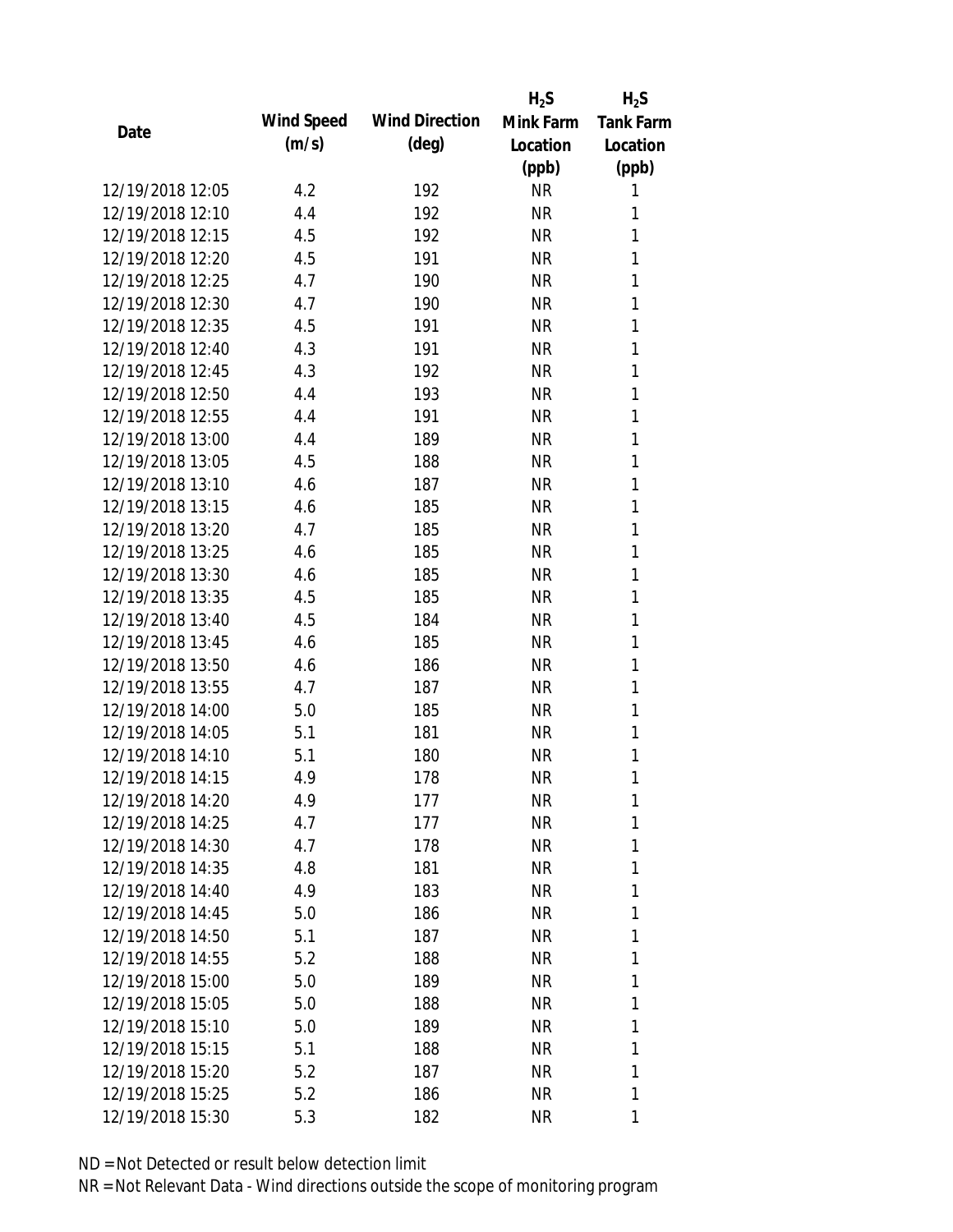| Date | Wind Speed (m/s) | Wind Direction (deg) | $H_2S$ Mink Farm Location (ppb) | $H_2S$ Tank Farm Location (ppb) |
|---|---|---|---|---|
| 12/19/2018 12:05 | 4.2 | 192 | NR | 1 |
| 12/19/2018 12:10 | 4.4 | 192 | NR | 1 |
| 12/19/2018 12:15 | 4.5 | 192 | NR | 1 |
| 12/19/2018 12:20 | 4.5 | 191 | NR | 1 |
| 12/19/2018 12:25 | 4.7 | 190 | NR | 1 |
| 12/19/2018 12:30 | 4.7 | 190 | NR | 1 |
| 12/19/2018 12:35 | 4.5 | 191 | NR | 1 |
| 12/19/2018 12:40 | 4.3 | 191 | NR | 1 |
| 12/19/2018 12:45 | 4.3 | 192 | NR | 1 |
| 12/19/2018 12:50 | 4.4 | 193 | NR | 1 |
| 12/19/2018 12:55 | 4.4 | 191 | NR | 1 |
| 12/19/2018 13:00 | 4.4 | 189 | NR | 1 |
| 12/19/2018 13:05 | 4.5 | 188 | NR | 1 |
| 12/19/2018 13:10 | 4.6 | 187 | NR | 1 |
| 12/19/2018 13:15 | 4.6 | 185 | NR | 1 |
| 12/19/2018 13:20 | 4.7 | 185 | NR | 1 |
| 12/19/2018 13:25 | 4.6 | 185 | NR | 1 |
| 12/19/2018 13:30 | 4.6 | 185 | NR | 1 |
| 12/19/2018 13:35 | 4.5 | 185 | NR | 1 |
| 12/19/2018 13:40 | 4.5 | 184 | NR | 1 |
| 12/19/2018 13:45 | 4.6 | 185 | NR | 1 |
| 12/19/2018 13:50 | 4.6 | 186 | NR | 1 |
| 12/19/2018 13:55 | 4.7 | 187 | NR | 1 |
| 12/19/2018 14:00 | 5.0 | 185 | NR | 1 |
| 12/19/2018 14:05 | 5.1 | 181 | NR | 1 |
| 12/19/2018 14:10 | 5.1 | 180 | NR | 1 |
| 12/19/2018 14:15 | 4.9 | 178 | NR | 1 |
| 12/19/2018 14:20 | 4.9 | 177 | NR | 1 |
| 12/19/2018 14:25 | 4.7 | 177 | NR | 1 |
| 12/19/2018 14:30 | 4.7 | 178 | NR | 1 |
| 12/19/2018 14:35 | 4.8 | 181 | NR | 1 |
| 12/19/2018 14:40 | 4.9 | 183 | NR | 1 |
| 12/19/2018 14:45 | 5.0 | 186 | NR | 1 |
| 12/19/2018 14:50 | 5.1 | 187 | NR | 1 |
| 12/19/2018 14:55 | 5.2 | 188 | NR | 1 |
| 12/19/2018 15:00 | 5.0 | 189 | NR | 1 |
| 12/19/2018 15:05 | 5.0 | 188 | NR | 1 |
| 12/19/2018 15:10 | 5.0 | 189 | NR | 1 |
| 12/19/2018 15:15 | 5.1 | 188 | NR | 1 |
| 12/19/2018 15:20 | 5.2 | 187 | NR | 1 |
| 12/19/2018 15:25 | 5.2 | 186 | NR | 1 |
| 12/19/2018 15:30 | 5.3 | 182 | NR | 1 |

ND = Not Detected or result below detection limit

NR = Not Relevant Data - Wind directions outside the scope of monitoring program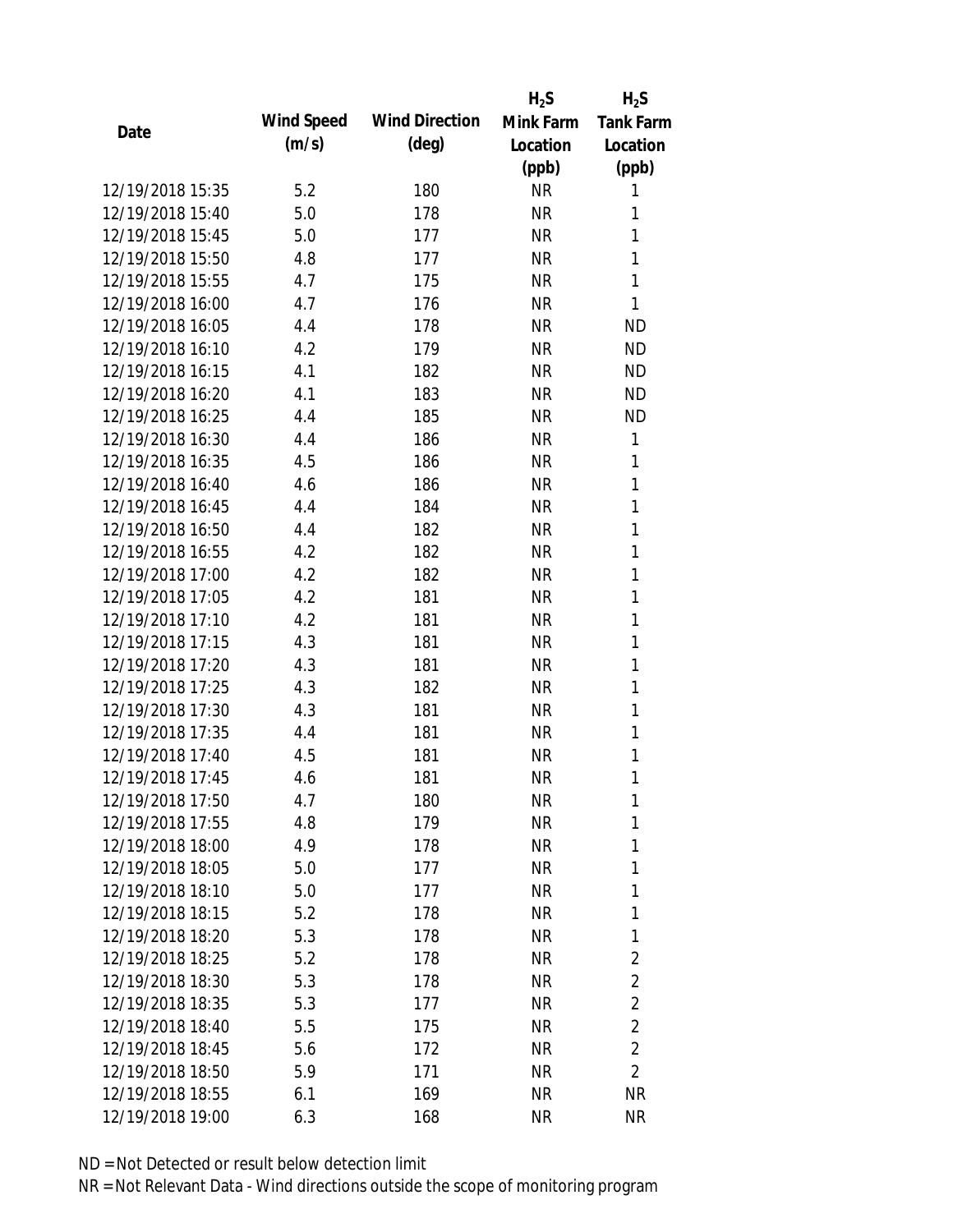| Date | Wind Speed (m/s) | Wind Direction (deg) | $H_2S$ Mink Farm Location (ppb) | $H_2S$ Tank Farm Location (ppb) |
|---|---|---|---|---|
| 12/19/2018 15:35 | 5.2 | 180 | NR | 1 |
| 12/19/2018 15:40 | 5.0 | 178 | NR | 1 |
| 12/19/2018 15:45 | 5.0 | 177 | NR | 1 |
| 12/19/2018 15:50 | 4.8 | 177 | NR | 1 |
| 12/19/2018 15:55 | 4.7 | 175 | NR | 1 |
| 12/19/2018 16:00 | 4.7 | 176 | NR | 1 |
| 12/19/2018 16:05 | 4.4 | 178 | NR | ND |
| 12/19/2018 16:10 | 4.2 | 179 | NR | ND |
| 12/19/2018 16:15 | 4.1 | 182 | NR | ND |
| 12/19/2018 16:20 | 4.1 | 183 | NR | ND |
| 12/19/2018 16:25 | 4.4 | 185 | NR | ND |
| 12/19/2018 16:30 | 4.4 | 186 | NR | 1 |
| 12/19/2018 16:35 | 4.5 | 186 | NR | 1 |
| 12/19/2018 16:40 | 4.6 | 186 | NR | 1 |
| 12/19/2018 16:45 | 4.4 | 184 | NR | 1 |
| 12/19/2018 16:50 | 4.4 | 182 | NR | 1 |
| 12/19/2018 16:55 | 4.2 | 182 | NR | 1 |
| 12/19/2018 17:00 | 4.2 | 182 | NR | 1 |
| 12/19/2018 17:05 | 4.2 | 181 | NR | 1 |
| 12/19/2018 17:10 | 4.2 | 181 | NR | 1 |
| 12/19/2018 17:15 | 4.3 | 181 | NR | 1 |
| 12/19/2018 17:20 | 4.3 | 181 | NR | 1 |
| 12/19/2018 17:25 | 4.3 | 182 | NR | 1 |
| 12/19/2018 17:30 | 4.3 | 181 | NR | 1 |
| 12/19/2018 17:35 | 4.4 | 181 | NR | 1 |
| 12/19/2018 17:40 | 4.5 | 181 | NR | 1 |
| 12/19/2018 17:45 | 4.6 | 181 | NR | 1 |
| 12/19/2018 17:50 | 4.7 | 180 | NR | 1 |
| 12/19/2018 17:55 | 4.8 | 179 | NR | 1 |
| 12/19/2018 18:00 | 4.9 | 178 | NR | 1 |
| 12/19/2018 18:05 | 5.0 | 177 | NR | 1 |
| 12/19/2018 18:10 | 5.0 | 177 | NR | 1 |
| 12/19/2018 18:15 | 5.2 | 178 | NR | 1 |
| 12/19/2018 18:20 | 5.3 | 178 | NR | 1 |
| 12/19/2018 18:25 | 5.2 | 178 | NR | 2 |
| 12/19/2018 18:30 | 5.3 | 178 | NR | 2 |
| 12/19/2018 18:35 | 5.3 | 177 | NR | 2 |
| 12/19/2018 18:40 | 5.5 | 175 | NR | 2 |
| 12/19/2018 18:45 | 5.6 | 172 | NR | 2 |
| 12/19/2018 18:50 | 5.9 | 171 | NR | 2 |
| 12/19/2018 18:55 | 6.1 | 169 | NR | NR |
| 12/19/2018 19:00 | 6.3 | 168 | NR | NR |

ND = Not Detected or result below detection limit

NR = Not Relevant Data - Wind directions outside the scope of monitoring program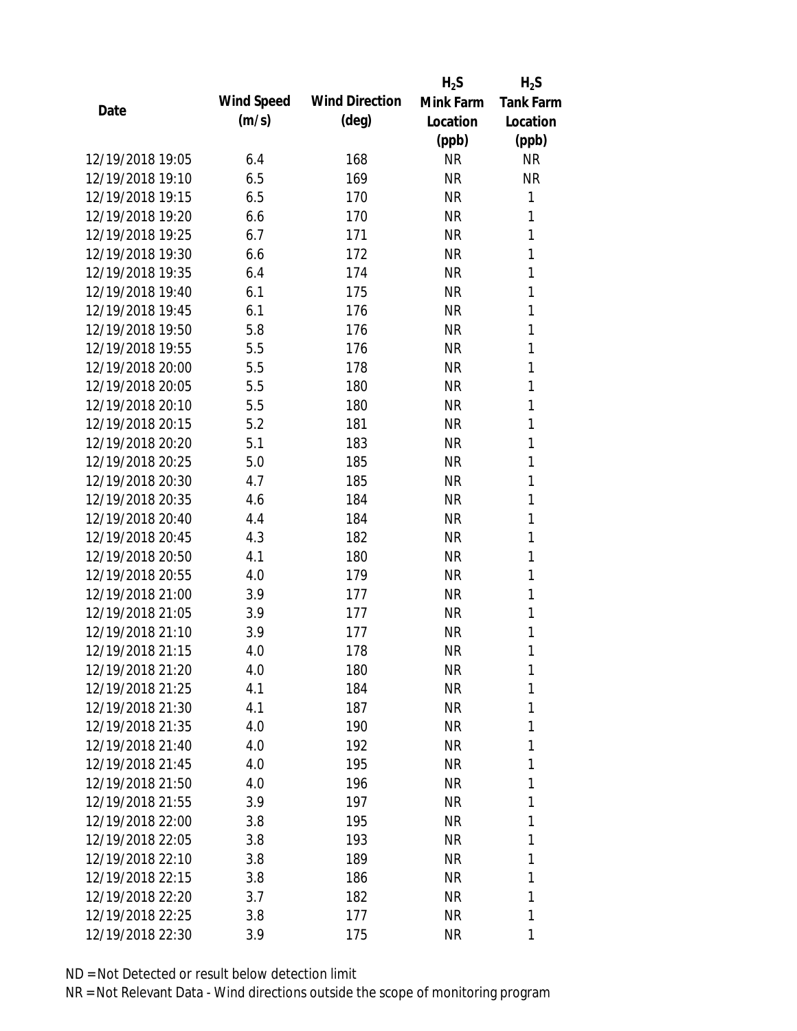| Date | Wind Speed (m/s) | Wind Direction (deg) | $H_2S$ Mink Farm Location (ppb) | $H_2S$ Tank Farm Location (ppb) |
|---|---|---|---|---|
| 12/19/2018 19:05 | 6.4 | 168 | NR | NR |
| 12/19/2018 19:10 | 6.5 | 169 | NR | NR |
| 12/19/2018 19:15 | 6.5 | 170 | NR | 1 |
| 12/19/2018 19:20 | 6.6 | 170 | NR | 1 |
| 12/19/2018 19:25 | 6.7 | 171 | NR | 1 |
| 12/19/2018 19:30 | 6.6 | 172 | NR | 1 |
| 12/19/2018 19:35 | 6.4 | 174 | NR | 1 |
| 12/19/2018 19:40 | 6.1 | 175 | NR | 1 |
| 12/19/2018 19:45 | 6.1 | 176 | NR | 1 |
| 12/19/2018 19:50 | 5.8 | 176 | NR | 1 |
| 12/19/2018 19:55 | 5.5 | 176 | NR | 1 |
| 12/19/2018 20:00 | 5.5 | 178 | NR | 1 |
| 12/19/2018 20:05 | 5.5 | 180 | NR | 1 |
| 12/19/2018 20:10 | 5.5 | 180 | NR | 1 |
| 12/19/2018 20:15 | 5.2 | 181 | NR | 1 |
| 12/19/2018 20:20 | 5.1 | 183 | NR | 1 |
| 12/19/2018 20:25 | 5.0 | 185 | NR | 1 |
| 12/19/2018 20:30 | 4.7 | 185 | NR | 1 |
| 12/19/2018 20:35 | 4.6 | 184 | NR | 1 |
| 12/19/2018 20:40 | 4.4 | 184 | NR | 1 |
| 12/19/2018 20:45 | 4.3 | 182 | NR | 1 |
| 12/19/2018 20:50 | 4.1 | 180 | NR | 1 |
| 12/19/2018 20:55 | 4.0 | 179 | NR | 1 |
| 12/19/2018 21:00 | 3.9 | 177 | NR | 1 |
| 12/19/2018 21:05 | 3.9 | 177 | NR | 1 |
| 12/19/2018 21:10 | 3.9 | 177 | NR | 1 |
| 12/19/2018 21:15 | 4.0 | 178 | NR | 1 |
| 12/19/2018 21:20 | 4.0 | 180 | NR | 1 |
| 12/19/2018 21:25 | 4.1 | 184 | NR | 1 |
| 12/19/2018 21:30 | 4.1 | 187 | NR | 1 |
| 12/19/2018 21:35 | 4.0 | 190 | NR | 1 |
| 12/19/2018 21:40 | 4.0 | 192 | NR | 1 |
| 12/19/2018 21:45 | 4.0 | 195 | NR | 1 |
| 12/19/2018 21:50 | 4.0 | 196 | NR | 1 |
| 12/19/2018 21:55 | 3.9 | 197 | NR | 1 |
| 12/19/2018 22:00 | 3.8 | 195 | NR | 1 |
| 12/19/2018 22:05 | 3.8 | 193 | NR | 1 |
| 12/19/2018 22:10 | 3.8 | 189 | NR | 1 |
| 12/19/2018 22:15 | 3.8 | 186 | NR | 1 |
| 12/19/2018 22:20 | 3.7 | 182 | NR | 1 |
| 12/19/2018 22:25 | 3.8 | 177 | NR | 1 |
| 12/19/2018 22:30 | 3.9 | 175 | NR | 1 |

ND = Not Detected or result below detection limit

NR = Not Relevant Data - Wind directions outside the scope of monitoring program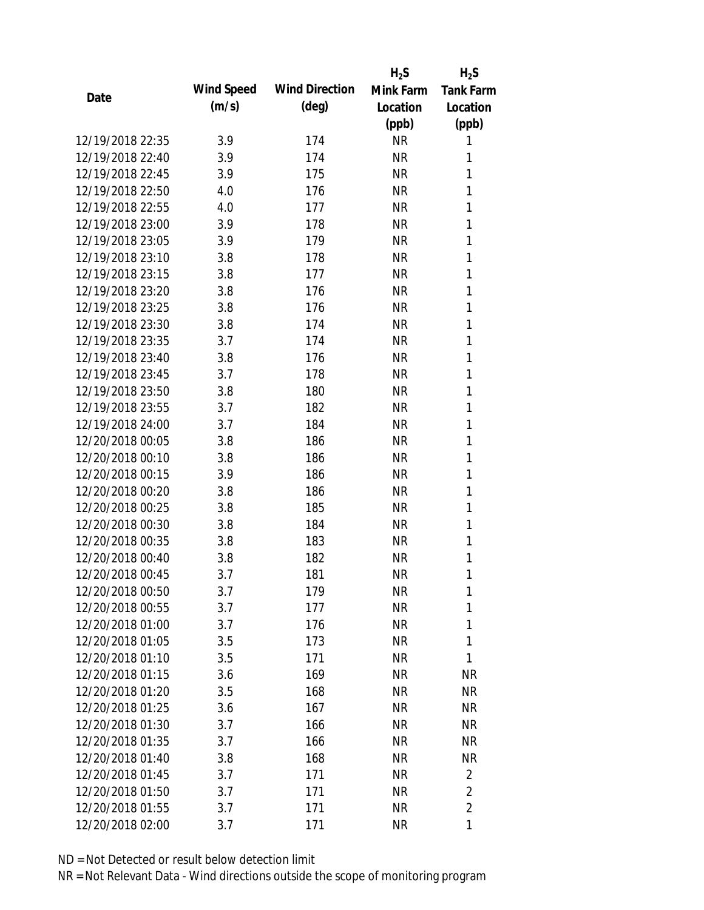| Date | Wind Speed (m/s) | Wind Direction (deg) | $H_2S$ Mink Farm Location (ppb) | $H_2S$ Tank Farm Location (ppb) |
|---|---|---|---|---|
| 12/19/2018 22:35 | 3.9 | 174 | NR | 1 |
| 12/19/2018 22:40 | 3.9 | 174 | NR | 1 |
| 12/19/2018 22:45 | 3.9 | 175 | NR | 1 |
| 12/19/2018 22:50 | 4.0 | 176 | NR | 1 |
| 12/19/2018 22:55 | 4.0 | 177 | NR | 1 |
| 12/19/2018 23:00 | 3.9 | 178 | NR | 1 |
| 12/19/2018 23:05 | 3.9 | 179 | NR | 1 |
| 12/19/2018 23:10 | 3.8 | 178 | NR | 1 |
| 12/19/2018 23:15 | 3.8 | 177 | NR | 1 |
| 12/19/2018 23:20 | 3.8 | 176 | NR | 1 |
| 12/19/2018 23:25 | 3.8 | 176 | NR | 1 |
| 12/19/2018 23:30 | 3.8 | 174 | NR | 1 |
| 12/19/2018 23:35 | 3.7 | 174 | NR | 1 |
| 12/19/2018 23:40 | 3.8 | 176 | NR | 1 |
| 12/19/2018 23:45 | 3.7 | 178 | NR | 1 |
| 12/19/2018 23:50 | 3.8 | 180 | NR | 1 |
| 12/19/2018 23:55 | 3.7 | 182 | NR | 1 |
| 12/19/2018 24:00 | 3.7 | 184 | NR | 1 |
| 12/20/2018 00:05 | 3.8 | 186 | NR | 1 |
| 12/20/2018 00:10 | 3.8 | 186 | NR | 1 |
| 12/20/2018 00:15 | 3.9 | 186 | NR | 1 |
| 12/20/2018 00:20 | 3.8 | 186 | NR | 1 |
| 12/20/2018 00:25 | 3.8 | 185 | NR | 1 |
| 12/20/2018 00:30 | 3.8 | 184 | NR | 1 |
| 12/20/2018 00:35 | 3.8 | 183 | NR | 1 |
| 12/20/2018 00:40 | 3.8 | 182 | NR | 1 |
| 12/20/2018 00:45 | 3.7 | 181 | NR | 1 |
| 12/20/2018 00:50 | 3.7 | 179 | NR | 1 |
| 12/20/2018 00:55 | 3.7 | 177 | NR | 1 |
| 12/20/2018 01:00 | 3.7 | 176 | NR | 1 |
| 12/20/2018 01:05 | 3.5 | 173 | NR | 1 |
| 12/20/2018 01:10 | 3.5 | 171 | NR | 1 |
| 12/20/2018 01:15 | 3.6 | 169 | NR | NR |
| 12/20/2018 01:20 | 3.5 | 168 | NR | NR |
| 12/20/2018 01:25 | 3.6 | 167 | NR | NR |
| 12/20/2018 01:30 | 3.7 | 166 | NR | NR |
| 12/20/2018 01:35 | 3.7 | 166 | NR | NR |
| 12/20/2018 01:40 | 3.8 | 168 | NR | NR |
| 12/20/2018 01:45 | 3.7 | 171 | NR | 2 |
| 12/20/2018 01:50 | 3.7 | 171 | NR | 2 |
| 12/20/2018 01:55 | 3.7 | 171 | NR | 2 |
| 12/20/2018 02:00 | 3.7 | 171 | NR | 1 |

ND = Not Detected or result below detection limit

NR = Not Relevant Data - Wind directions outside the scope of monitoring program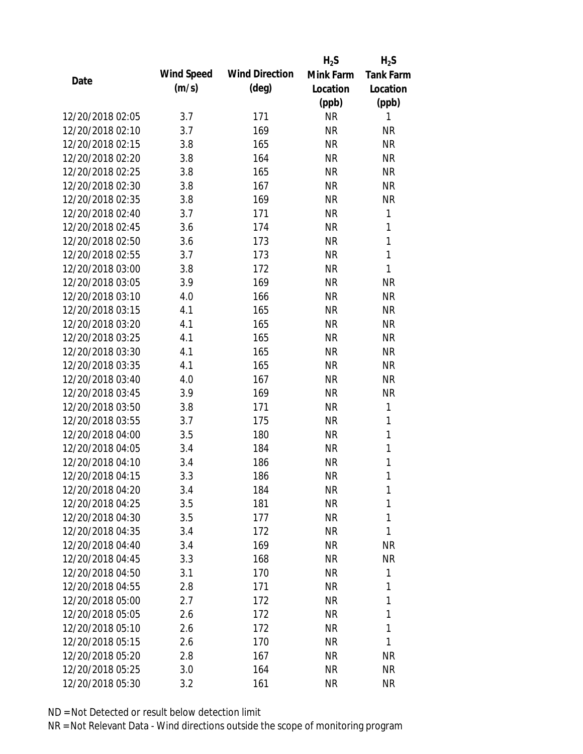| Date | Wind Speed (m/s) | Wind Direction (deg) | $H_2S$ Mink Farm Location (ppb) | $H_2S$ Tank Farm Location (ppb) |
|---|---|---|---|---|
| 12/20/2018 02:05 | 3.7 | 171 | NR | 1 |
| 12/20/2018 02:10 | 3.7 | 169 | NR | NR |
| 12/20/2018 02:15 | 3.8 | 165 | NR | NR |
| 12/20/2018 02:20 | 3.8 | 164 | NR | NR |
| 12/20/2018 02:25 | 3.8 | 165 | NR | NR |
| 12/20/2018 02:30 | 3.8 | 167 | NR | NR |
| 12/20/2018 02:35 | 3.8 | 169 | NR | NR |
| 12/20/2018 02:40 | 3.7 | 171 | NR | 1 |
| 12/20/2018 02:45 | 3.6 | 174 | NR | 1 |
| 12/20/2018 02:50 | 3.6 | 173 | NR | 1 |
| 12/20/2018 02:55 | 3.7 | 173 | NR | 1 |
| 12/20/2018 03:00 | 3.8 | 172 | NR | 1 |
| 12/20/2018 03:05 | 3.9 | 169 | NR | NR |
| 12/20/2018 03:10 | 4.0 | 166 | NR | NR |
| 12/20/2018 03:15 | 4.1 | 165 | NR | NR |
| 12/20/2018 03:20 | 4.1 | 165 | NR | NR |
| 12/20/2018 03:25 | 4.1 | 165 | NR | NR |
| 12/20/2018 03:30 | 4.1 | 165 | NR | NR |
| 12/20/2018 03:35 | 4.1 | 165 | NR | NR |
| 12/20/2018 03:40 | 4.0 | 167 | NR | NR |
| 12/20/2018 03:45 | 3.9 | 169 | NR | NR |
| 12/20/2018 03:50 | 3.8 | 171 | NR | 1 |
| 12/20/2018 03:55 | 3.7 | 175 | NR | 1 |
| 12/20/2018 04:00 | 3.5 | 180 | NR | 1 |
| 12/20/2018 04:05 | 3.4 | 184 | NR | 1 |
| 12/20/2018 04:10 | 3.4 | 186 | NR | 1 |
| 12/20/2018 04:15 | 3.3 | 186 | NR | 1 |
| 12/20/2018 04:20 | 3.4 | 184 | NR | 1 |
| 12/20/2018 04:25 | 3.5 | 181 | NR | 1 |
| 12/20/2018 04:30 | 3.5 | 177 | NR | 1 |
| 12/20/2018 04:35 | 3.4 | 172 | NR | 1 |
| 12/20/2018 04:40 | 3.4 | 169 | NR | NR |
| 12/20/2018 04:45 | 3.3 | 168 | NR | NR |
| 12/20/2018 04:50 | 3.1 | 170 | NR | 1 |
| 12/20/2018 04:55 | 2.8 | 171 | NR | 1 |
| 12/20/2018 05:00 | 2.7 | 172 | NR | 1 |
| 12/20/2018 05:05 | 2.6 | 172 | NR | 1 |
| 12/20/2018 05:10 | 2.6 | 172 | NR | 1 |
| 12/20/2018 05:15 | 2.6 | 170 | NR | 1 |
| 12/20/2018 05:20 | 2.8 | 167 | NR | NR |
| 12/20/2018 05:25 | 3.0 | 164 | NR | NR |
| 12/20/2018 05:30 | 3.2 | 161 | NR | NR |

ND = Not Detected or result below detection limit

NR = Not Relevant Data - Wind directions outside the scope of monitoring program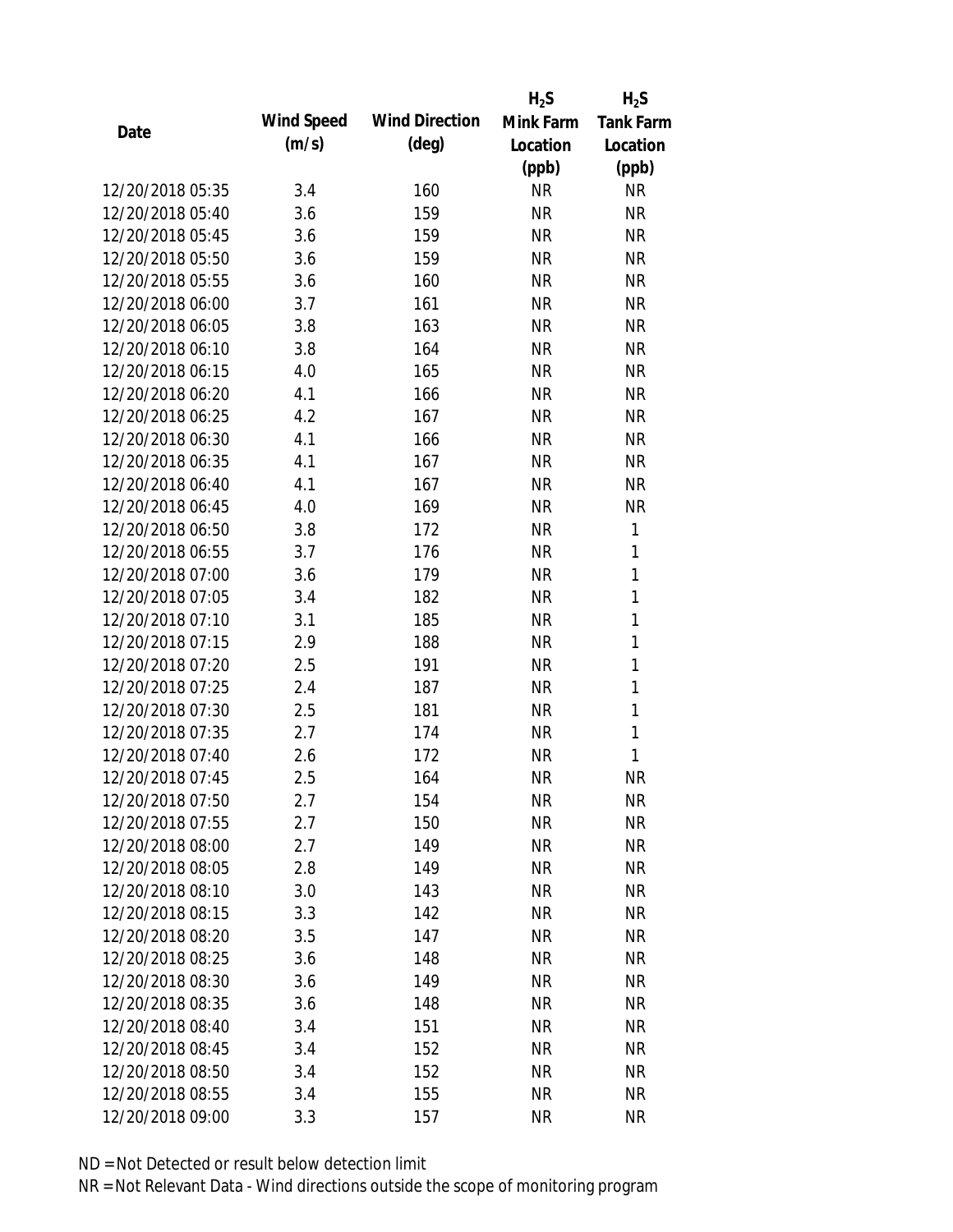| Date | Wind Speed (m/s) | Wind Direction (deg) | $H_2S$ Mink Farm Location (ppb) | $H_2S$ Tank Farm Location (ppb) |
|---|---|---|---|---|
| 12/20/2018 05:35 | 3.4 | 160 | NR | NR |
| 12/20/2018 05:40 | 3.6 | 159 | NR | NR |
| 12/20/2018 05:45 | 3.6 | 159 | NR | NR |
| 12/20/2018 05:50 | 3.6 | 159 | NR | NR |
| 12/20/2018 05:55 | 3.6 | 160 | NR | NR |
| 12/20/2018 06:00 | 3.7 | 161 | NR | NR |
| 12/20/2018 06:05 | 3.8 | 163 | NR | NR |
| 12/20/2018 06:10 | 3.8 | 164 | NR | NR |
| 12/20/2018 06:15 | 4.0 | 165 | NR | NR |
| 12/20/2018 06:20 | 4.1 | 166 | NR | NR |
| 12/20/2018 06:25 | 4.2 | 167 | NR | NR |
| 12/20/2018 06:30 | 4.1 | 166 | NR | NR |
| 12/20/2018 06:35 | 4.1 | 167 | NR | NR |
| 12/20/2018 06:40 | 4.1 | 167 | NR | NR |
| 12/20/2018 06:45 | 4.0 | 169 | NR | NR |
| 12/20/2018 06:50 | 3.8 | 172 | NR | 1 |
| 12/20/2018 06:55 | 3.7 | 176 | NR | 1 |
| 12/20/2018 07:00 | 3.6 | 179 | NR | 1 |
| 12/20/2018 07:05 | 3.4 | 182 | NR | 1 |
| 12/20/2018 07:10 | 3.1 | 185 | NR | 1 |
| 12/20/2018 07:15 | 2.9 | 188 | NR | 1 |
| 12/20/2018 07:20 | 2.5 | 191 | NR | 1 |
| 12/20/2018 07:25 | 2.4 | 187 | NR | 1 |
| 12/20/2018 07:30 | 2.5 | 181 | NR | 1 |
| 12/20/2018 07:35 | 2.7 | 174 | NR | 1 |
| 12/20/2018 07:40 | 2.6 | 172 | NR | 1 |
| 12/20/2018 07:45 | 2.5 | 164 | NR | NR |
| 12/20/2018 07:50 | 2.7 | 154 | NR | NR |
| 12/20/2018 07:55 | 2.7 | 150 | NR | NR |
| 12/20/2018 08:00 | 2.7 | 149 | NR | NR |
| 12/20/2018 08:05 | 2.8 | 149 | NR | NR |
| 12/20/2018 08:10 | 3.0 | 143 | NR | NR |
| 12/20/2018 08:15 | 3.3 | 142 | NR | NR |
| 12/20/2018 08:20 | 3.5 | 147 | NR | NR |
| 12/20/2018 08:25 | 3.6 | 148 | NR | NR |
| 12/20/2018 08:30 | 3.6 | 149 | NR | NR |
| 12/20/2018 08:35 | 3.6 | 148 | NR | NR |
| 12/20/2018 08:40 | 3.4 | 151 | NR | NR |
| 12/20/2018 08:45 | 3.4 | 152 | NR | NR |
| 12/20/2018 08:50 | 3.4 | 152 | NR | NR |
| 12/20/2018 08:55 | 3.4 | 155 | NR | NR |
| 12/20/2018 09:00 | 3.3 | 157 | NR | NR |

ND = Not Detected or result below detection limit

NR = Not Relevant Data - Wind directions outside the scope of monitoring program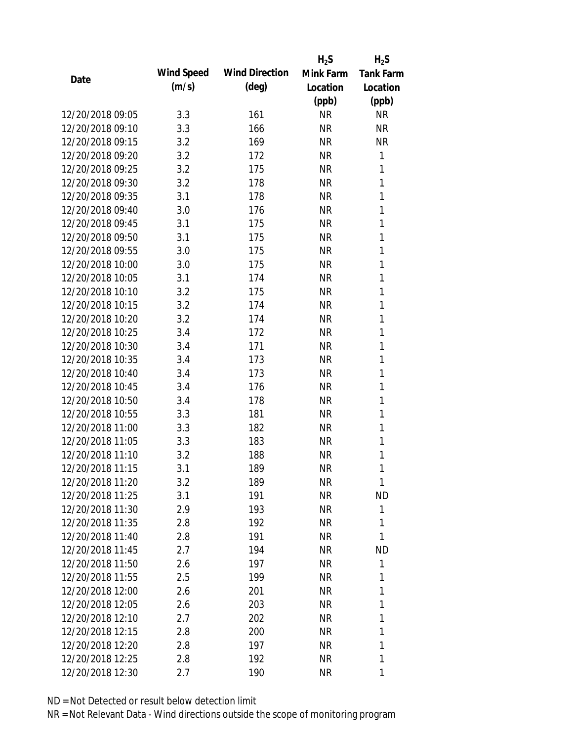| Date | Wind Speed (m/s) | Wind Direction (deg) | $H_2S$ Mink Farm Location (ppb) | $H_2S$ Tank Farm Location (ppb) |
|---|---|---|---|---|
| 12/20/2018 09:05 | 3.3 | 161 | NR | NR |
| 12/20/2018 09:10 | 3.3 | 166 | NR | NR |
| 12/20/2018 09:15 | 3.2 | 169 | NR | NR |
| 12/20/2018 09:20 | 3.2 | 172 | NR | 1 |
| 12/20/2018 09:25 | 3.2 | 175 | NR | 1 |
| 12/20/2018 09:30 | 3.2 | 178 | NR | 1 |
| 12/20/2018 09:35 | 3.1 | 178 | NR | 1 |
| 12/20/2018 09:40 | 3.0 | 176 | NR | 1 |
| 12/20/2018 09:45 | 3.1 | 175 | NR | 1 |
| 12/20/2018 09:50 | 3.1 | 175 | NR | 1 |
| 12/20/2018 09:55 | 3.0 | 175 | NR | 1 |
| 12/20/2018 10:00 | 3.0 | 175 | NR | 1 |
| 12/20/2018 10:05 | 3.1 | 174 | NR | 1 |
| 12/20/2018 10:10 | 3.2 | 175 | NR | 1 |
| 12/20/2018 10:15 | 3.2 | 174 | NR | 1 |
| 12/20/2018 10:20 | 3.2 | 174 | NR | 1 |
| 12/20/2018 10:25 | 3.4 | 172 | NR | 1 |
| 12/20/2018 10:30 | 3.4 | 171 | NR | 1 |
| 12/20/2018 10:35 | 3.4 | 173 | NR | 1 |
| 12/20/2018 10:40 | 3.4 | 173 | NR | 1 |
| 12/20/2018 10:45 | 3.4 | 176 | NR | 1 |
| 12/20/2018 10:50 | 3.4 | 178 | NR | 1 |
| 12/20/2018 10:55 | 3.3 | 181 | NR | 1 |
| 12/20/2018 11:00 | 3.3 | 182 | NR | 1 |
| 12/20/2018 11:05 | 3.3 | 183 | NR | 1 |
| 12/20/2018 11:10 | 3.2 | 188 | NR | 1 |
| 12/20/2018 11:15 | 3.1 | 189 | NR | 1 |
| 12/20/2018 11:20 | 3.2 | 189 | NR | 1 |
| 12/20/2018 11:25 | 3.1 | 191 | NR | ND |
| 12/20/2018 11:30 | 2.9 | 193 | NR | 1 |
| 12/20/2018 11:35 | 2.8 | 192 | NR | 1 |
| 12/20/2018 11:40 | 2.8 | 191 | NR | 1 |
| 12/20/2018 11:45 | 2.7 | 194 | NR | ND |
| 12/20/2018 11:50 | 2.6 | 197 | NR | 1 |
| 12/20/2018 11:55 | 2.5 | 199 | NR | 1 |
| 12/20/2018 12:00 | 2.6 | 201 | NR | 1 |
| 12/20/2018 12:05 | 2.6 | 203 | NR | 1 |
| 12/20/2018 12:10 | 2.7 | 202 | NR | 1 |
| 12/20/2018 12:15 | 2.8 | 200 | NR | 1 |
| 12/20/2018 12:20 | 2.8 | 197 | NR | 1 |
| 12/20/2018 12:25 | 2.8 | 192 | NR | 1 |
| 12/20/2018 12:30 | 2.7 | 190 | NR | 1 |

ND = Not Detected or result below detection limit

NR = Not Relevant Data - Wind directions outside the scope of monitoring program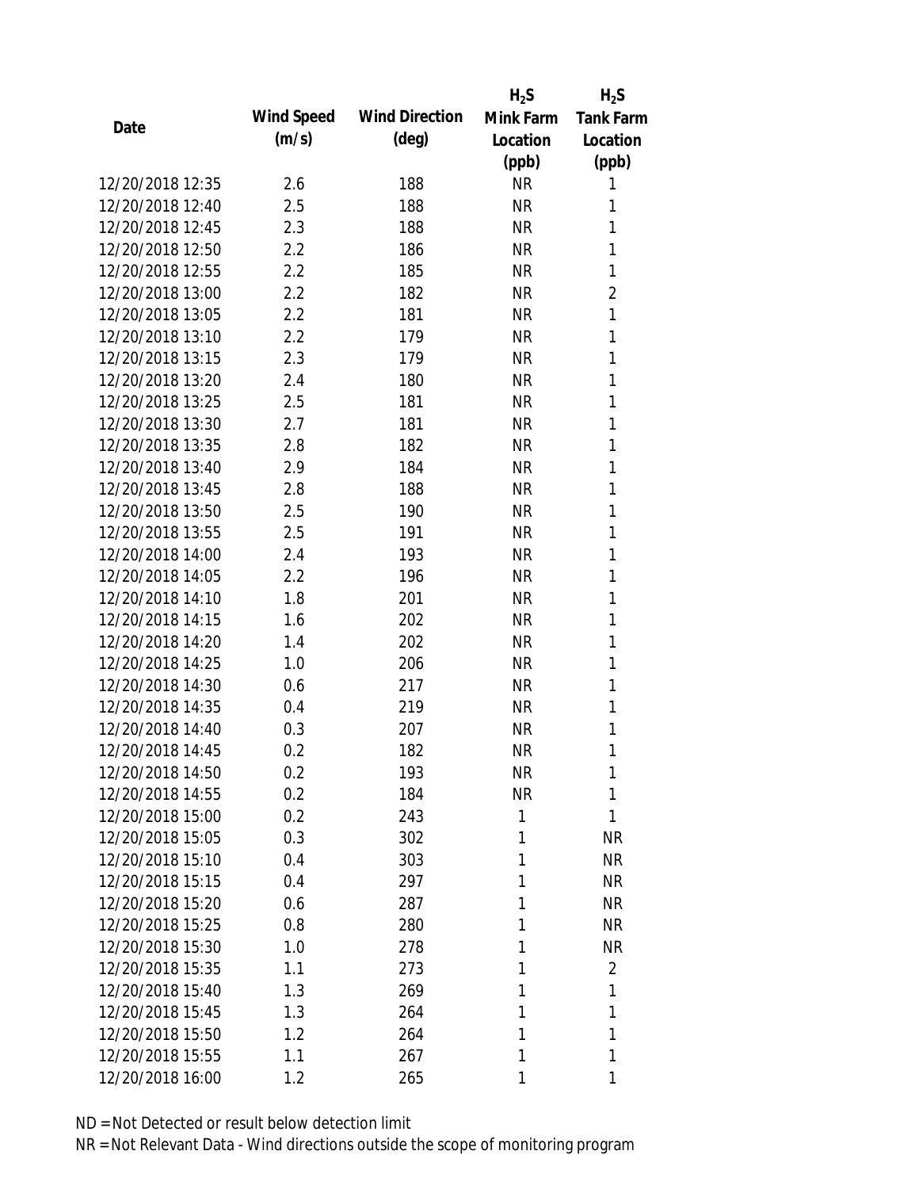| Date | Wind Speed (m/s) | Wind Direction (deg) | $H_2S$ Mink Farm Location (ppb) | $H_2S$ Tank Farm Location (ppb) |
|---|---|---|---|---|
| 12/20/2018 12:35 | 2.6 | 188 | NR | 1 |
| 12/20/2018 12:40 | 2.5 | 188 | NR | 1 |
| 12/20/2018 12:45 | 2.3 | 188 | NR | 1 |
| 12/20/2018 12:50 | 2.2 | 186 | NR | 1 |
| 12/20/2018 12:55 | 2.2 | 185 | NR | 1 |
| 12/20/2018 13:00 | 2.2 | 182 | NR | 2 |
| 12/20/2018 13:05 | 2.2 | 181 | NR | 1 |
| 12/20/2018 13:10 | 2.2 | 179 | NR | 1 |
| 12/20/2018 13:15 | 2.3 | 179 | NR | 1 |
| 12/20/2018 13:20 | 2.4 | 180 | NR | 1 |
| 12/20/2018 13:25 | 2.5 | 181 | NR | 1 |
| 12/20/2018 13:30 | 2.7 | 181 | NR | 1 |
| 12/20/2018 13:35 | 2.8 | 182 | NR | 1 |
| 12/20/2018 13:40 | 2.9 | 184 | NR | 1 |
| 12/20/2018 13:45 | 2.8 | 188 | NR | 1 |
| 12/20/2018 13:50 | 2.5 | 190 | NR | 1 |
| 12/20/2018 13:55 | 2.5 | 191 | NR | 1 |
| 12/20/2018 14:00 | 2.4 | 193 | NR | 1 |
| 12/20/2018 14:05 | 2.2 | 196 | NR | 1 |
| 12/20/2018 14:10 | 1.8 | 201 | NR | 1 |
| 12/20/2018 14:15 | 1.6 | 202 | NR | 1 |
| 12/20/2018 14:20 | 1.4 | 202 | NR | 1 |
| 12/20/2018 14:25 | 1.0 | 206 | NR | 1 |
| 12/20/2018 14:30 | 0.6 | 217 | NR | 1 |
| 12/20/2018 14:35 | 0.4 | 219 | NR | 1 |
| 12/20/2018 14:40 | 0.3 | 207 | NR | 1 |
| 12/20/2018 14:45 | 0.2 | 182 | NR | 1 |
| 12/20/2018 14:50 | 0.2 | 193 | NR | 1 |
| 12/20/2018 14:55 | 0.2 | 184 | NR | 1 |
| 12/20/2018 15:00 | 0.2 | 243 | 1 | 1 |
| 12/20/2018 15:05 | 0.3 | 302 | 1 | NR |
| 12/20/2018 15:10 | 0.4 | 303 | 1 | NR |
| 12/20/2018 15:15 | 0.4 | 297 | 1 | NR |
| 12/20/2018 15:20 | 0.6 | 287 | 1 | NR |
| 12/20/2018 15:25 | 0.8 | 280 | 1 | NR |
| 12/20/2018 15:30 | 1.0 | 278 | 1 | NR |
| 12/20/2018 15:35 | 1.1 | 273 | 1 | 2 |
| 12/20/2018 15:40 | 1.3 | 269 | 1 | 1 |
| 12/20/2018 15:45 | 1.3 | 264 | 1 | 1 |
| 12/20/2018 15:50 | 1.2 | 264 | 1 | 1 |
| 12/20/2018 15:55 | 1.1 | 267 | 1 | 1 |
| 12/20/2018 16:00 | 1.2 | 265 | 1 | 1 |

ND = Not Detected or result below detection limit

NR = Not Relevant Data - Wind directions outside the scope of monitoring program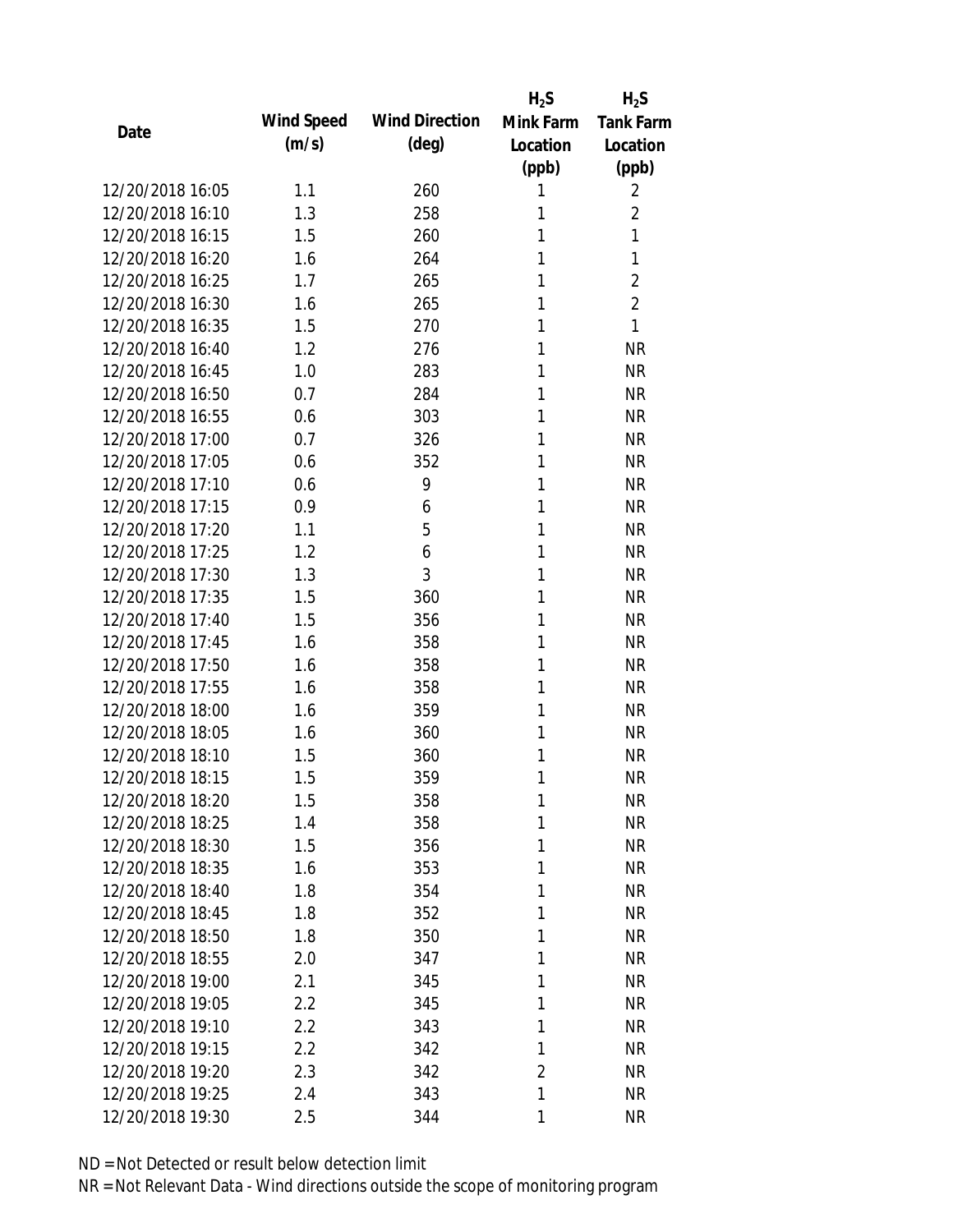| Date | Wind Speed (m/s) | Wind Direction (deg) | $H_2S$ Mink Farm Location (ppb) | $H_2S$ Tank Farm Location (ppb) |
|---|---|---|---|---|
| 12/20/2018 16:05 | 1.1 | 260 | 1 | 2 |
| 12/20/2018 16:10 | 1.3 | 258 | 1 | 2 |
| 12/20/2018 16:15 | 1.5 | 260 | 1 | 1 |
| 12/20/2018 16:20 | 1.6 | 264 | 1 | 1 |
| 12/20/2018 16:25 | 1.7 | 265 | 1 | 2 |
| 12/20/2018 16:30 | 1.6 | 265 | 1 | 2 |
| 12/20/2018 16:35 | 1.5 | 270 | 1 | 1 |
| 12/20/2018 16:40 | 1.2 | 276 | 1 | NR |
| 12/20/2018 16:45 | 1.0 | 283 | 1 | NR |
| 12/20/2018 16:50 | 0.7 | 284 | 1 | NR |
| 12/20/2018 16:55 | 0.6 | 303 | 1 | NR |
| 12/20/2018 17:00 | 0.7 | 326 | 1 | NR |
| 12/20/2018 17:05 | 0.6 | 352 | 1 | NR |
| 12/20/2018 17:10 | 0.6 | 9 | 1 | NR |
| 12/20/2018 17:15 | 0.9 | 6 | 1 | NR |
| 12/20/2018 17:20 | 1.1 | 5 | 1 | NR |
| 12/20/2018 17:25 | 1.2 | 6 | 1 | NR |
| 12/20/2018 17:30 | 1.3 | 3 | 1 | NR |
| 12/20/2018 17:35 | 1.5 | 360 | 1 | NR |
| 12/20/2018 17:40 | 1.5 | 356 | 1 | NR |
| 12/20/2018 17:45 | 1.6 | 358 | 1 | NR |
| 12/20/2018 17:50 | 1.6 | 358 | 1 | NR |
| 12/20/2018 17:55 | 1.6 | 358 | 1 | NR |
| 12/20/2018 18:00 | 1.6 | 359 | 1 | NR |
| 12/20/2018 18:05 | 1.6 | 360 | 1 | NR |
| 12/20/2018 18:10 | 1.5 | 360 | 1 | NR |
| 12/20/2018 18:15 | 1.5 | 359 | 1 | NR |
| 12/20/2018 18:20 | 1.5 | 358 | 1 | NR |
| 12/20/2018 18:25 | 1.4 | 358 | 1 | NR |
| 12/20/2018 18:30 | 1.5 | 356 | 1 | NR |
| 12/20/2018 18:35 | 1.6 | 353 | 1 | NR |
| 12/20/2018 18:40 | 1.8 | 354 | 1 | NR |
| 12/20/2018 18:45 | 1.8 | 352 | 1 | NR |
| 12/20/2018 18:50 | 1.8 | 350 | 1 | NR |
| 12/20/2018 18:55 | 2.0 | 347 | 1 | NR |
| 12/20/2018 19:00 | 2.1 | 345 | 1 | NR |
| 12/20/2018 19:05 | 2.2 | 345 | 1 | NR |
| 12/20/2018 19:10 | 2.2 | 343 | 1 | NR |
| 12/20/2018 19:15 | 2.2 | 342 | 1 | NR |
| 12/20/2018 19:20 | 2.3 | 342 | 2 | NR |
| 12/20/2018 19:25 | 2.4 | 343 | 1 | NR |
| 12/20/2018 19:30 | 2.5 | 344 | 1 | NR |

ND = Not Detected or result below detection limit

NR = Not Relevant Data - Wind directions outside the scope of monitoring program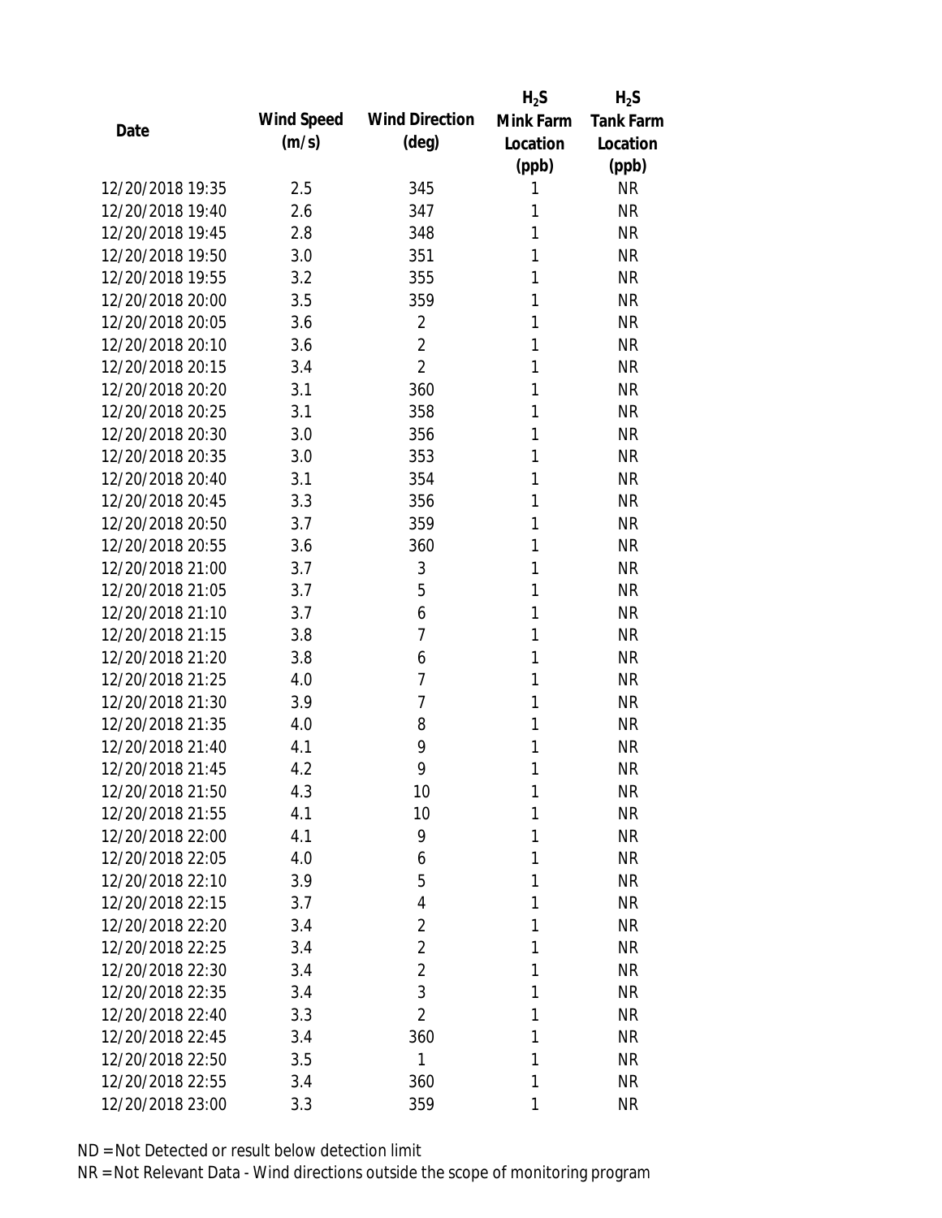| Date | Wind Speed (m/s) | Wind Direction (deg) | $H_2S$ Mink Farm Location (ppb) | $H_2S$ Tank Farm Location (ppb) |
|---|---|---|---|---|
| 12/20/2018 19:35 | 2.5 | 345 | 1 | NR |
| 12/20/2018 19:40 | 2.6 | 347 | 1 | NR |
| 12/20/2018 19:45 | 2.8 | 348 | 1 | NR |
| 12/20/2018 19:50 | 3.0 | 351 | 1 | NR |
| 12/20/2018 19:55 | 3.2 | 355 | 1 | NR |
| 12/20/2018 20:00 | 3.5 | 359 | 1 | NR |
| 12/20/2018 20:05 | 3.6 | 2 | 1 | NR |
| 12/20/2018 20:10 | 3.6 | 2 | 1 | NR |
| 12/20/2018 20:15 | 3.4 | 2 | 1 | NR |
| 12/20/2018 20:20 | 3.1 | 360 | 1 | NR |
| 12/20/2018 20:25 | 3.1 | 358 | 1 | NR |
| 12/20/2018 20:30 | 3.0 | 356 | 1 | NR |
| 12/20/2018 20:35 | 3.0 | 353 | 1 | NR |
| 12/20/2018 20:40 | 3.1 | 354 | 1 | NR |
| 12/20/2018 20:45 | 3.3 | 356 | 1 | NR |
| 12/20/2018 20:50 | 3.7 | 359 | 1 | NR |
| 12/20/2018 20:55 | 3.6 | 360 | 1 | NR |
| 12/20/2018 21:00 | 3.7 | 3 | 1 | NR |
| 12/20/2018 21:05 | 3.7 | 5 | 1 | NR |
| 12/20/2018 21:10 | 3.7 | 6 | 1 | NR |
| 12/20/2018 21:15 | 3.8 | 7 | 1 | NR |
| 12/20/2018 21:20 | 3.8 | 6 | 1 | NR |
| 12/20/2018 21:25 | 4.0 | 7 | 1 | NR |
| 12/20/2018 21:30 | 3.9 | 7 | 1 | NR |
| 12/20/2018 21:35 | 4.0 | 8 | 1 | NR |
| 12/20/2018 21:40 | 4.1 | 9 | 1 | NR |
| 12/20/2018 21:45 | 4.2 | 9 | 1 | NR |
| 12/20/2018 21:50 | 4.3 | 10 | 1 | NR |
| 12/20/2018 21:55 | 4.1 | 10 | 1 | NR |
| 12/20/2018 22:00 | 4.1 | 9 | 1 | NR |
| 12/20/2018 22:05 | 4.0 | 6 | 1 | NR |
| 12/20/2018 22:10 | 3.9 | 5 | 1 | NR |
| 12/20/2018 22:15 | 3.7 | 4 | 1 | NR |
| 12/20/2018 22:20 | 3.4 | 2 | 1 | NR |
| 12/20/2018 22:25 | 3.4 | 2 | 1 | NR |
| 12/20/2018 22:30 | 3.4 | 2 | 1 | NR |
| 12/20/2018 22:35 | 3.4 | 3 | 1 | NR |
| 12/20/2018 22:40 | 3.3 | 2 | 1 | NR |
| 12/20/2018 22:45 | 3.4 | 360 | 1 | NR |
| 12/20/2018 22:50 | 3.5 | 1 | 1 | NR |
| 12/20/2018 22:55 | 3.4 | 360 | 1 | NR |
| 12/20/2018 23:00 | 3.3 | 359 | 1 | NR |

ND = Not Detected or result below detection limit

NR = Not Relevant Data - Wind directions outside the scope of monitoring program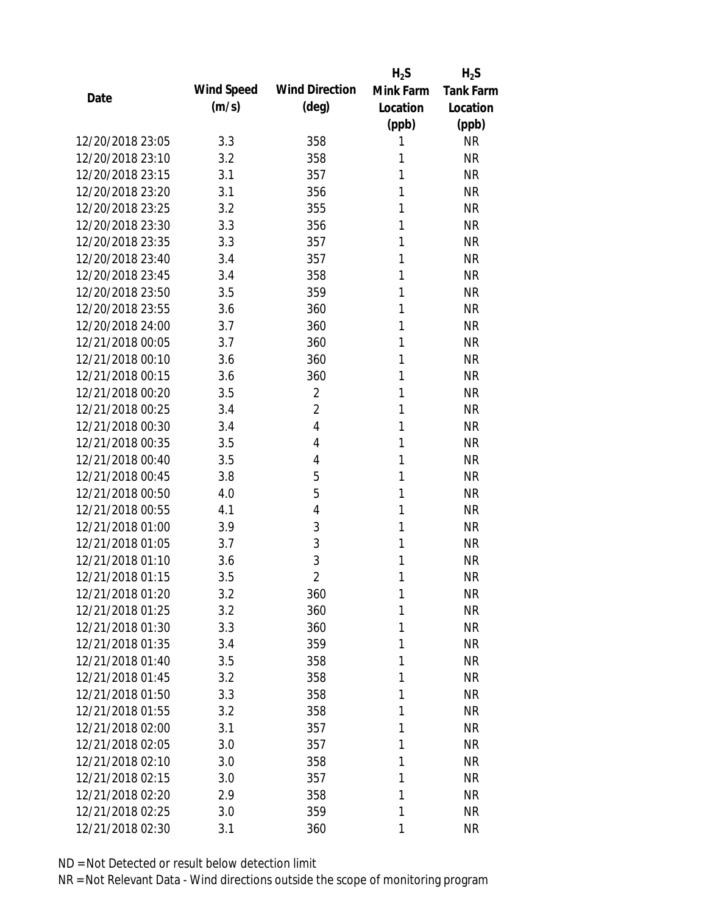| Date | Wind Speed (m/s) | Wind Direction (deg) | $H_2S$ Mink Farm Location (ppb) | $H_2S$ Tank Farm Location (ppb) |
|---|---|---|---|---|
| 12/20/2018 23:05 | 3.3 | 358 | 1 | NR |
| 12/20/2018 23:10 | 3.2 | 358 | 1 | NR |
| 12/20/2018 23:15 | 3.1 | 357 | 1 | NR |
| 12/20/2018 23:20 | 3.1 | 356 | 1 | NR |
| 12/20/2018 23:25 | 3.2 | 355 | 1 | NR |
| 12/20/2018 23:30 | 3.3 | 356 | 1 | NR |
| 12/20/2018 23:35 | 3.3 | 357 | 1 | NR |
| 12/20/2018 23:40 | 3.4 | 357 | 1 | NR |
| 12/20/2018 23:45 | 3.4 | 358 | 1 | NR |
| 12/20/2018 23:50 | 3.5 | 359 | 1 | NR |
| 12/20/2018 23:55 | 3.6 | 360 | 1 | NR |
| 12/20/2018 24:00 | 3.7 | 360 | 1 | NR |
| 12/21/2018 00:05 | 3.7 | 360 | 1 | NR |
| 12/21/2018 00:10 | 3.6 | 360 | 1 | NR |
| 12/21/2018 00:15 | 3.6 | 360 | 1 | NR |
| 12/21/2018 00:20 | 3.5 | 2 | 1 | NR |
| 12/21/2018 00:25 | 3.4 | 2 | 1 | NR |
| 12/21/2018 00:30 | 3.4 | 4 | 1 | NR |
| 12/21/2018 00:35 | 3.5 | 4 | 1 | NR |
| 12/21/2018 00:40 | 3.5 | 4 | 1 | NR |
| 12/21/2018 00:45 | 3.8 | 5 | 1 | NR |
| 12/21/2018 00:50 | 4.0 | 5 | 1 | NR |
| 12/21/2018 00:55 | 4.1 | 4 | 1 | NR |
| 12/21/2018 01:00 | 3.9 | 3 | 1 | NR |
| 12/21/2018 01:05 | 3.7 | 3 | 1 | NR |
| 12/21/2018 01:10 | 3.6 | 3 | 1 | NR |
| 12/21/2018 01:15 | 3.5 | 2 | 1 | NR |
| 12/21/2018 01:20 | 3.2 | 360 | 1 | NR |
| 12/21/2018 01:25 | 3.2 | 360 | 1 | NR |
| 12/21/2018 01:30 | 3.3 | 360 | 1 | NR |
| 12/21/2018 01:35 | 3.4 | 359 | 1 | NR |
| 12/21/2018 01:40 | 3.5 | 358 | 1 | NR |
| 12/21/2018 01:45 | 3.2 | 358 | 1 | NR |
| 12/21/2018 01:50 | 3.3 | 358 | 1 | NR |
| 12/21/2018 01:55 | 3.2 | 358 | 1 | NR |
| 12/21/2018 02:00 | 3.1 | 357 | 1 | NR |
| 12/21/2018 02:05 | 3.0 | 357 | 1 | NR |
| 12/21/2018 02:10 | 3.0 | 358 | 1 | NR |
| 12/21/2018 02:15 | 3.0 | 357 | 1 | NR |
| 12/21/2018 02:20 | 2.9 | 358 | 1 | NR |
| 12/21/2018 02:25 | 3.0 | 359 | 1 | NR |
| 12/21/2018 02:30 | 3.1 | 360 | 1 | NR |

ND = Not Detected or result below detection limit

NR = Not Relevant Data - Wind directions outside the scope of monitoring program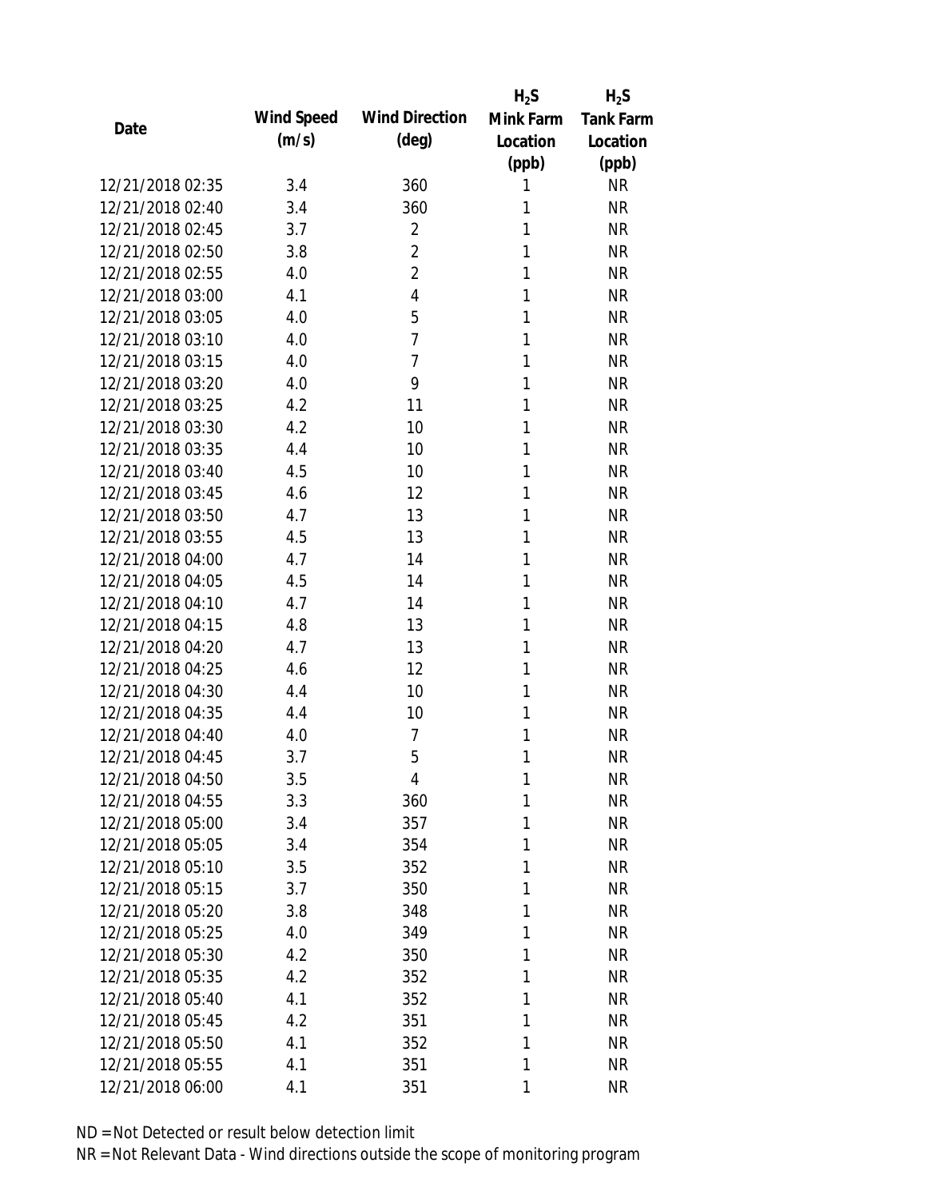| Date | Wind Speed (m/s) | Wind Direction (deg) | $H_2S$ Mink Farm Location (ppb) | $H_2S$ Tank Farm Location (ppb) |
|---|---|---|---|---|
| 12/21/2018 02:35 | 3.4 | 360 | 1 | NR |
| 12/21/2018 02:40 | 3.4 | 360 | 1 | NR |
| 12/21/2018 02:45 | 3.7 | 2 | 1 | NR |
| 12/21/2018 02:50 | 3.8 | 2 | 1 | NR |
| 12/21/2018 02:55 | 4.0 | 2 | 1 | NR |
| 12/21/2018 03:00 | 4.1 | 4 | 1 | NR |
| 12/21/2018 03:05 | 4.0 | 5 | 1 | NR |
| 12/21/2018 03:10 | 4.0 | 7 | 1 | NR |
| 12/21/2018 03:15 | 4.0 | 7 | 1 | NR |
| 12/21/2018 03:20 | 4.0 | 9 | 1 | NR |
| 12/21/2018 03:25 | 4.2 | 11 | 1 | NR |
| 12/21/2018 03:30 | 4.2 | 10 | 1 | NR |
| 12/21/2018 03:35 | 4.4 | 10 | 1 | NR |
| 12/21/2018 03:40 | 4.5 | 10 | 1 | NR |
| 12/21/2018 03:45 | 4.6 | 12 | 1 | NR |
| 12/21/2018 03:50 | 4.7 | 13 | 1 | NR |
| 12/21/2018 03:55 | 4.5 | 13 | 1 | NR |
| 12/21/2018 04:00 | 4.7 | 14 | 1 | NR |
| 12/21/2018 04:05 | 4.5 | 14 | 1 | NR |
| 12/21/2018 04:10 | 4.7 | 14 | 1 | NR |
| 12/21/2018 04:15 | 4.8 | 13 | 1 | NR |
| 12/21/2018 04:20 | 4.7 | 13 | 1 | NR |
| 12/21/2018 04:25 | 4.6 | 12 | 1 | NR |
| 12/21/2018 04:30 | 4.4 | 10 | 1 | NR |
| 12/21/2018 04:35 | 4.4 | 10 | 1 | NR |
| 12/21/2018 04:40 | 4.0 | 7 | 1 | NR |
| 12/21/2018 04:45 | 3.7 | 5 | 1 | NR |
| 12/21/2018 04:50 | 3.5 | 4 | 1 | NR |
| 12/21/2018 04:55 | 3.3 | 360 | 1 | NR |
| 12/21/2018 05:00 | 3.4 | 357 | 1 | NR |
| 12/21/2018 05:05 | 3.4 | 354 | 1 | NR |
| 12/21/2018 05:10 | 3.5 | 352 | 1 | NR |
| 12/21/2018 05:15 | 3.7 | 350 | 1 | NR |
| 12/21/2018 05:20 | 3.8 | 348 | 1 | NR |
| 12/21/2018 05:25 | 4.0 | 349 | 1 | NR |
| 12/21/2018 05:30 | 4.2 | 350 | 1 | NR |
| 12/21/2018 05:35 | 4.2 | 352 | 1 | NR |
| 12/21/2018 05:40 | 4.1 | 352 | 1 | NR |
| 12/21/2018 05:45 | 4.2 | 351 | 1 | NR |
| 12/21/2018 05:50 | 4.1 | 352 | 1 | NR |
| 12/21/2018 05:55 | 4.1 | 351 | 1 | NR |
| 12/21/2018 06:00 | 4.1 | 351 | 1 | NR |

ND = Not Detected or result below detection limit

NR = Not Relevant Data - Wind directions outside the scope of monitoring program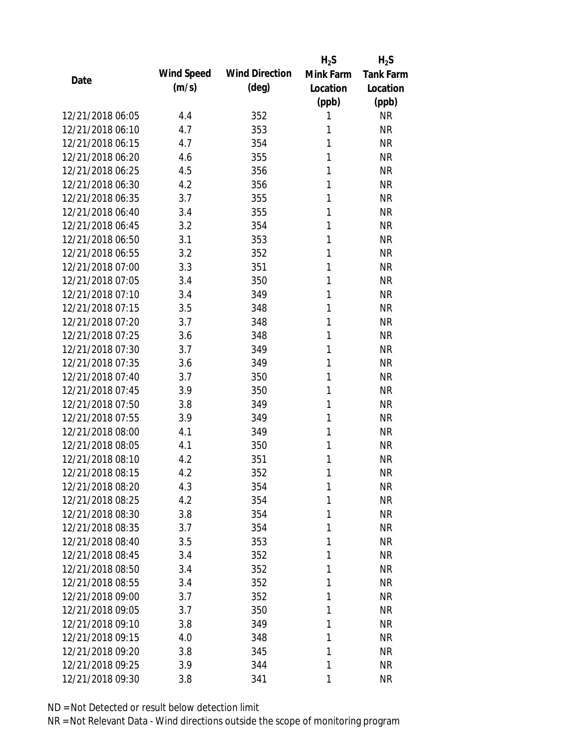| Date | Wind Speed (m/s) | Wind Direction (deg) | $H_2S$ Mink Farm Location (ppb) | $H_2S$ Tank Farm Location (ppb) |
|---|---|---|---|---|
| 12/21/2018 06:05 | 4.4 | 352 | 1 | NR |
| 12/21/2018 06:10 | 4.7 | 353 | 1 | NR |
| 12/21/2018 06:15 | 4.7 | 354 | 1 | NR |
| 12/21/2018 06:20 | 4.6 | 355 | 1 | NR |
| 12/21/2018 06:25 | 4.5 | 356 | 1 | NR |
| 12/21/2018 06:30 | 4.2 | 356 | 1 | NR |
| 12/21/2018 06:35 | 3.7 | 355 | 1 | NR |
| 12/21/2018 06:40 | 3.4 | 355 | 1 | NR |
| 12/21/2018 06:45 | 3.2 | 354 | 1 | NR |
| 12/21/2018 06:50 | 3.1 | 353 | 1 | NR |
| 12/21/2018 06:55 | 3.2 | 352 | 1 | NR |
| 12/21/2018 07:00 | 3.3 | 351 | 1 | NR |
| 12/21/2018 07:05 | 3.4 | 350 | 1 | NR |
| 12/21/2018 07:10 | 3.4 | 349 | 1 | NR |
| 12/21/2018 07:15 | 3.5 | 348 | 1 | NR |
| 12/21/2018 07:20 | 3.7 | 348 | 1 | NR |
| 12/21/2018 07:25 | 3.6 | 348 | 1 | NR |
| 12/21/2018 07:30 | 3.7 | 349 | 1 | NR |
| 12/21/2018 07:35 | 3.6 | 349 | 1 | NR |
| 12/21/2018 07:40 | 3.7 | 350 | 1 | NR |
| 12/21/2018 07:45 | 3.9 | 350 | 1 | NR |
| 12/21/2018 07:50 | 3.8 | 349 | 1 | NR |
| 12/21/2018 07:55 | 3.9 | 349 | 1 | NR |
| 12/21/2018 08:00 | 4.1 | 349 | 1 | NR |
| 12/21/2018 08:05 | 4.1 | 350 | 1 | NR |
| 12/21/2018 08:10 | 4.2 | 351 | 1 | NR |
| 12/21/2018 08:15 | 4.2 | 352 | 1 | NR |
| 12/21/2018 08:20 | 4.3 | 354 | 1 | NR |
| 12/21/2018 08:25 | 4.2 | 354 | 1 | NR |
| 12/21/2018 08:30 | 3.8 | 354 | 1 | NR |
| 12/21/2018 08:35 | 3.7 | 354 | 1 | NR |
| 12/21/2018 08:40 | 3.5 | 353 | 1 | NR |
| 12/21/2018 08:45 | 3.4 | 352 | 1 | NR |
| 12/21/2018 08:50 | 3.4 | 352 | 1 | NR |
| 12/21/2018 08:55 | 3.4 | 352 | 1 | NR |
| 12/21/2018 09:00 | 3.7 | 352 | 1 | NR |
| 12/21/2018 09:05 | 3.7 | 350 | 1 | NR |
| 12/21/2018 09:10 | 3.8 | 349 | 1 | NR |
| 12/21/2018 09:15 | 4.0 | 348 | 1 | NR |
| 12/21/2018 09:20 | 3.8 | 345 | 1 | NR |
| 12/21/2018 09:25 | 3.9 | 344 | 1 | NR |
| 12/21/2018 09:30 | 3.8 | 341 | 1 | NR |

ND = Not Detected or result below detection limit

NR = Not Relevant Data - Wind directions outside the scope of monitoring program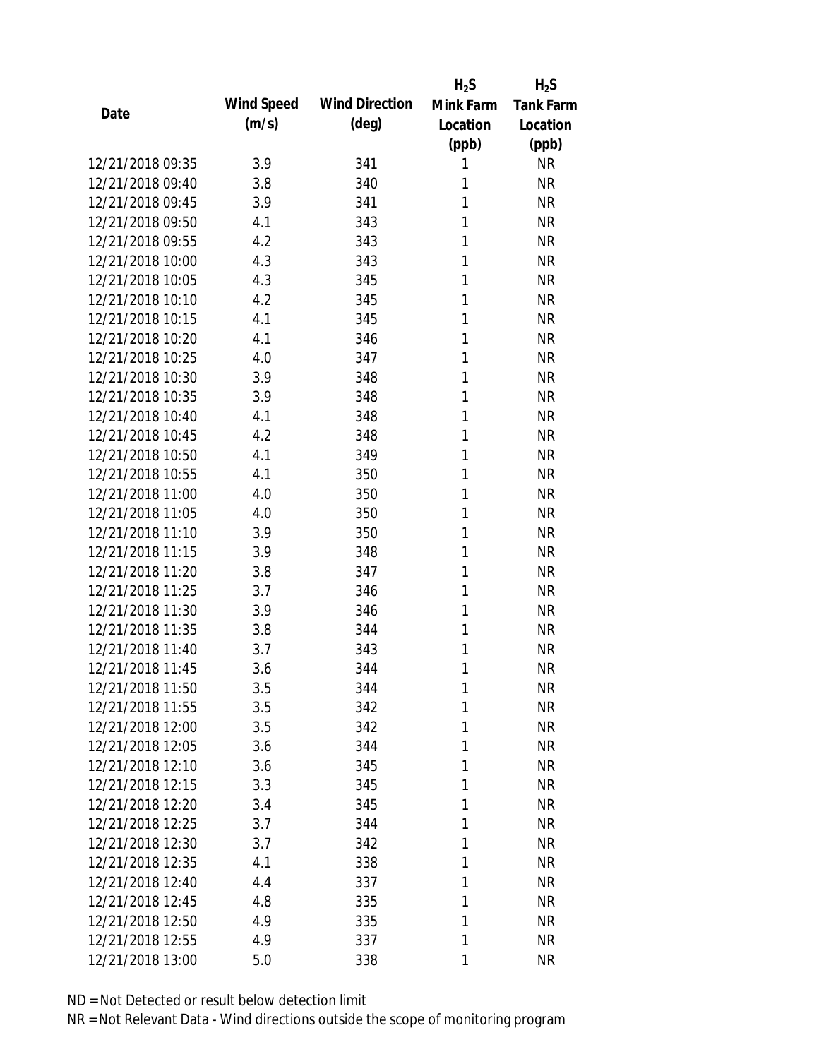| Date | Wind Speed (m/s) | Wind Direction (deg) | $H_2S$ Mink Farm Location (ppb) | $H_2S$ Tank Farm Location (ppb) |
| --- | --- | --- | --- | --- |
| 12/21/2018 09:35 | 3.9 | 341 | 1 | NR |
| 12/21/2018 09:40 | 3.8 | 340 | 1 | NR |
| 12/21/2018 09:45 | 3.9 | 341 | 1 | NR |
| 12/21/2018 09:50 | 4.1 | 343 | 1 | NR |
| 12/21/2018 09:55 | 4.2 | 343 | 1 | NR |
| 12/21/2018 10:00 | 4.3 | 343 | 1 | NR |
| 12/21/2018 10:05 | 4.3 | 345 | 1 | NR |
| 12/21/2018 10:10 | 4.2 | 345 | 1 | NR |
| 12/21/2018 10:15 | 4.1 | 345 | 1 | NR |
| 12/21/2018 10:20 | 4.1 | 346 | 1 | NR |
| 12/21/2018 10:25 | 4.0 | 347 | 1 | NR |
| 12/21/2018 10:30 | 3.9 | 348 | 1 | NR |
| 12/21/2018 10:35 | 3.9 | 348 | 1 | NR |
| 12/21/2018 10:40 | 4.1 | 348 | 1 | NR |
| 12/21/2018 10:45 | 4.2 | 348 | 1 | NR |
| 12/21/2018 10:50 | 4.1 | 349 | 1 | NR |
| 12/21/2018 10:55 | 4.1 | 350 | 1 | NR |
| 12/21/2018 11:00 | 4.0 | 350 | 1 | NR |
| 12/21/2018 11:05 | 4.0 | 350 | 1 | NR |
| 12/21/2018 11:10 | 3.9 | 350 | 1 | NR |
| 12/21/2018 11:15 | 3.9 | 348 | 1 | NR |
| 12/21/2018 11:20 | 3.8 | 347 | 1 | NR |
| 12/21/2018 11:25 | 3.7 | 346 | 1 | NR |
| 12/21/2018 11:30 | 3.9 | 346 | 1 | NR |
| 12/21/2018 11:35 | 3.8 | 344 | 1 | NR |
| 12/21/2018 11:40 | 3.7 | 343 | 1 | NR |
| 12/21/2018 11:45 | 3.6 | 344 | 1 | NR |
| 12/21/2018 11:50 | 3.5 | 344 | 1 | NR |
| 12/21/2018 11:55 | 3.5 | 342 | 1 | NR |
| 12/21/2018 12:00 | 3.5 | 342 | 1 | NR |
| 12/21/2018 12:05 | 3.6 | 344 | 1 | NR |
| 12/21/2018 12:10 | 3.6 | 345 | 1 | NR |
| 12/21/2018 12:15 | 3.3 | 345 | 1 | NR |
| 12/21/2018 12:20 | 3.4 | 345 | 1 | NR |
| 12/21/2018 12:25 | 3.7 | 344 | 1 | NR |
| 12/21/2018 12:30 | 3.7 | 342 | 1 | NR |
| 12/21/2018 12:35 | 4.1 | 338 | 1 | NR |
| 12/21/2018 12:40 | 4.4 | 337 | 1 | NR |
| 12/21/2018 12:45 | 4.8 | 335 | 1 | NR |
| 12/21/2018 12:50 | 4.9 | 335 | 1 | NR |
| 12/21/2018 12:55 | 4.9 | 337 | 1 | NR |
| 12/21/2018 13:00 | 5.0 | 338 | 1 | NR |

ND = Not Detected or result below detection limit

NR = Not Relevant Data - Wind directions outside the scope of monitoring program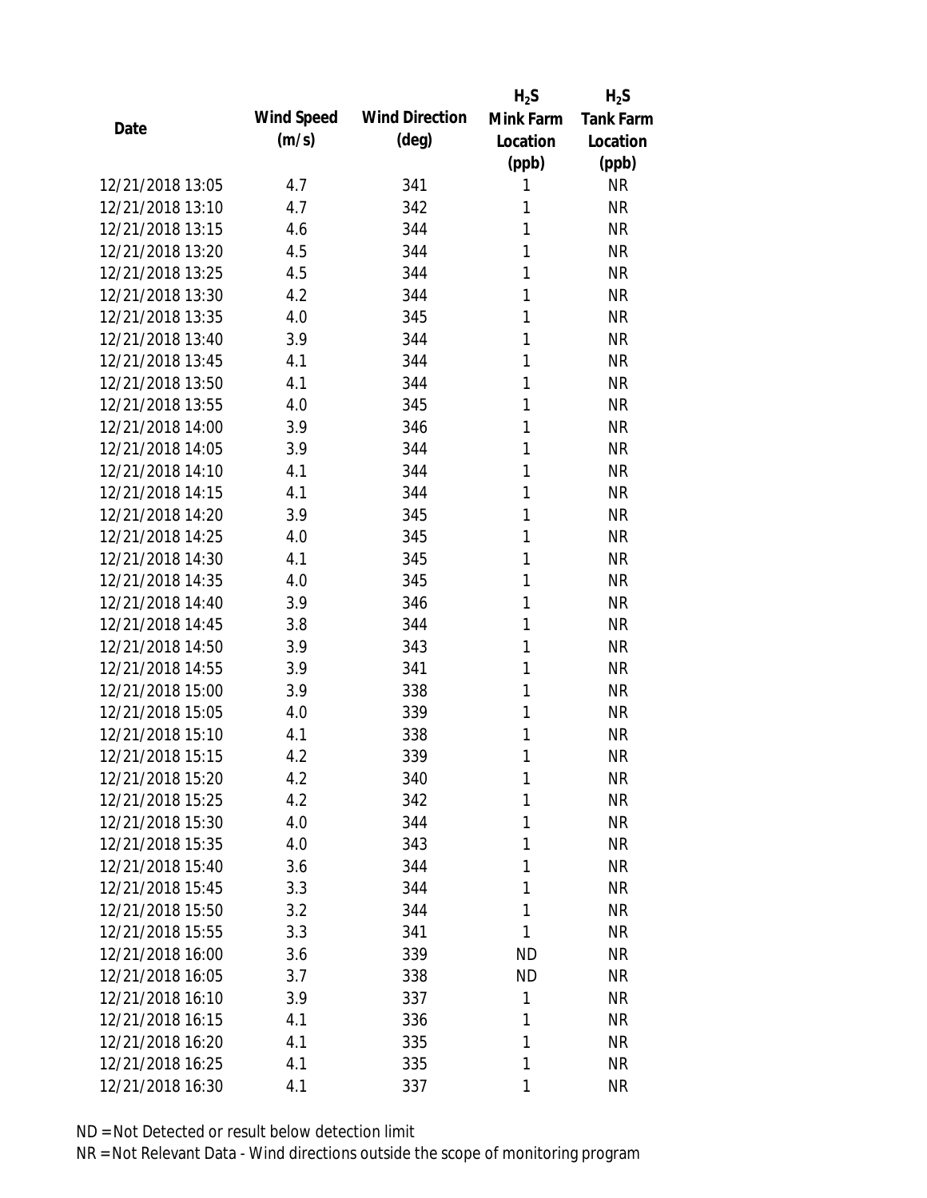| Date | Wind Speed (m/s) | Wind Direction (deg) | $H_2S$ Mink Farm Location (ppb) | $H_2S$ Tank Farm Location (ppb) |
|---|---|---|---|---|
| 12/21/2018 13:05 | 4.7 | 341 | 1 | NR |
| 12/21/2018 13:10 | 4.7 | 342 | 1 | NR |
| 12/21/2018 13:15 | 4.6 | 344 | 1 | NR |
| 12/21/2018 13:20 | 4.5 | 344 | 1 | NR |
| 12/21/2018 13:25 | 4.5 | 344 | 1 | NR |
| 12/21/2018 13:30 | 4.2 | 344 | 1 | NR |
| 12/21/2018 13:35 | 4.0 | 345 | 1 | NR |
| 12/21/2018 13:40 | 3.9 | 344 | 1 | NR |
| 12/21/2018 13:45 | 4.1 | 344 | 1 | NR |
| 12/21/2018 13:50 | 4.1 | 344 | 1 | NR |
| 12/21/2018 13:55 | 4.0 | 345 | 1 | NR |
| 12/21/2018 14:00 | 3.9 | 346 | 1 | NR |
| 12/21/2018 14:05 | 3.9 | 344 | 1 | NR |
| 12/21/2018 14:10 | 4.1 | 344 | 1 | NR |
| 12/21/2018 14:15 | 4.1 | 344 | 1 | NR |
| 12/21/2018 14:20 | 3.9 | 345 | 1 | NR |
| 12/21/2018 14:25 | 4.0 | 345 | 1 | NR |
| 12/21/2018 14:30 | 4.1 | 345 | 1 | NR |
| 12/21/2018 14:35 | 4.0 | 345 | 1 | NR |
| 12/21/2018 14:40 | 3.9 | 346 | 1 | NR |
| 12/21/2018 14:45 | 3.8 | 344 | 1 | NR |
| 12/21/2018 14:50 | 3.9 | 343 | 1 | NR |
| 12/21/2018 14:55 | 3.9 | 341 | 1 | NR |
| 12/21/2018 15:00 | 3.9 | 338 | 1 | NR |
| 12/21/2018 15:05 | 4.0 | 339 | 1 | NR |
| 12/21/2018 15:10 | 4.1 | 338 | 1 | NR |
| 12/21/2018 15:15 | 4.2 | 339 | 1 | NR |
| 12/21/2018 15:20 | 4.2 | 340 | 1 | NR |
| 12/21/2018 15:25 | 4.2 | 342 | 1 | NR |
| 12/21/2018 15:30 | 4.0 | 344 | 1 | NR |
| 12/21/2018 15:35 | 4.0 | 343 | 1 | NR |
| 12/21/2018 15:40 | 3.6 | 344 | 1 | NR |
| 12/21/2018 15:45 | 3.3 | 344 | 1 | NR |
| 12/21/2018 15:50 | 3.2 | 344 | 1 | NR |
| 12/21/2018 15:55 | 3.3 | 341 | 1 | NR |
| 12/21/2018 16:00 | 3.6 | 339 | ND | NR |
| 12/21/2018 16:05 | 3.7 | 338 | ND | NR |
| 12/21/2018 16:10 | 3.9 | 337 | 1 | NR |
| 12/21/2018 16:15 | 4.1 | 336 | 1 | NR |
| 12/21/2018 16:20 | 4.1 | 335 | 1 | NR |
| 12/21/2018 16:25 | 4.1 | 335 | 1 | NR |
| 12/21/2018 16:30 | 4.1 | 337 | 1 | NR |

ND = Not Detected or result below detection limit

NR = Not Relevant Data - Wind directions outside the scope of monitoring program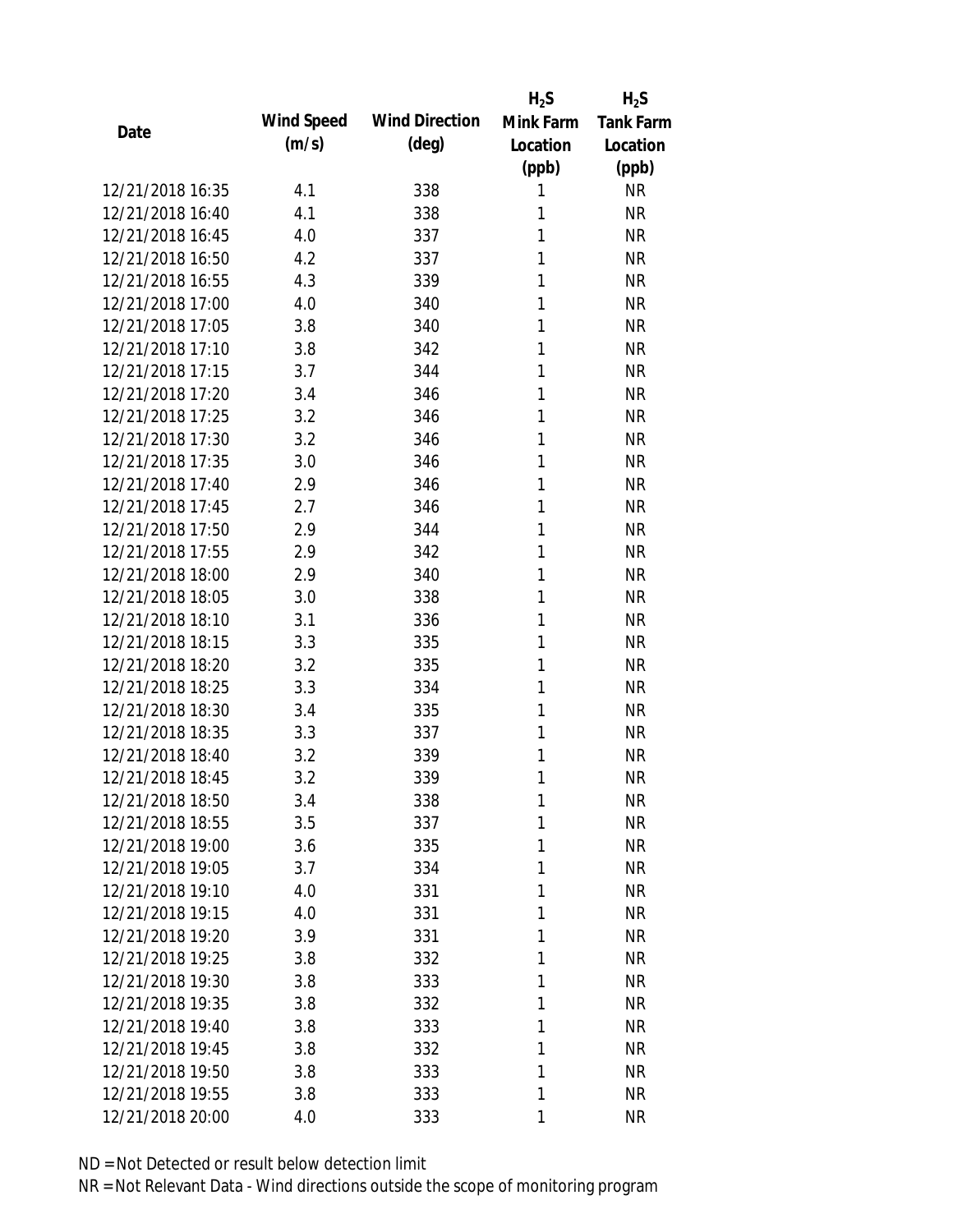| Date | Wind Speed (m/s) | Wind Direction (deg) | $H_2S$ Mink Farm Location (ppb) | $H_2S$ Tank Farm Location (ppb) |
| --- | --- | --- | --- | --- |
| 12/21/2018 16:35 | 4.1 | 338 | 1 | NR |
| 12/21/2018 16:40 | 4.1 | 338 | 1 | NR |
| 12/21/2018 16:45 | 4.0 | 337 | 1 | NR |
| 12/21/2018 16:50 | 4.2 | 337 | 1 | NR |
| 12/21/2018 16:55 | 4.3 | 339 | 1 | NR |
| 12/21/2018 17:00 | 4.0 | 340 | 1 | NR |
| 12/21/2018 17:05 | 3.8 | 340 | 1 | NR |
| 12/21/2018 17:10 | 3.8 | 342 | 1 | NR |
| 12/21/2018 17:15 | 3.7 | 344 | 1 | NR |
| 12/21/2018 17:20 | 3.4 | 346 | 1 | NR |
| 12/21/2018 17:25 | 3.2 | 346 | 1 | NR |
| 12/21/2018 17:30 | 3.2 | 346 | 1 | NR |
| 12/21/2018 17:35 | 3.0 | 346 | 1 | NR |
| 12/21/2018 17:40 | 2.9 | 346 | 1 | NR |
| 12/21/2018 17:45 | 2.7 | 346 | 1 | NR |
| 12/21/2018 17:50 | 2.9 | 344 | 1 | NR |
| 12/21/2018 17:55 | 2.9 | 342 | 1 | NR |
| 12/21/2018 18:00 | 2.9 | 340 | 1 | NR |
| 12/21/2018 18:05 | 3.0 | 338 | 1 | NR |
| 12/21/2018 18:10 | 3.1 | 336 | 1 | NR |
| 12/21/2018 18:15 | 3.3 | 335 | 1 | NR |
| 12/21/2018 18:20 | 3.2 | 335 | 1 | NR |
| 12/21/2018 18:25 | 3.3 | 334 | 1 | NR |
| 12/21/2018 18:30 | 3.4 | 335 | 1 | NR |
| 12/21/2018 18:35 | 3.3 | 337 | 1 | NR |
| 12/21/2018 18:40 | 3.2 | 339 | 1 | NR |
| 12/21/2018 18:45 | 3.2 | 339 | 1 | NR |
| 12/21/2018 18:50 | 3.4 | 338 | 1 | NR |
| 12/21/2018 18:55 | 3.5 | 337 | 1 | NR |
| 12/21/2018 19:00 | 3.6 | 335 | 1 | NR |
| 12/21/2018 19:05 | 3.7 | 334 | 1 | NR |
| 12/21/2018 19:10 | 4.0 | 331 | 1 | NR |
| 12/21/2018 19:15 | 4.0 | 331 | 1 | NR |
| 12/21/2018 19:20 | 3.9 | 331 | 1 | NR |
| 12/21/2018 19:25 | 3.8 | 332 | 1 | NR |
| 12/21/2018 19:30 | 3.8 | 333 | 1 | NR |
| 12/21/2018 19:35 | 3.8 | 332 | 1 | NR |
| 12/21/2018 19:40 | 3.8 | 333 | 1 | NR |
| 12/21/2018 19:45 | 3.8 | 332 | 1 | NR |
| 12/21/2018 19:50 | 3.8 | 333 | 1 | NR |
| 12/21/2018 19:55 | 3.8 | 333 | 1 | NR |
| 12/21/2018 20:00 | 4.0 | 333 | 1 | NR |

ND = Not Detected or result below detection limit
NR = Not Relevant Data - Wind directions outside the scope of monitoring program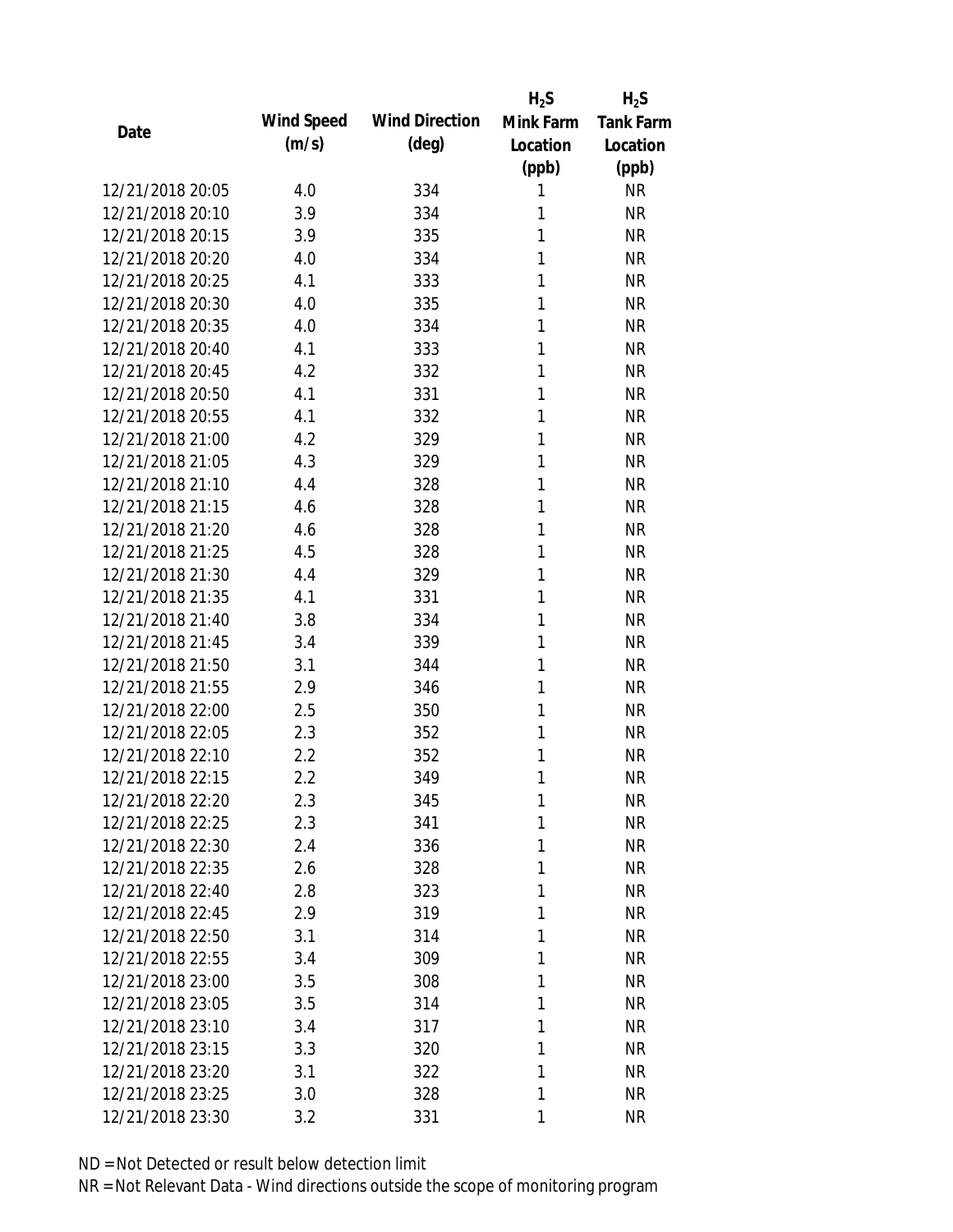| Date | Wind Speed (m/s) | Wind Direction (deg) | $H_2S$ Mink Farm Location (ppb) | $H_2S$ Tank Farm Location (ppb) |
|---|---|---|---|---|
| 12/21/2018 20:05 | 4.0 | 334 | 1 | NR |
| 12/21/2018 20:10 | 3.9 | 334 | 1 | NR |
| 12/21/2018 20:15 | 3.9 | 335 | 1 | NR |
| 12/21/2018 20:20 | 4.0 | 334 | 1 | NR |
| 12/21/2018 20:25 | 4.1 | 333 | 1 | NR |
| 12/21/2018 20:30 | 4.0 | 335 | 1 | NR |
| 12/21/2018 20:35 | 4.0 | 334 | 1 | NR |
| 12/21/2018 20:40 | 4.1 | 333 | 1 | NR |
| 12/21/2018 20:45 | 4.2 | 332 | 1 | NR |
| 12/21/2018 20:50 | 4.1 | 331 | 1 | NR |
| 12/21/2018 20:55 | 4.1 | 332 | 1 | NR |
| 12/21/2018 21:00 | 4.2 | 329 | 1 | NR |
| 12/21/2018 21:05 | 4.3 | 329 | 1 | NR |
| 12/21/2018 21:10 | 4.4 | 328 | 1 | NR |
| 12/21/2018 21:15 | 4.6 | 328 | 1 | NR |
| 12/21/2018 21:20 | 4.6 | 328 | 1 | NR |
| 12/21/2018 21:25 | 4.5 | 328 | 1 | NR |
| 12/21/2018 21:30 | 4.4 | 329 | 1 | NR |
| 12/21/2018 21:35 | 4.1 | 331 | 1 | NR |
| 12/21/2018 21:40 | 3.8 | 334 | 1 | NR |
| 12/21/2018 21:45 | 3.4 | 339 | 1 | NR |
| 12/21/2018 21:50 | 3.1 | 344 | 1 | NR |
| 12/21/2018 21:55 | 2.9 | 346 | 1 | NR |
| 12/21/2018 22:00 | 2.5 | 350 | 1 | NR |
| 12/21/2018 22:05 | 2.3 | 352 | 1 | NR |
| 12/21/2018 22:10 | 2.2 | 352 | 1 | NR |
| 12/21/2018 22:15 | 2.2 | 349 | 1 | NR |
| 12/21/2018 22:20 | 2.3 | 345 | 1 | NR |
| 12/21/2018 22:25 | 2.3 | 341 | 1 | NR |
| 12/21/2018 22:30 | 2.4 | 336 | 1 | NR |
| 12/21/2018 22:35 | 2.6 | 328 | 1 | NR |
| 12/21/2018 22:40 | 2.8 | 323 | 1 | NR |
| 12/21/2018 22:45 | 2.9 | 319 | 1 | NR |
| 12/21/2018 22:50 | 3.1 | 314 | 1 | NR |
| 12/21/2018 22:55 | 3.4 | 309 | 1 | NR |
| 12/21/2018 23:00 | 3.5 | 308 | 1 | NR |
| 12/21/2018 23:05 | 3.5 | 314 | 1 | NR |
| 12/21/2018 23:10 | 3.4 | 317 | 1 | NR |
| 12/21/2018 23:15 | 3.3 | 320 | 1 | NR |
| 12/21/2018 23:20 | 3.1 | 322 | 1 | NR |
| 12/21/2018 23:25 | 3.0 | 328 | 1 | NR |
| 12/21/2018 23:30 | 3.2 | 331 | 1 | NR |

ND = Not Detected or result below detection limit

NR = Not Relevant Data - Wind directions outside the scope of monitoring program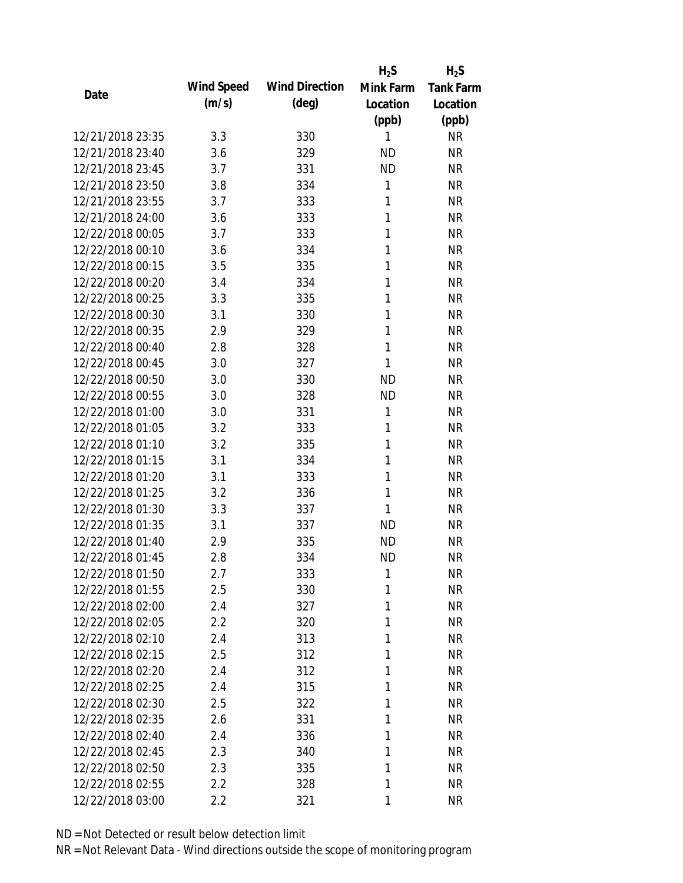| Date | Wind Speed (m/s) | Wind Direction (deg) | $H_2S$ Mink Farm Location (ppb) | $H_2S$ Tank Farm Location (ppb) |
|---|---|---|---|---|
| 12/21/2018 23:35 | 3.3 | 330 | 1 | NR |
| 12/21/2018 23:40 | 3.6 | 329 | ND | NR |
| 12/21/2018 23:45 | 3.7 | 331 | ND | NR |
| 12/21/2018 23:50 | 3.8 | 334 | 1 | NR |
| 12/21/2018 23:55 | 3.7 | 333 | 1 | NR |
| 12/21/2018 24:00 | 3.6 | 333 | 1 | NR |
| 12/22/2018 00:05 | 3.7 | 333 | 1 | NR |
| 12/22/2018 00:10 | 3.6 | 334 | 1 | NR |
| 12/22/2018 00:15 | 3.5 | 335 | 1 | NR |
| 12/22/2018 00:20 | 3.4 | 334 | 1 | NR |
| 12/22/2018 00:25 | 3.3 | 335 | 1 | NR |
| 12/22/2018 00:30 | 3.1 | 330 | 1 | NR |
| 12/22/2018 00:35 | 2.9 | 329 | 1 | NR |
| 12/22/2018 00:40 | 2.8 | 328 | 1 | NR |
| 12/22/2018 00:45 | 3.0 | 327 | 1 | NR |
| 12/22/2018 00:50 | 3.0 | 330 | ND | NR |
| 12/22/2018 00:55 | 3.0 | 328 | ND | NR |
| 12/22/2018 01:00 | 3.0 | 331 | 1 | NR |
| 12/22/2018 01:05 | 3.2 | 333 | 1 | NR |
| 12/22/2018 01:10 | 3.2 | 335 | 1 | NR |
| 12/22/2018 01:15 | 3.1 | 334 | 1 | NR |
| 12/22/2018 01:20 | 3.1 | 333 | 1 | NR |
| 12/22/2018 01:25 | 3.2 | 336 | 1 | NR |
| 12/22/2018 01:30 | 3.3 | 337 | 1 | NR |
| 12/22/2018 01:35 | 3.1 | 337 | ND | NR |
| 12/22/2018 01:40 | 2.9 | 335 | ND | NR |
| 12/22/2018 01:45 | 2.8 | 334 | ND | NR |
| 12/22/2018 01:50 | 2.7 | 333 | 1 | NR |
| 12/22/2018 01:55 | 2.5 | 330 | 1 | NR |
| 12/22/2018 02:00 | 2.4 | 327 | 1 | NR |
| 12/22/2018 02:05 | 2.2 | 320 | 1 | NR |
| 12/22/2018 02:10 | 2.4 | 313 | 1 | NR |
| 12/22/2018 02:15 | 2.5 | 312 | 1 | NR |
| 12/22/2018 02:20 | 2.4 | 312 | 1 | NR |
| 12/22/2018 02:25 | 2.4 | 315 | 1 | NR |
| 12/22/2018 02:30 | 2.5 | 322 | 1 | NR |
| 12/22/2018 02:35 | 2.6 | 331 | 1 | NR |
| 12/22/2018 02:40 | 2.4 | 336 | 1 | NR |
| 12/22/2018 02:45 | 2.3 | 340 | 1 | NR |
| 12/22/2018 02:50 | 2.3 | 335 | 1 | NR |
| 12/22/2018 02:55 | 2.2 | 328 | 1 | NR |
| 12/22/2018 03:00 | 2.2 | 321 | 1 | NR |

ND = Not Detected or result below detection limit

NR = Not Relevant Data - Wind directions outside the scope of monitoring program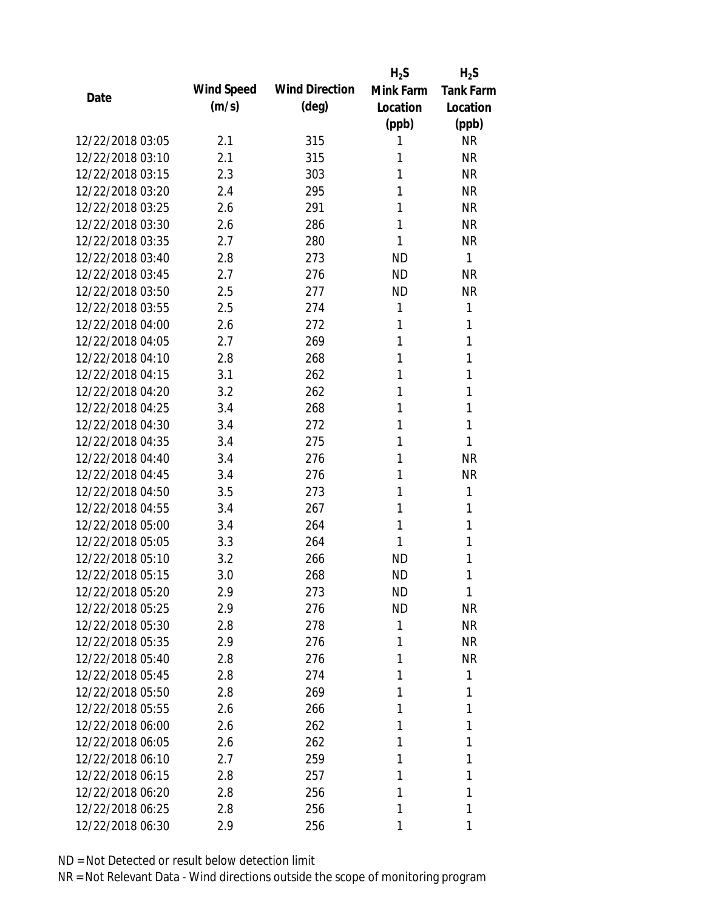| Date | Wind Speed (m/s) | Wind Direction (deg) | $H_2S$ Mink Farm Location (ppb) | $H_2S$ Tank Farm Location (ppb) |
|---|---|---|---|---|
| 12/22/2018 03:05 | 2.1 | 315 | 1 | NR |
| 12/22/2018 03:10 | 2.1 | 315 | 1 | NR |
| 12/22/2018 03:15 | 2.3 | 303 | 1 | NR |
| 12/22/2018 03:20 | 2.4 | 295 | 1 | NR |
| 12/22/2018 03:25 | 2.6 | 291 | 1 | NR |
| 12/22/2018 03:30 | 2.6 | 286 | 1 | NR |
| 12/22/2018 03:35 | 2.7 | 280 | 1 | NR |
| 12/22/2018 03:40 | 2.8 | 273 | ND | 1 |
| 12/22/2018 03:45 | 2.7 | 276 | ND | NR |
| 12/22/2018 03:50 | 2.5 | 277 | ND | NR |
| 12/22/2018 03:55 | 2.5 | 274 | 1 | 1 |
| 12/22/2018 04:00 | 2.6 | 272 | 1 | 1 |
| 12/22/2018 04:05 | 2.7 | 269 | 1 | 1 |
| 12/22/2018 04:10 | 2.8 | 268 | 1 | 1 |
| 12/22/2018 04:15 | 3.1 | 262 | 1 | 1 |
| 12/22/2018 04:20 | 3.2 | 262 | 1 | 1 |
| 12/22/2018 04:25 | 3.4 | 268 | 1 | 1 |
| 12/22/2018 04:30 | 3.4 | 272 | 1 | 1 |
| 12/22/2018 04:35 | 3.4 | 275 | 1 | 1 |
| 12/22/2018 04:40 | 3.4 | 276 | 1 | NR |
| 12/22/2018 04:45 | 3.4 | 276 | 1 | NR |
| 12/22/2018 04:50 | 3.5 | 273 | 1 | 1 |
| 12/22/2018 04:55 | 3.4 | 267 | 1 | 1 |
| 12/22/2018 05:00 | 3.4 | 264 | 1 | 1 |
| 12/22/2018 05:05 | 3.3 | 264 | 1 | 1 |
| 12/22/2018 05:10 | 3.2 | 266 | ND | 1 |
| 12/22/2018 05:15 | 3.0 | 268 | ND | 1 |
| 12/22/2018 05:20 | 2.9 | 273 | ND | 1 |
| 12/22/2018 05:25 | 2.9 | 276 | ND | NR |
| 12/22/2018 05:30 | 2.8 | 278 | 1 | NR |
| 12/22/2018 05:35 | 2.9 | 276 | 1 | NR |
| 12/22/2018 05:40 | 2.8 | 276 | 1 | NR |
| 12/22/2018 05:45 | 2.8 | 274 | 1 | 1 |
| 12/22/2018 05:50 | 2.8 | 269 | 1 | 1 |
| 12/22/2018 05:55 | 2.6 | 266 | 1 | 1 |
| 12/22/2018 06:00 | 2.6 | 262 | 1 | 1 |
| 12/22/2018 06:05 | 2.6 | 262 | 1 | 1 |
| 12/22/2018 06:10 | 2.7 | 259 | 1 | 1 |
| 12/22/2018 06:15 | 2.8 | 257 | 1 | 1 |
| 12/22/2018 06:20 | 2.8 | 256 | 1 | 1 |
| 12/22/2018 06:25 | 2.8 | 256 | 1 | 1 |
| 12/22/2018 06:30 | 2.9 | 256 | 1 | 1 |

ND = Not Detected or result below detection limit

NR = Not Relevant Data - Wind directions outside the scope of monitoring program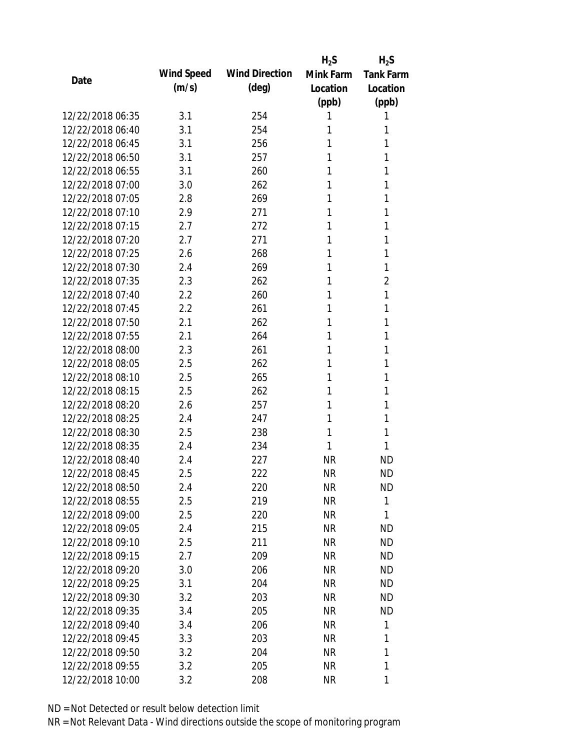| Date | Wind Speed (m/s) | Wind Direction (deg) | $H_2S$ Mink Farm Location (ppb) | $H_2S$ Tank Farm Location (ppb) |
|---|---|---|---|---|
| 12/22/2018 06:35 | 3.1 | 254 | 1 | 1 |
| 12/22/2018 06:40 | 3.1 | 254 | 1 | 1 |
| 12/22/2018 06:45 | 3.1 | 256 | 1 | 1 |
| 12/22/2018 06:50 | 3.1 | 257 | 1 | 1 |
| 12/22/2018 06:55 | 3.1 | 260 | 1 | 1 |
| 12/22/2018 07:00 | 3.0 | 262 | 1 | 1 |
| 12/22/2018 07:05 | 2.8 | 269 | 1 | 1 |
| 12/22/2018 07:10 | 2.9 | 271 | 1 | 1 |
| 12/22/2018 07:15 | 2.7 | 272 | 1 | 1 |
| 12/22/2018 07:20 | 2.7 | 271 | 1 | 1 |
| 12/22/2018 07:25 | 2.6 | 268 | 1 | 1 |
| 12/22/2018 07:30 | 2.4 | 269 | 1 | 1 |
| 12/22/2018 07:35 | 2.3 | 262 | 1 | 2 |
| 12/22/2018 07:40 | 2.2 | 260 | 1 | 1 |
| 12/22/2018 07:45 | 2.2 | 261 | 1 | 1 |
| 12/22/2018 07:50 | 2.1 | 262 | 1 | 1 |
| 12/22/2018 07:55 | 2.1 | 264 | 1 | 1 |
| 12/22/2018 08:00 | 2.3 | 261 | 1 | 1 |
| 12/22/2018 08:05 | 2.5 | 262 | 1 | 1 |
| 12/22/2018 08:10 | 2.5 | 265 | 1 | 1 |
| 12/22/2018 08:15 | 2.5 | 262 | 1 | 1 |
| 12/22/2018 08:20 | 2.6 | 257 | 1 | 1 |
| 12/22/2018 08:25 | 2.4 | 247 | 1 | 1 |
| 12/22/2018 08:30 | 2.5 | 238 | 1 | 1 |
| 12/22/2018 08:35 | 2.4 | 234 | 1 | 1 |
| 12/22/2018 08:40 | 2.4 | 227 | NR | ND |
| 12/22/2018 08:45 | 2.5 | 222 | NR | ND |
| 12/22/2018 08:50 | 2.4 | 220 | NR | ND |
| 12/22/2018 08:55 | 2.5 | 219 | NR | 1 |
| 12/22/2018 09:00 | 2.5 | 220 | NR | 1 |
| 12/22/2018 09:05 | 2.4 | 215 | NR | ND |
| 12/22/2018 09:10 | 2.5 | 211 | NR | ND |
| 12/22/2018 09:15 | 2.7 | 209 | NR | ND |
| 12/22/2018 09:20 | 3.0 | 206 | NR | ND |
| 12/22/2018 09:25 | 3.1 | 204 | NR | ND |
| 12/22/2018 09:30 | 3.2 | 203 | NR | ND |
| 12/22/2018 09:35 | 3.4 | 205 | NR | ND |
| 12/22/2018 09:40 | 3.4 | 206 | NR | 1 |
| 12/22/2018 09:45 | 3.3 | 203 | NR | 1 |
| 12/22/2018 09:50 | 3.2 | 204 | NR | 1 |
| 12/22/2018 09:55 | 3.2 | 205 | NR | 1 |
| 12/22/2018 10:00 | 3.2 | 208 | NR | 1 |

ND = Not Detected or result below detection limit

NR = Not Relevant Data - Wind directions outside the scope of monitoring program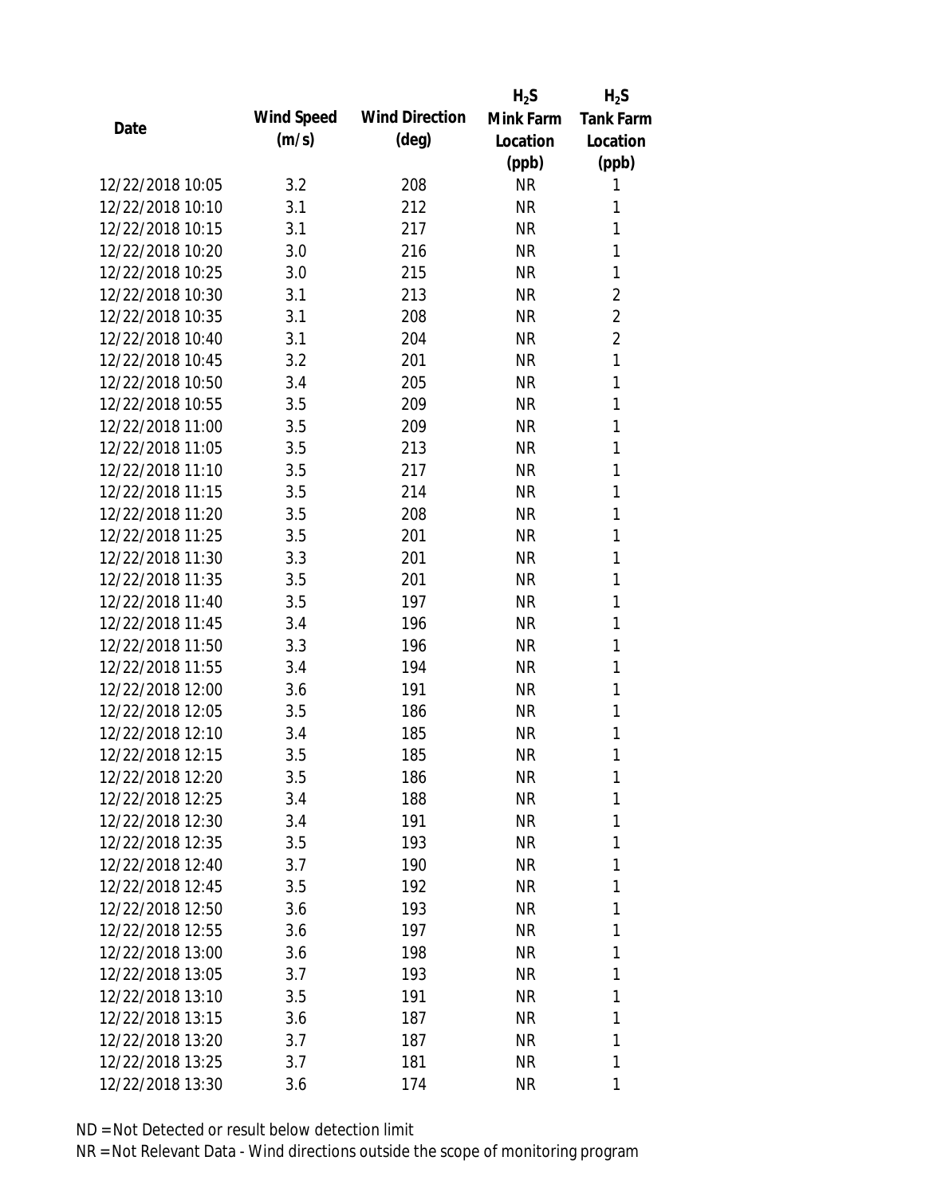| Date | Wind Speed (m/s) | Wind Direction (deg) | $H_2S$ Mink Farm Location (ppb) | $H_2S$ Tank Farm Location (ppb) |
|---|---|---|---|---|
| 12/22/2018 10:05 | 3.2 | 208 | NR | 1 |
| 12/22/2018 10:10 | 3.1 | 212 | NR | 1 |
| 12/22/2018 10:15 | 3.1 | 217 | NR | 1 |
| 12/22/2018 10:20 | 3.0 | 216 | NR | 1 |
| 12/22/2018 10:25 | 3.0 | 215 | NR | 1 |
| 12/22/2018 10:30 | 3.1 | 213 | NR | 2 |
| 12/22/2018 10:35 | 3.1 | 208 | NR | 2 |
| 12/22/2018 10:40 | 3.1 | 204 | NR | 2 |
| 12/22/2018 10:45 | 3.2 | 201 | NR | 1 |
| 12/22/2018 10:50 | 3.4 | 205 | NR | 1 |
| 12/22/2018 10:55 | 3.5 | 209 | NR | 1 |
| 12/22/2018 11:00 | 3.5 | 209 | NR | 1 |
| 12/22/2018 11:05 | 3.5 | 213 | NR | 1 |
| 12/22/2018 11:10 | 3.5 | 217 | NR | 1 |
| 12/22/2018 11:15 | 3.5 | 214 | NR | 1 |
| 12/22/2018 11:20 | 3.5 | 208 | NR | 1 |
| 12/22/2018 11:25 | 3.5 | 201 | NR | 1 |
| 12/22/2018 11:30 | 3.3 | 201 | NR | 1 |
| 12/22/2018 11:35 | 3.5 | 201 | NR | 1 |
| 12/22/2018 11:40 | 3.5 | 197 | NR | 1 |
| 12/22/2018 11:45 | 3.4 | 196 | NR | 1 |
| 12/22/2018 11:50 | 3.3 | 196 | NR | 1 |
| 12/22/2018 11:55 | 3.4 | 194 | NR | 1 |
| 12/22/2018 12:00 | 3.6 | 191 | NR | 1 |
| 12/22/2018 12:05 | 3.5 | 186 | NR | 1 |
| 12/22/2018 12:10 | 3.4 | 185 | NR | 1 |
| 12/22/2018 12:15 | 3.5 | 185 | NR | 1 |
| 12/22/2018 12:20 | 3.5 | 186 | NR | 1 |
| 12/22/2018 12:25 | 3.4 | 188 | NR | 1 |
| 12/22/2018 12:30 | 3.4 | 191 | NR | 1 |
| 12/22/2018 12:35 | 3.5 | 193 | NR | 1 |
| 12/22/2018 12:40 | 3.7 | 190 | NR | 1 |
| 12/22/2018 12:45 | 3.5 | 192 | NR | 1 |
| 12/22/2018 12:50 | 3.6 | 193 | NR | 1 |
| 12/22/2018 12:55 | 3.6 | 197 | NR | 1 |
| 12/22/2018 13:00 | 3.6 | 198 | NR | 1 |
| 12/22/2018 13:05 | 3.7 | 193 | NR | 1 |
| 12/22/2018 13:10 | 3.5 | 191 | NR | 1 |
| 12/22/2018 13:15 | 3.6 | 187 | NR | 1 |
| 12/22/2018 13:20 | 3.7 | 187 | NR | 1 |
| 12/22/2018 13:25 | 3.7 | 181 | NR | 1 |
| 12/22/2018 13:30 | 3.6 | 174 | NR | 1 |

ND = Not Detected or result below detection limit

NR = Not Relevant Data - Wind directions outside the scope of monitoring program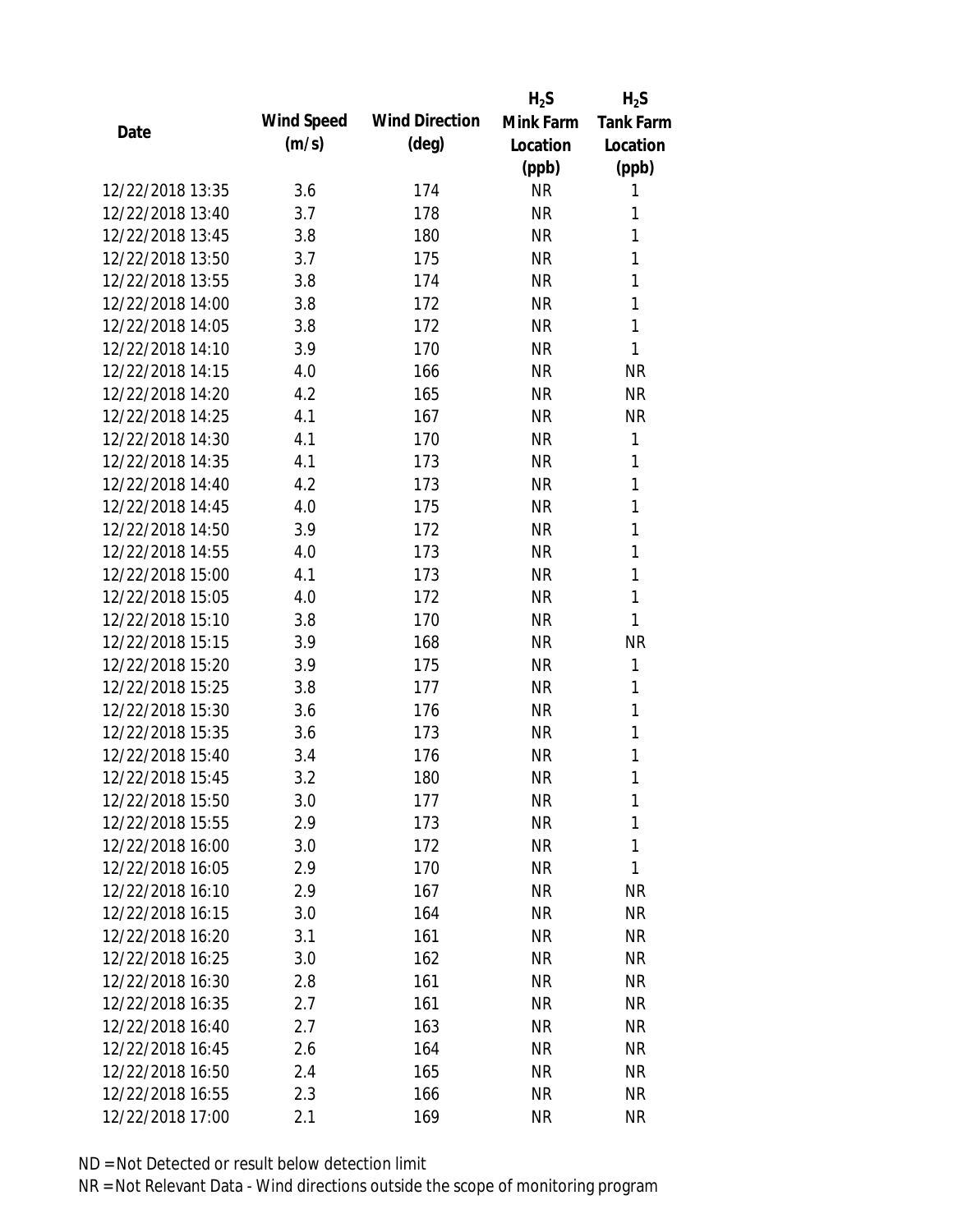| Date | Wind Speed (m/s) | Wind Direction (deg) | $H_2S$ Mink Farm Location (ppb) | $H_2S$ Tank Farm Location (ppb) |
|---|---|---|---|---|
| 12/22/2018 13:35 | 3.6 | 174 | NR | 1 |
| 12/22/2018 13:40 | 3.7 | 178 | NR | 1 |
| 12/22/2018 13:45 | 3.8 | 180 | NR | 1 |
| 12/22/2018 13:50 | 3.7 | 175 | NR | 1 |
| 12/22/2018 13:55 | 3.8 | 174 | NR | 1 |
| 12/22/2018 14:00 | 3.8 | 172 | NR | 1 |
| 12/22/2018 14:05 | 3.8 | 172 | NR | 1 |
| 12/22/2018 14:10 | 3.9 | 170 | NR | 1 |
| 12/22/2018 14:15 | 4.0 | 166 | NR | NR |
| 12/22/2018 14:20 | 4.2 | 165 | NR | NR |
| 12/22/2018 14:25 | 4.1 | 167 | NR | NR |
| 12/22/2018 14:30 | 4.1 | 170 | NR | 1 |
| 12/22/2018 14:35 | 4.1 | 173 | NR | 1 |
| 12/22/2018 14:40 | 4.2 | 173 | NR | 1 |
| 12/22/2018 14:45 | 4.0 | 175 | NR | 1 |
| 12/22/2018 14:50 | 3.9 | 172 | NR | 1 |
| 12/22/2018 14:55 | 4.0 | 173 | NR | 1 |
| 12/22/2018 15:00 | 4.1 | 173 | NR | 1 |
| 12/22/2018 15:05 | 4.0 | 172 | NR | 1 |
| 12/22/2018 15:10 | 3.8 | 170 | NR | 1 |
| 12/22/2018 15:15 | 3.9 | 168 | NR | NR |
| 12/22/2018 15:20 | 3.9 | 175 | NR | 1 |
| 12/22/2018 15:25 | 3.8 | 177 | NR | 1 |
| 12/22/2018 15:30 | 3.6 | 176 | NR | 1 |
| 12/22/2018 15:35 | 3.6 | 173 | NR | 1 |
| 12/22/2018 15:40 | 3.4 | 176 | NR | 1 |
| 12/22/2018 15:45 | 3.2 | 180 | NR | 1 |
| 12/22/2018 15:50 | 3.0 | 177 | NR | 1 |
| 12/22/2018 15:55 | 2.9 | 173 | NR | 1 |
| 12/22/2018 16:00 | 3.0 | 172 | NR | 1 |
| 12/22/2018 16:05 | 2.9 | 170 | NR | 1 |
| 12/22/2018 16:10 | 2.9 | 167 | NR | NR |
| 12/22/2018 16:15 | 3.0 | 164 | NR | NR |
| 12/22/2018 16:20 | 3.1 | 161 | NR | NR |
| 12/22/2018 16:25 | 3.0 | 162 | NR | NR |
| 12/22/2018 16:30 | 2.8 | 161 | NR | NR |
| 12/22/2018 16:35 | 2.7 | 161 | NR | NR |
| 12/22/2018 16:40 | 2.7 | 163 | NR | NR |
| 12/22/2018 16:45 | 2.6 | 164 | NR | NR |
| 12/22/2018 16:50 | 2.4 | 165 | NR | NR |
| 12/22/2018 16:55 | 2.3 | 166 | NR | NR |
| 12/22/2018 17:00 | 2.1 | 169 | NR | NR |

ND = Not Detected or result below detection limit

NR = Not Relevant Data - Wind directions outside the scope of monitoring program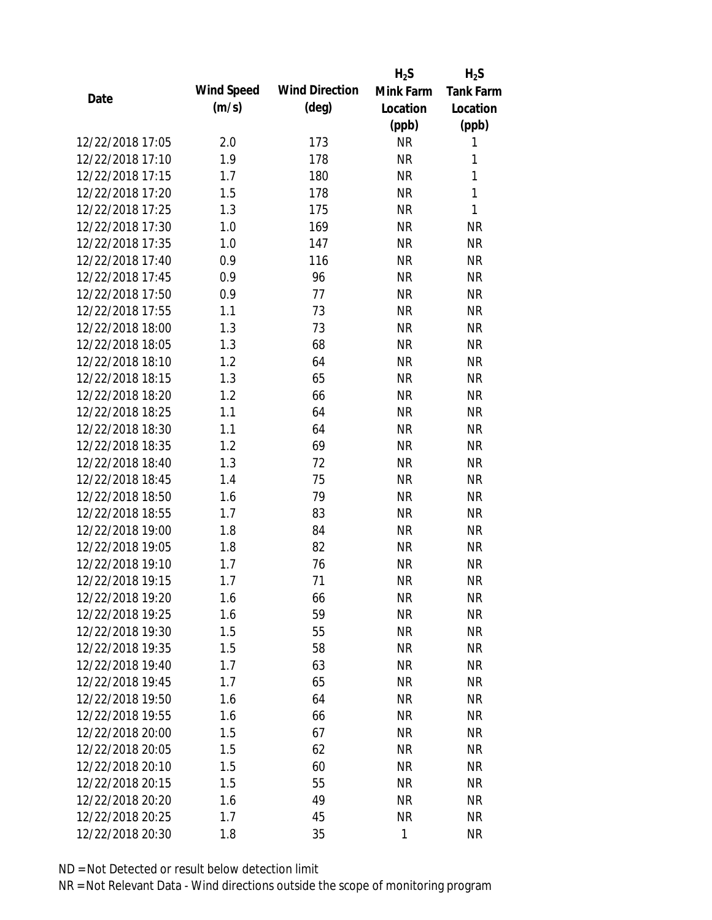| Date | Wind Speed (m/s) | Wind Direction (deg) | $H_2S$ Mink Farm Location (ppb) | $H_2S$ Tank Farm Location (ppb) |
|---|---|---|---|---|
| 12/22/2018 17:05 | 2.0 | 173 | NR | 1 |
| 12/22/2018 17:10 | 1.9 | 178 | NR | 1 |
| 12/22/2018 17:15 | 1.7 | 180 | NR | 1 |
| 12/22/2018 17:20 | 1.5 | 178 | NR | 1 |
| 12/22/2018 17:25 | 1.3 | 175 | NR | 1 |
| 12/22/2018 17:30 | 1.0 | 169 | NR | NR |
| 12/22/2018 17:35 | 1.0 | 147 | NR | NR |
| 12/22/2018 17:40 | 0.9 | 116 | NR | NR |
| 12/22/2018 17:45 | 0.9 | 96 | NR | NR |
| 12/22/2018 17:50 | 0.9 | 77 | NR | NR |
| 12/22/2018 17:55 | 1.1 | 73 | NR | NR |
| 12/22/2018 18:00 | 1.3 | 73 | NR | NR |
| 12/22/2018 18:05 | 1.3 | 68 | NR | NR |
| 12/22/2018 18:10 | 1.2 | 64 | NR | NR |
| 12/22/2018 18:15 | 1.3 | 65 | NR | NR |
| 12/22/2018 18:20 | 1.2 | 66 | NR | NR |
| 12/22/2018 18:25 | 1.1 | 64 | NR | NR |
| 12/22/2018 18:30 | 1.1 | 64 | NR | NR |
| 12/22/2018 18:35 | 1.2 | 69 | NR | NR |
| 12/22/2018 18:40 | 1.3 | 72 | NR | NR |
| 12/22/2018 18:45 | 1.4 | 75 | NR | NR |
| 12/22/2018 18:50 | 1.6 | 79 | NR | NR |
| 12/22/2018 18:55 | 1.7 | 83 | NR | NR |
| 12/22/2018 19:00 | 1.8 | 84 | NR | NR |
| 12/22/2018 19:05 | 1.8 | 82 | NR | NR |
| 12/22/2018 19:10 | 1.7 | 76 | NR | NR |
| 12/22/2018 19:15 | 1.7 | 71 | NR | NR |
| 12/22/2018 19:20 | 1.6 | 66 | NR | NR |
| 12/22/2018 19:25 | 1.6 | 59 | NR | NR |
| 12/22/2018 19:30 | 1.5 | 55 | NR | NR |
| 12/22/2018 19:35 | 1.5 | 58 | NR | NR |
| 12/22/2018 19:40 | 1.7 | 63 | NR | NR |
| 12/22/2018 19:45 | 1.7 | 65 | NR | NR |
| 12/22/2018 19:50 | 1.6 | 64 | NR | NR |
| 12/22/2018 19:55 | 1.6 | 66 | NR | NR |
| 12/22/2018 20:00 | 1.5 | 67 | NR | NR |
| 12/22/2018 20:05 | 1.5 | 62 | NR | NR |
| 12/22/2018 20:10 | 1.5 | 60 | NR | NR |
| 12/22/2018 20:15 | 1.5 | 55 | NR | NR |
| 12/22/2018 20:20 | 1.6 | 49 | NR | NR |
| 12/22/2018 20:25 | 1.7 | 45 | NR | NR |
| 12/22/2018 20:30 | 1.8 | 35 | 1 | NR |

ND = Not Detected or result below detection limit

NR = Not Relevant Data - Wind directions outside the scope of monitoring program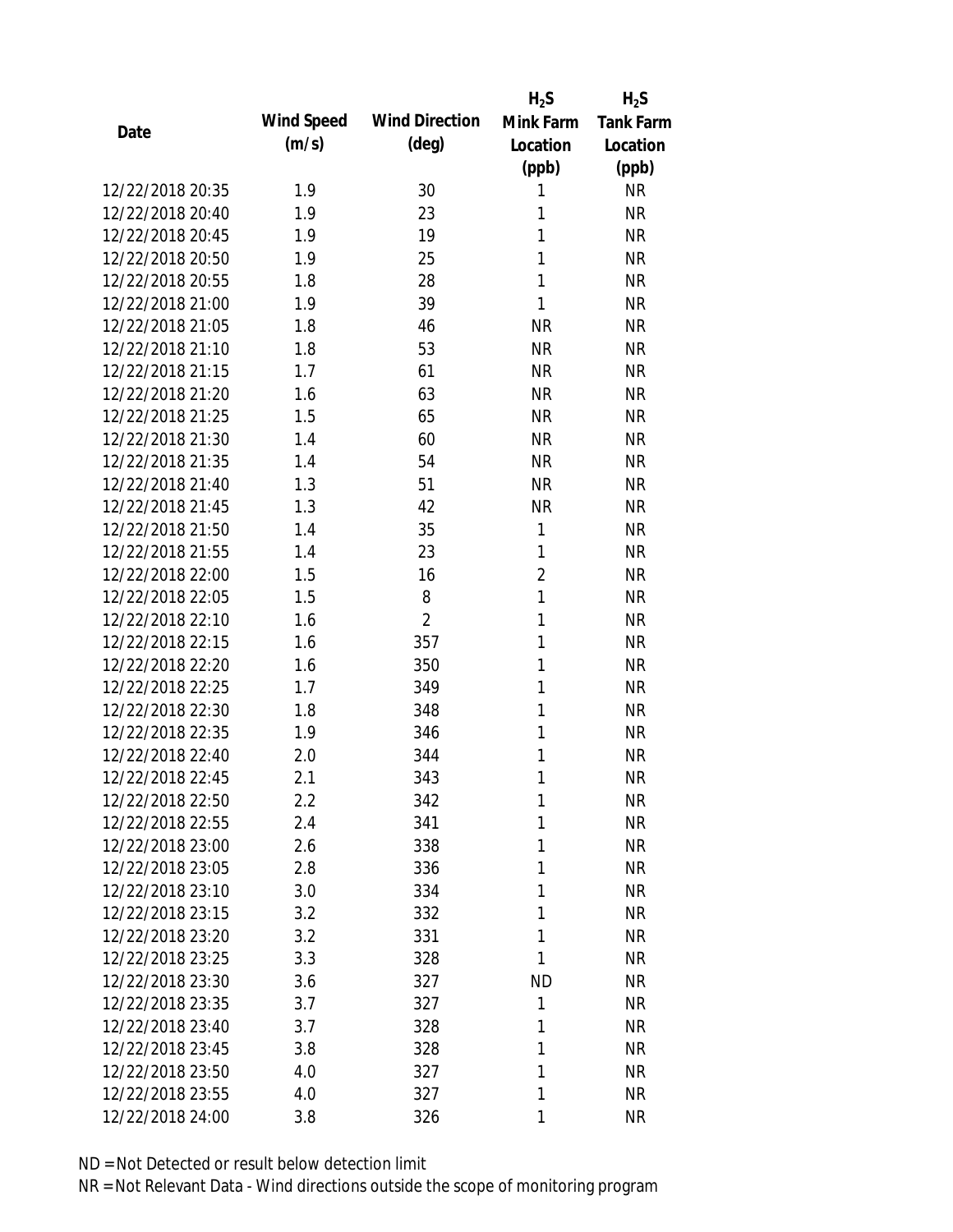| Date | Wind Speed (m/s) | Wind Direction (deg) | $H_2S$ Mink Farm Location (ppb) | $H_2S$ Tank Farm Location (ppb) |
|---|---|---|---|---|
| 12/22/2018 20:35 | 1.9 | 30 | 1 | NR |
| 12/22/2018 20:40 | 1.9 | 23 | 1 | NR |
| 12/22/2018 20:45 | 1.9 | 19 | 1 | NR |
| 12/22/2018 20:50 | 1.9 | 25 | 1 | NR |
| 12/22/2018 20:55 | 1.8 | 28 | 1 | NR |
| 12/22/2018 21:00 | 1.9 | 39 | 1 | NR |
| 12/22/2018 21:05 | 1.8 | 46 | NR | NR |
| 12/22/2018 21:10 | 1.8 | 53 | NR | NR |
| 12/22/2018 21:15 | 1.7 | 61 | NR | NR |
| 12/22/2018 21:20 | 1.6 | 63 | NR | NR |
| 12/22/2018 21:25 | 1.5 | 65 | NR | NR |
| 12/22/2018 21:30 | 1.4 | 60 | NR | NR |
| 12/22/2018 21:35 | 1.4 | 54 | NR | NR |
| 12/22/2018 21:40 | 1.3 | 51 | NR | NR |
| 12/22/2018 21:45 | 1.3 | 42 | NR | NR |
| 12/22/2018 21:50 | 1.4 | 35 | 1 | NR |
| 12/22/2018 21:55 | 1.4 | 23 | 1 | NR |
| 12/22/2018 22:00 | 1.5 | 16 | 2 | NR |
| 12/22/2018 22:05 | 1.5 | 8 | 1 | NR |
| 12/22/2018 22:10 | 1.6 | 2 | 1 | NR |
| 12/22/2018 22:15 | 1.6 | 357 | 1 | NR |
| 12/22/2018 22:20 | 1.6 | 350 | 1 | NR |
| 12/22/2018 22:25 | 1.7 | 349 | 1 | NR |
| 12/22/2018 22:30 | 1.8 | 348 | 1 | NR |
| 12/22/2018 22:35 | 1.9 | 346 | 1 | NR |
| 12/22/2018 22:40 | 2.0 | 344 | 1 | NR |
| 12/22/2018 22:45 | 2.1 | 343 | 1 | NR |
| 12/22/2018 22:50 | 2.2 | 342 | 1 | NR |
| 12/22/2018 22:55 | 2.4 | 341 | 1 | NR |
| 12/22/2018 23:00 | 2.6 | 338 | 1 | NR |
| 12/22/2018 23:05 | 2.8 | 336 | 1 | NR |
| 12/22/2018 23:10 | 3.0 | 334 | 1 | NR |
| 12/22/2018 23:15 | 3.2 | 332 | 1 | NR |
| 12/22/2018 23:20 | 3.2 | 331 | 1 | NR |
| 12/22/2018 23:25 | 3.3 | 328 | 1 | NR |
| 12/22/2018 23:30 | 3.6 | 327 | ND | NR |
| 12/22/2018 23:35 | 3.7 | 327 | 1 | NR |
| 12/22/2018 23:40 | 3.7 | 328 | 1 | NR |
| 12/22/2018 23:45 | 3.8 | 328 | 1 | NR |
| 12/22/2018 23:50 | 4.0 | 327 | 1 | NR |
| 12/22/2018 23:55 | 4.0 | 327 | 1 | NR |
| 12/22/2018 24:00 | 3.8 | 326 | 1 | NR |

ND = Not Detected or result below detection limit

NR = Not Relevant Data - Wind directions outside the scope of monitoring program